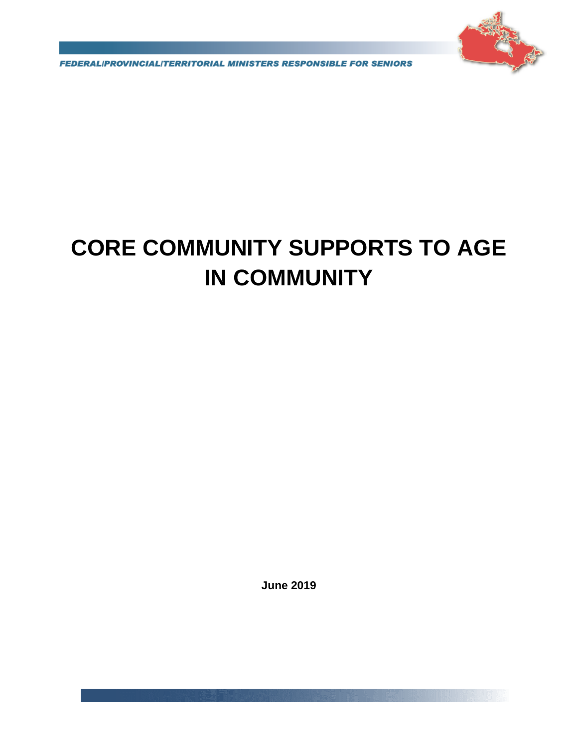FEDERAL/PROVINCIAL/TERRITORIAL MINISTERS RESPONSIBLE FOR SENIORS

# CORE COMMUNITY SUPPORTS TO AGE IN COMMUNITY

**June 2019**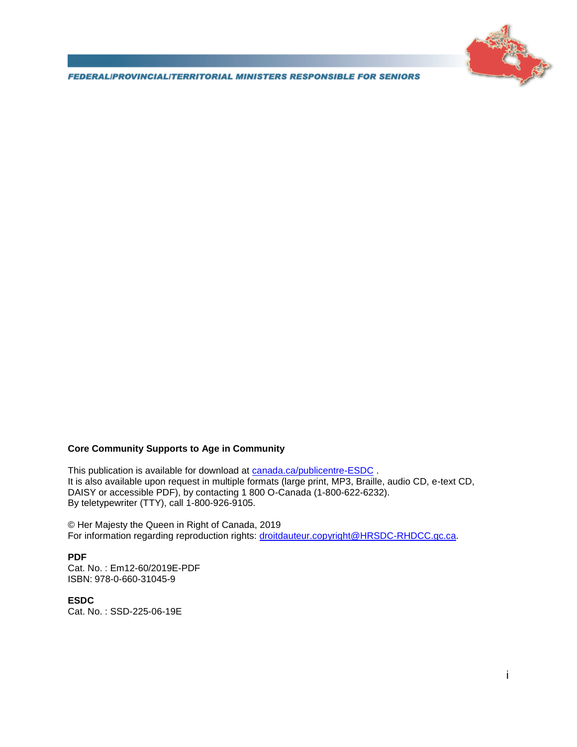**Core Community Supports to Age in Community**

This publication is available for download at [canada.ca/publicentre-ESDC](canada.ca/publicentre-ESDC) .
It is also available upon request in multiple formats (large print, MP3, Braille, audio CD, e-text CD, DAISY or accessible PDF), by contacting 1 800 O-Canada (1-800-622-6232).
By teletypewriter (TTY), call 1-800-926-9105.

© Her Majesty the Queen in Right of Canada, 2019
For information regarding reproduction rights: droitdauteur.copyright@HRSDC-RHDCC.gc.ca.

**PDF**
Cat. No. : Em12-60/2019E-PDF
ISBN: 978-0-660-31045-9

**ESDC**
Cat. No. : SSD-225-06-19E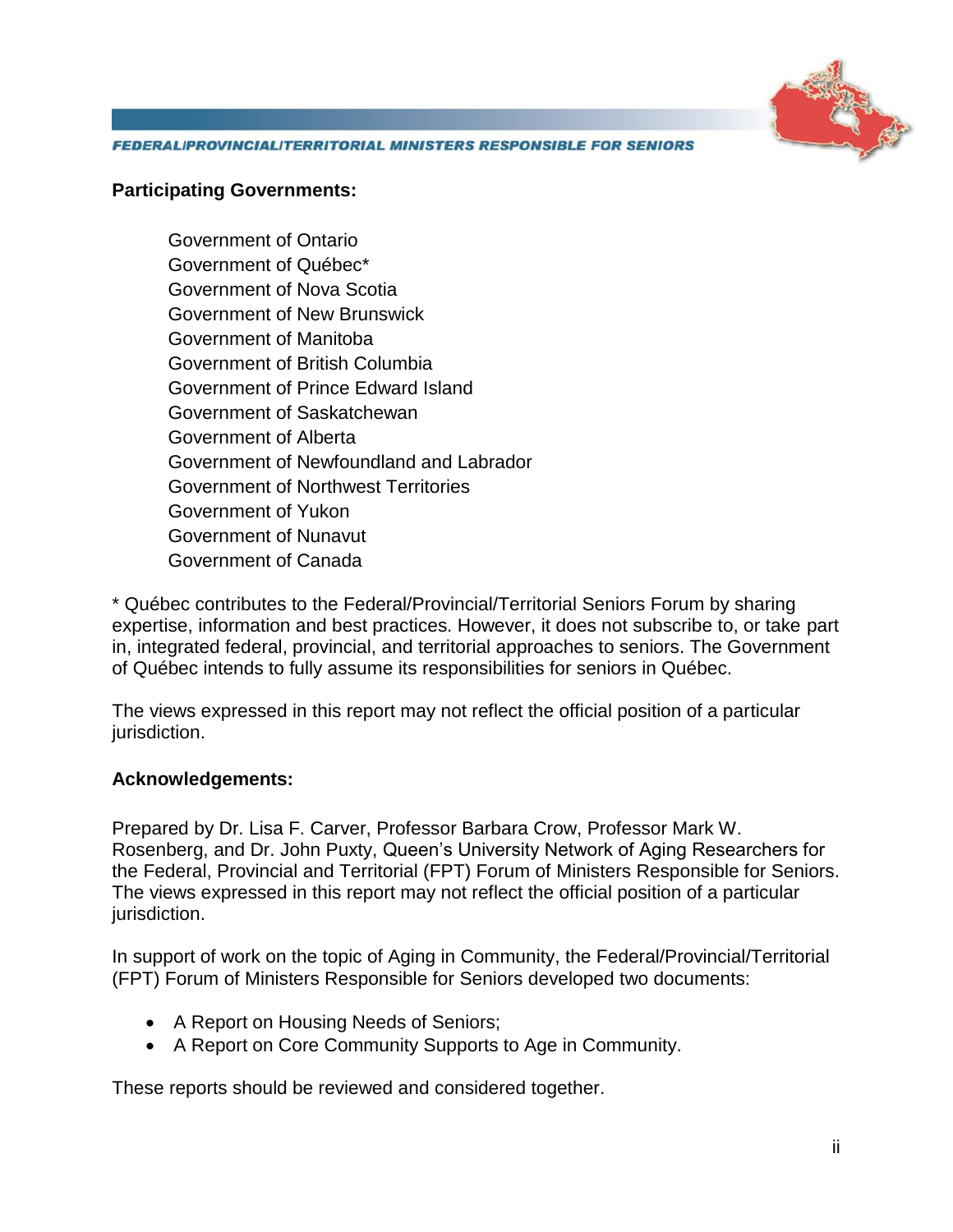**Participating Governments:**

Government of Ontario
Government of Québec*
Government of Nova Scotia
Government of New Brunswick
Government of Manitoba
Government of British Columbia
Government of Prince Edward Island
Government of Saskatchewan
Government of Alberta
Government of Newfoundland and Labrador
Government of Northwest Territories
Government of Yukon
Government of Nunavut
Government of Canada

* Québec contributes to the Federal/Provincial/Territorial Seniors Forum by sharing expertise, information and best practices. However, it does not subscribe to, or take part in, integrated federal, provincial, and territorial approaches to seniors. The Government of Québec intends to fully assume its responsibilities for seniors in Québec.

The views expressed in this report may not reflect the official position of a particular jurisdiction.

**Acknowledgements:**

Prepared by Dr. Lisa F. Carver, Professor Barbara Crow, Professor Mark W. Rosenberg, and Dr. John Puxty, Queen's University Network of Aging Researchers for the Federal, Provincial and Territorial (FPT) Forum of Ministers Responsible for Seniors. The views expressed in this report may not reflect the official position of a particular jurisdiction.

In support of work on the topic of Aging in Community, the Federal/Provincial/Territorial (FPT) Forum of Ministers Responsible for Seniors developed two documents:

- A Report on Housing Needs of Seniors;
- A Report on Core Community Supports to Age in Community.

These reports should be reviewed and considered together.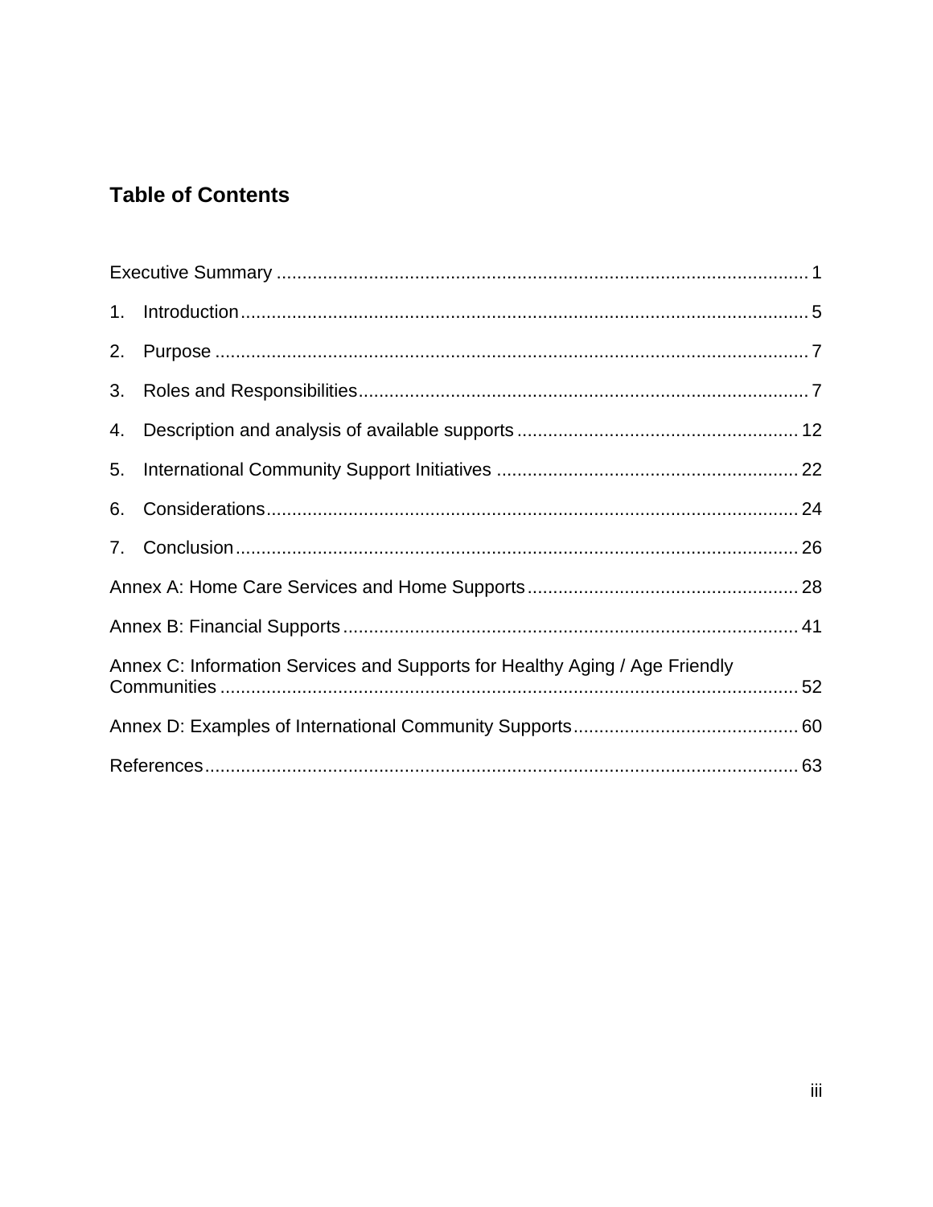## Table of Contents

Executive Summary ........................................................................................................ 1

1. Introduction ............................................................................................................... 5

2. Purpose ..................................................................................................................... 7

3. Roles and Responsibilities ........................................................................................ 7

4. Description and analysis of available supports ....................................................... 12

5. International Community Support Initiatives ........................................................... 22

6. Considerations ......................................................................................................... 24

7. Conclusion ............................................................................................................... 26

Annex A: Home Care Services and Home Supports ..................................................... 28

Annex B: Financial Supports ......................................................................................... 41

Annex C: Information Services and Supports for Healthy Aging / Age Friendly Communities ................................................................................................................. 52

Annex D: Examples of International Community Supports ............................................ 60

References .................................................................................................................... 63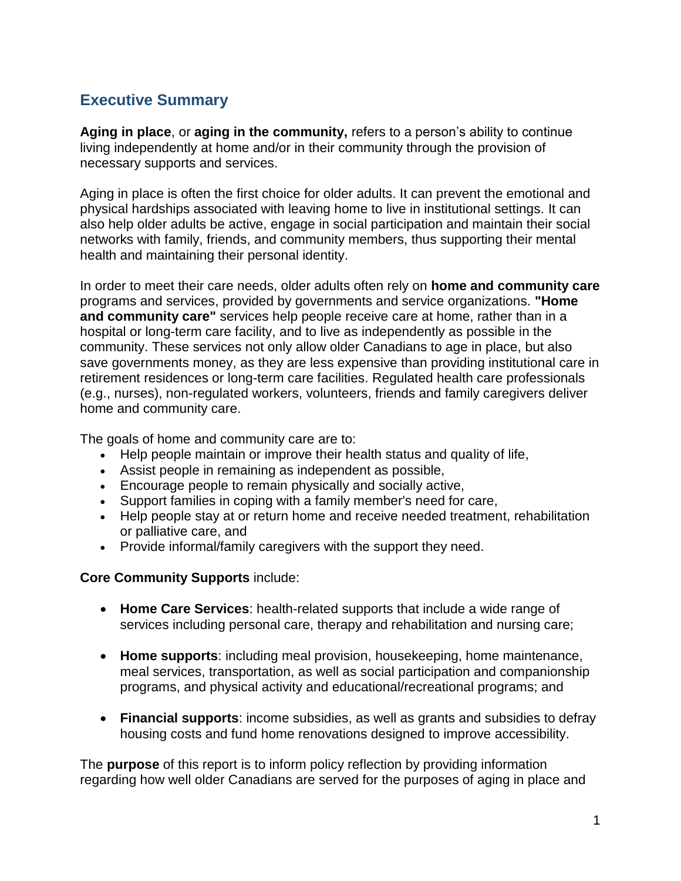## Executive Summary

**Aging in place**, or **aging in the community,** refers to a person's ability to continue living independently at home and/or in their community through the provision of necessary supports and services.

Aging in place is often the first choice for older adults. It can prevent the emotional and physical hardships associated with leaving home to live in institutional settings. It can also help older adults be active, engage in social participation and maintain their social networks with family, friends, and community members, thus supporting their mental health and maintaining their personal identity.

In order to meet their care needs, older adults often rely on **home and community care** programs and services, provided by governments and service organizations. **"Home and community care"** services help people receive care at home, rather than in a hospital or long-term care facility, and to live as independently as possible in the community. These services not only allow older Canadians to age in place, but also save governments money, as they are less expensive than providing institutional care in retirement residences or long-term care facilities. Regulated health care professionals (e.g., nurses), non-regulated workers, volunteers, friends and family caregivers deliver home and community care.

The goals of home and community care are to:

- Help people maintain or improve their health status and quality of life,
- Assist people in remaining as independent as possible,
- Encourage people to remain physically and socially active,
- Support families in coping with a family member's need for care,
- Help people stay at or return home and receive needed treatment, rehabilitation or palliative care, and
- Provide informal/family caregivers with the support they need.

**Core Community Supports** include:

- **Home Care Services**: health-related supports that include a wide range of services including personal care, therapy and rehabilitation and nursing care;
- **Home supports**: including meal provision, housekeeping, home maintenance, meal services, transportation, as well as social participation and companionship programs, and physical activity and educational/recreational programs; and
- **Financial supports**: income subsidies, as well as grants and subsidies to defray housing costs and fund home renovations designed to improve accessibility.

The **purpose** of this report is to inform policy reflection by providing information regarding how well older Canadians are served for the purposes of aging in place and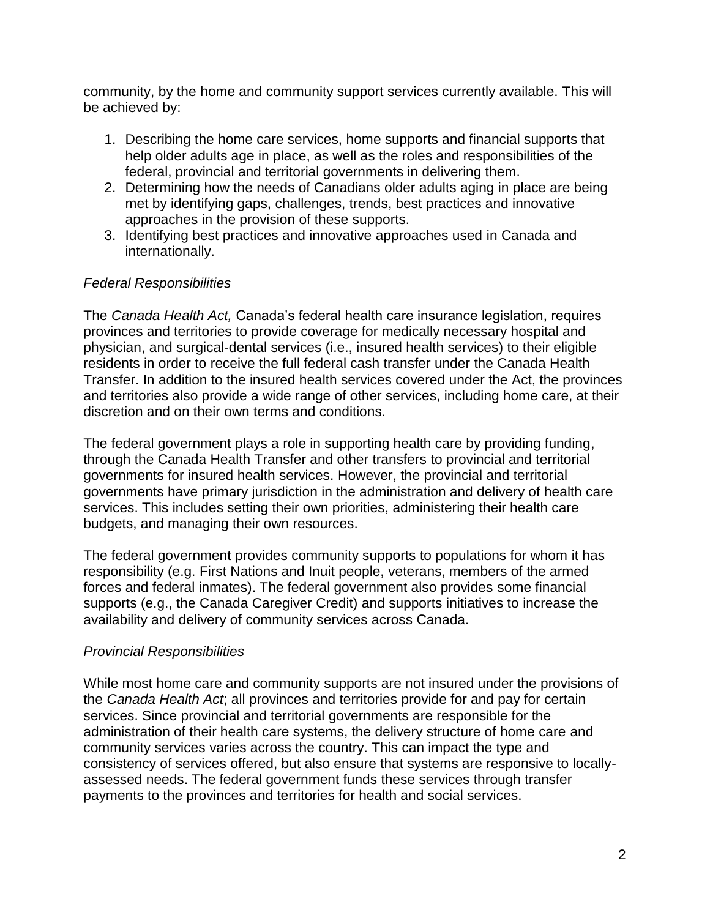community, by the home and community support services currently available. This will be achieved by:

1. Describing the home care services, home supports and financial supports that help older adults age in place, as well as the roles and responsibilities of the federal, provincial and territorial governments in delivering them.
2. Determining how the needs of Canadians older adults aging in place are being met by identifying gaps, challenges, trends, best practices and innovative approaches in the provision of these supports.
3. Identifying best practices and innovative approaches used in Canada and internationally.

*Federal Responsibilities*

The *Canada Health Act,* Canada's federal health care insurance legislation, requires provinces and territories to provide coverage for medically necessary hospital and physician, and surgical-dental services (i.e., insured health services) to their eligible residents in order to receive the full federal cash transfer under the Canada Health Transfer. In addition to the insured health services covered under the Act, the provinces and territories also provide a wide range of other services, including home care, at their discretion and on their own terms and conditions.

The federal government plays a role in supporting health care by providing funding, through the Canada Health Transfer and other transfers to provincial and territorial governments for insured health services. However, the provincial and territorial governments have primary jurisdiction in the administration and delivery of health care services. This includes setting their own priorities, administering their health care budgets, and managing their own resources.

The federal government provides community supports to populations for whom it has responsibility (e.g. First Nations and Inuit people, veterans, members of the armed forces and federal inmates). The federal government also provides some financial supports (e.g., the Canada Caregiver Credit) and supports initiatives to increase the availability and delivery of community services across Canada.

*Provincial Responsibilities*

While most home care and community supports are not insured under the provisions of the *Canada Health Act*; all provinces and territories provide for and pay for certain services. Since provincial and territorial governments are responsible for the administration of their health care systems, the delivery structure of home care and community services varies across the country. This can impact the type and consistency of services offered, but also ensure that systems are responsive to locally-assessed needs. The federal government funds these services through transfer payments to the provinces and territories for health and social services.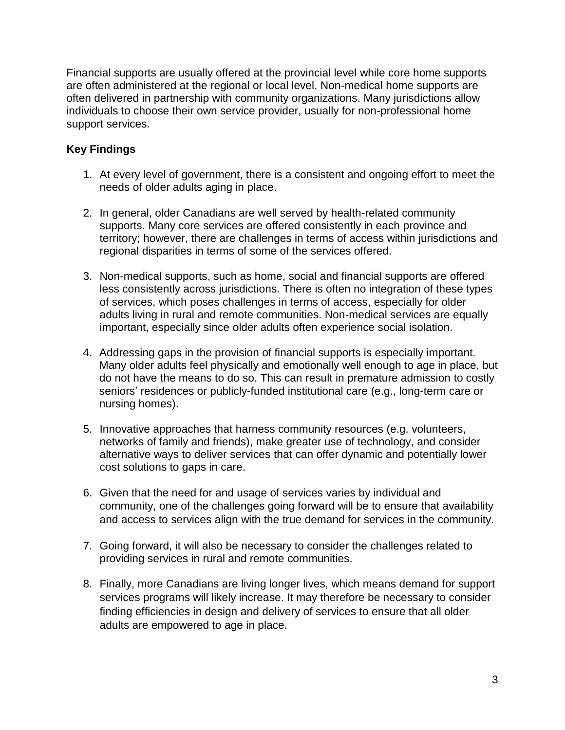Financial supports are usually offered at the provincial level while core home supports are often administered at the regional or local level. Non-medical home supports are often delivered in partnership with community organizations. Many jurisdictions allow individuals to choose their own service provider, usually for non-professional home support services.

**Key Findings**

1. At every level of government, there is a consistent and ongoing effort to meet the needs of older adults aging in place.

2. In general, older Canadians are well served by health-related community supports. Many core services are offered consistently in each province and territory; however, there are challenges in terms of access within jurisdictions and regional disparities in terms of some of the services offered.

3. Non-medical supports, such as home, social and financial supports are offered less consistently across jurisdictions. There is often no integration of these types of services, which poses challenges in terms of access, especially for older adults living in rural and remote communities. Non-medical services are equally important, especially since older adults often experience social isolation.

4. Addressing gaps in the provision of financial supports is especially important. Many older adults feel physically and emotionally well enough to age in place, but do not have the means to do so. This can result in premature admission to costly seniors' residences or publicly-funded institutional care (e.g., long-term care or nursing homes).

5. Innovative approaches that harness community resources (e.g. volunteers, networks of family and friends), make greater use of technology, and consider alternative ways to deliver services that can offer dynamic and potentially lower cost solutions to gaps in care.

6. Given that the need for and usage of services varies by individual and community, one of the challenges going forward will be to ensure that availability and access to services align with the true demand for services in the community.

7. Going forward, it will also be necessary to consider the challenges related to providing services in rural and remote communities.

8. Finally, more Canadians are living longer lives, which means demand for support services programs will likely increase. It may therefore be necessary to consider finding efficiencies in design and delivery of services to ensure that all older adults are empowered to age in place.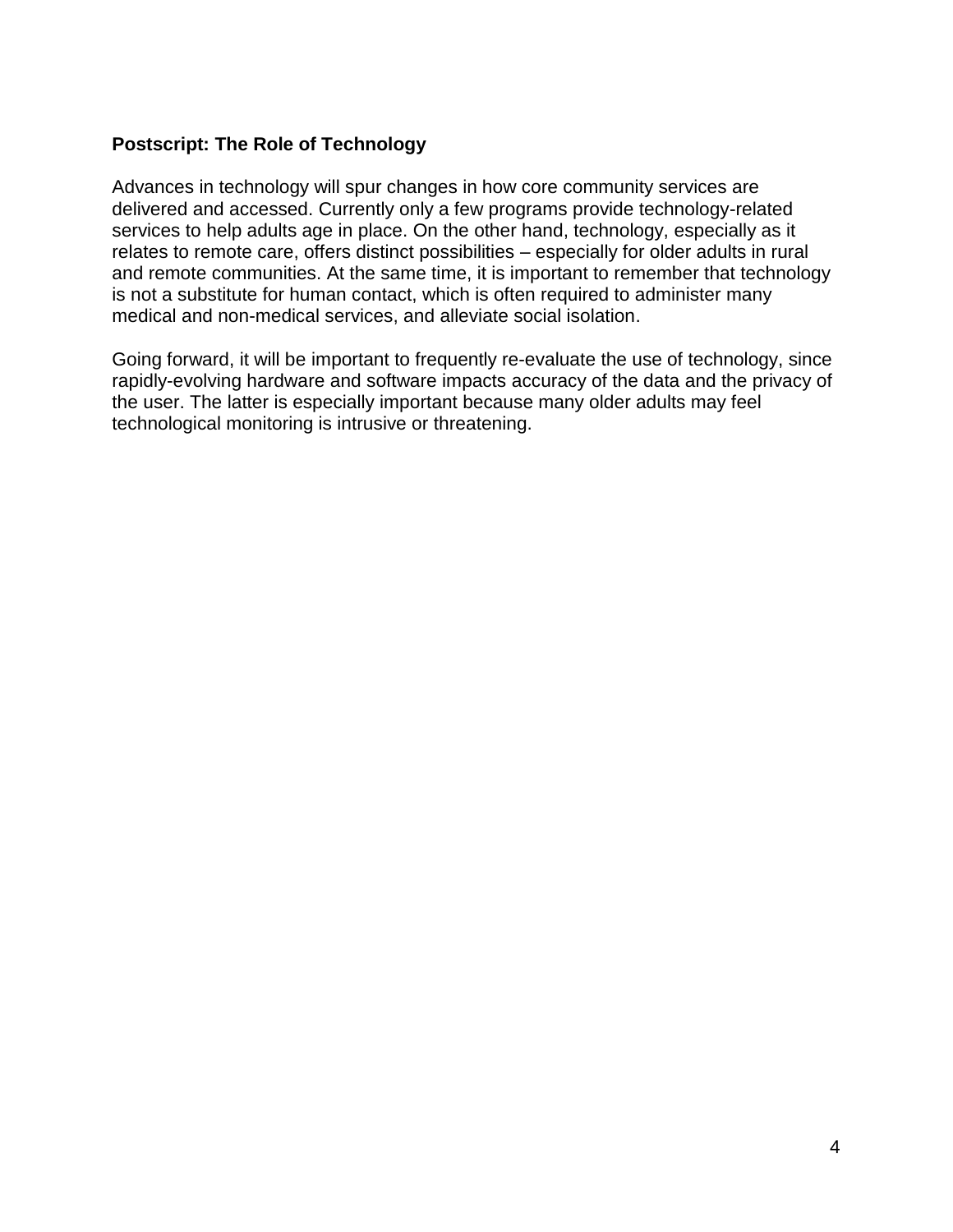**Postscript: The Role of Technology**

Advances in technology will spur changes in how core community services are delivered and accessed. Currently only a few programs provide technology-related services to help adults age in place. On the other hand, technology, especially as it relates to remote care, offers distinct possibilities – especially for older adults in rural and remote communities. At the same time, it is important to remember that technology is not a substitute for human contact, which is often required to administer many medical and non-medical services, and alleviate social isolation.

Going forward, it will be important to frequently re-evaluate the use of technology, since rapidly-evolving hardware and software impacts accuracy of the data and the privacy of the user. The latter is especially important because many older adults may feel technological monitoring is intrusive or threatening.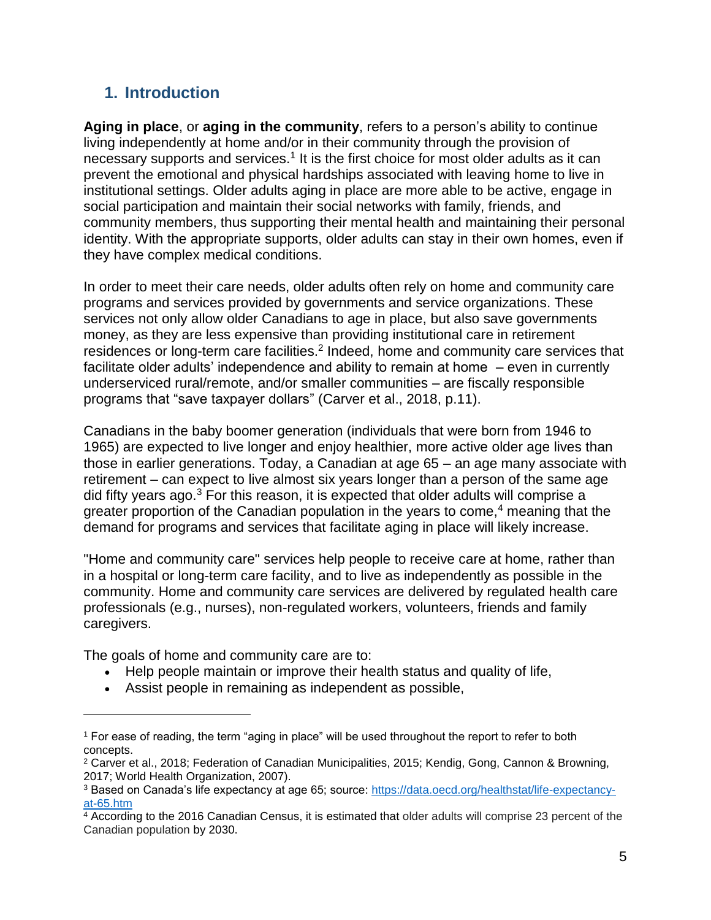## 1. Introduction

**Aging in place**, or **aging in the community**, refers to a person's ability to continue living independently at home and/or in their community through the provision of necessary supports and services.[1] It is the first choice for most older adults as it can prevent the emotional and physical hardships associated with leaving home to live in institutional settings. Older adults aging in place are more able to be active, engage in social participation and maintain their social networks with family, friends, and community members, thus supporting their mental health and maintaining their personal identity. With the appropriate supports, older adults can stay in their own homes, even if they have complex medical conditions.

In order to meet their care needs, older adults often rely on home and community care programs and services provided by governments and service organizations. These services not only allow older Canadians to age in place, but also save governments money, as they are less expensive than providing institutional care in retirement residences or long-term care facilities.[2] Indeed, home and community care services that facilitate older adults' independence and ability to remain at home – even in currently underserviced rural/remote, and/or smaller communities – are fiscally responsible programs that "save taxpayer dollars" (Carver et al., 2018, p.11).

Canadians in the baby boomer generation (individuals that were born from 1946 to 1965) are expected to live longer and enjoy healthier, more active older age lives than those in earlier generations. Today, a Canadian at age 65 – an age many associate with retirement – can expect to live almost six years longer than a person of the same age did fifty years ago.[3] For this reason, it is expected that older adults will comprise a greater proportion of the Canadian population in the years to come,[4] meaning that the demand for programs and services that facilitate aging in place will likely increase.

"Home and community care" services help people to receive care at home, rather than in a hospital or long-term care facility, and to live as independently as possible in the community. Home and community care services are delivered by regulated health care professionals (e.g., nurses), non-regulated workers, volunteers, friends and family caregivers.

The goals of home and community care are to:

- Help people maintain or improve their health status and quality of life,
- Assist people in remaining as independent as possible,

---

[1] For ease of reading, the term "aging in place" will be used throughout the report to refer to both concepts.

[2] Carver et al., 2018; Federation of Canadian Municipalities, 2015; Kendig, Gong, Cannon & Browning, 2017; World Health Organization, 2007).

[3] Based on Canada's life expectancy at age 65; source: https://data.oecd.org/healthstat/life-expectancy-at-65.htm

[4] According to the 2016 Canadian Census, it is estimated that older adults will comprise 23 percent of the Canadian population by 2030.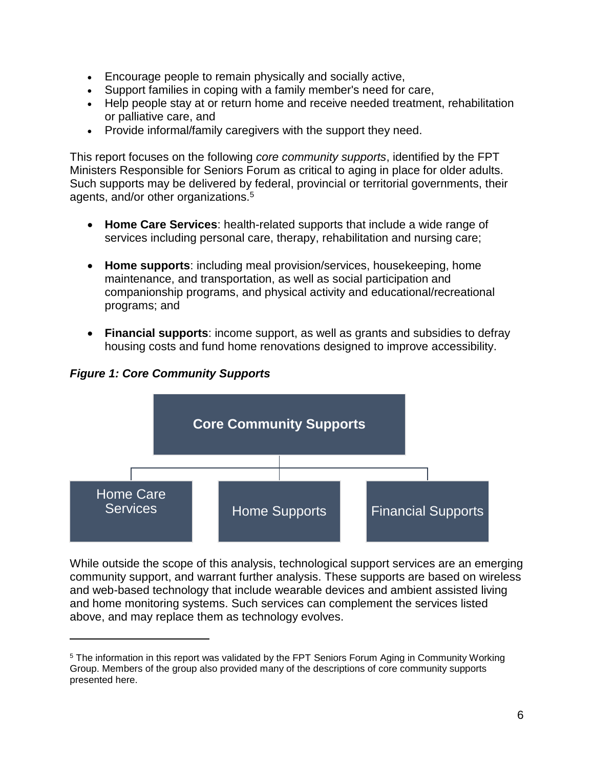- Encourage people to remain physically and socially active,
- Support families in coping with a family member's need for care,
- Help people stay at or return home and receive needed treatment, rehabilitation or palliative care, and
- Provide informal/family caregivers with the support they need.

This report focuses on the following *core community supports*, identified by the FPT Ministers Responsible for Seniors Forum as critical to aging in place for older adults. Such supports may be delivered by federal, provincial or territorial governments, their agents, and/or other organizations.[5]

- **Home Care Services**: health-related supports that include a wide range of services including personal care, therapy, rehabilitation and nursing care;

- **Home supports**: including meal provision/services, housekeeping, home maintenance, and transportation, as well as social participation and companionship programs, and physical activity and educational/recreational programs; and

- **Financial supports**: income support, as well as grants and subsidies to defray housing costs and fund home renovations designed to improve accessibility.

***Figure 1: Core Community Supports***

**Core Community Supports**

- Home Care Services
- Home Supports
- Financial Supports

While outside the scope of this analysis, technological support services are an emerging community support, and warrant further analysis. These supports are based on wireless and web-based technology that include wearable devices and ambient assisted living and home monitoring systems. Such services can complement the services listed above, and may replace them as technology evolves.

---

[5] The information in this report was validated by the FPT Seniors Forum Aging in Community Working Group. Members of the group also provided many of the descriptions of core community supports presented here.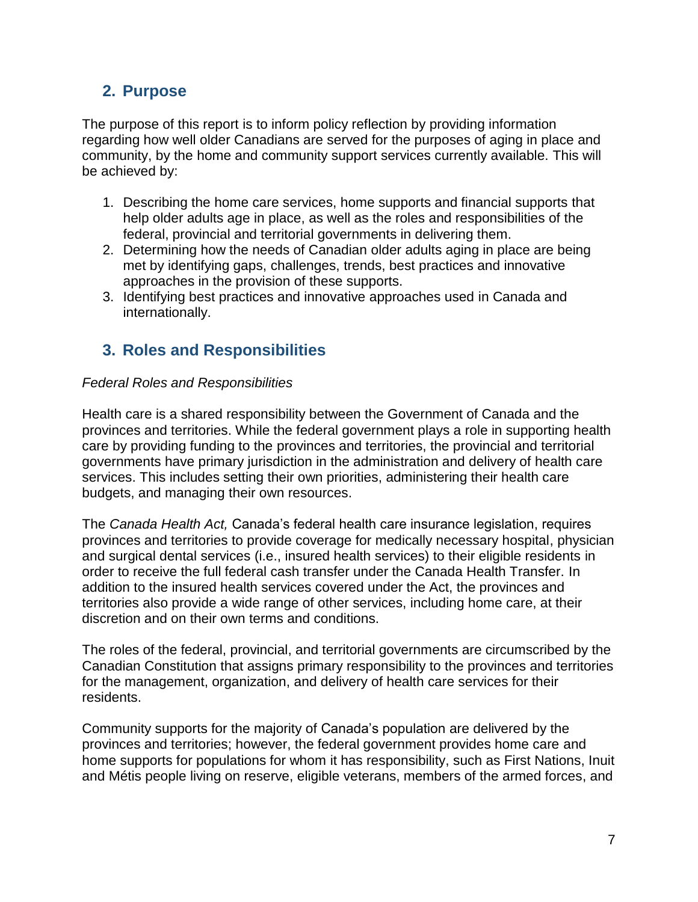## 2. Purpose

The purpose of this report is to inform policy reflection by providing information regarding how well older Canadians are served for the purposes of aging in place and community, by the home and community support services currently available. This will be achieved by:

1. Describing the home care services, home supports and financial supports that help older adults age in place, as well as the roles and responsibilities of the federal, provincial and territorial governments in delivering them.
2. Determining how the needs of Canadian older adults aging in place are being met by identifying gaps, challenges, trends, best practices and innovative approaches in the provision of these supports.
3. Identifying best practices and innovative approaches used in Canada and internationally.

## 3. Roles and Responsibilities

*Federal Roles and Responsibilities*

Health care is a shared responsibility between the Government of Canada and the provinces and territories. While the federal government plays a role in supporting health care by providing funding to the provinces and territories, the provincial and territorial governments have primary jurisdiction in the administration and delivery of health care services. This includes setting their own priorities, administering their health care budgets, and managing their own resources.

The *Canada Health Act,* Canada's federal health care insurance legislation, requires provinces and territories to provide coverage for medically necessary hospital, physician and surgical dental services (i.e., insured health services) to their eligible residents in order to receive the full federal cash transfer under the Canada Health Transfer. In addition to the insured health services covered under the Act, the provinces and territories also provide a wide range of other services, including home care, at their discretion and on their own terms and conditions.

The roles of the federal, provincial, and territorial governments are circumscribed by the Canadian Constitution that assigns primary responsibility to the provinces and territories for the management, organization, and delivery of health care services for their residents.

Community supports for the majority of Canada's population are delivered by the provinces and territories; however, the federal government provides home care and home supports for populations for whom it has responsibility, such as First Nations, Inuit and Métis people living on reserve, eligible veterans, members of the armed forces, and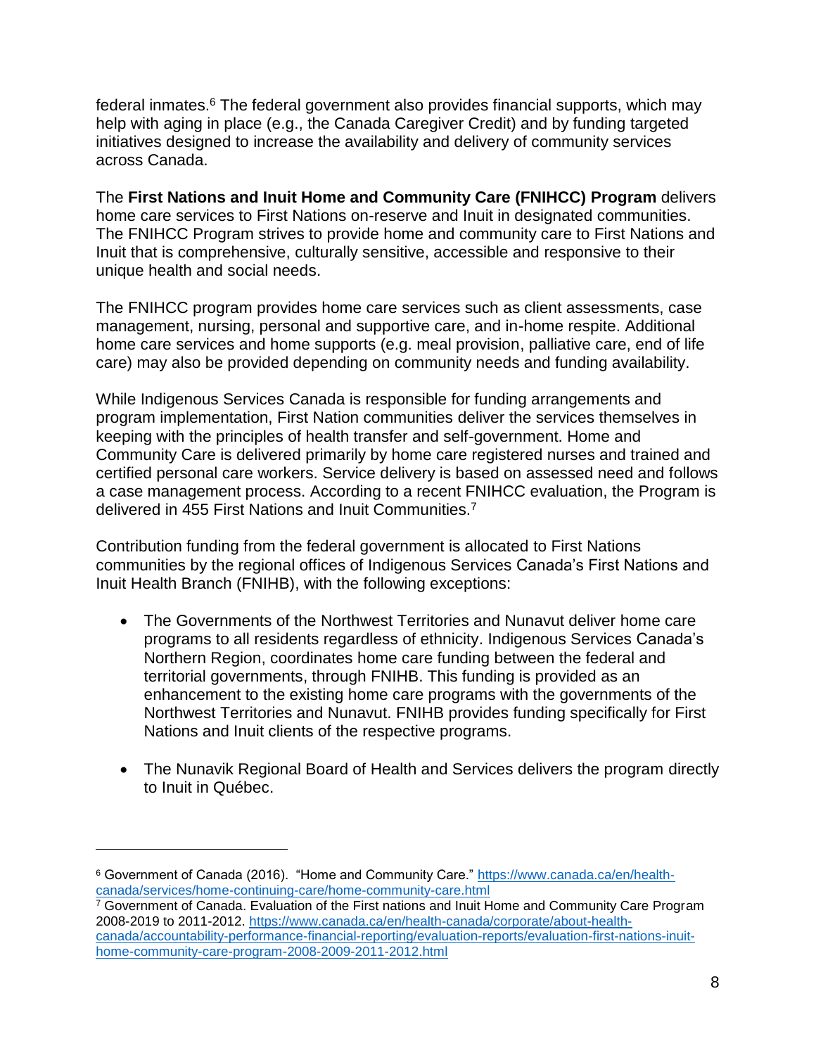federal inmates.[6] The federal government also provides financial supports, which may help with aging in place (e.g., the Canada Caregiver Credit) and by funding targeted initiatives designed to increase the availability and delivery of community services across Canada.

The **First Nations and Inuit Home and Community Care (FNIHCC) Program** delivers home care services to First Nations on-reserve and Inuit in designated communities. The FNIHCC Program strives to provide home and community care to First Nations and Inuit that is comprehensive, culturally sensitive, accessible and responsive to their unique health and social needs.

The FNIHCC program provides home care services such as client assessments, case management, nursing, personal and supportive care, and in-home respite. Additional home care services and home supports (e.g. meal provision, palliative care, end of life care) may also be provided depending on community needs and funding availability.

While Indigenous Services Canada is responsible for funding arrangements and program implementation, First Nation communities deliver the services themselves in keeping with the principles of health transfer and self-government. Home and Community Care is delivered primarily by home care registered nurses and trained and certified personal care workers. Service delivery is based on assessed need and follows a case management process. According to a recent FNIHCC evaluation, the Program is delivered in 455 First Nations and Inuit Communities.[7]

Contribution funding from the federal government is allocated to First Nations communities by the regional offices of Indigenous Services Canada's First Nations and Inuit Health Branch (FNIHB), with the following exceptions:

- The Governments of the Northwest Territories and Nunavut deliver home care programs to all residents regardless of ethnicity. Indigenous Services Canada's Northern Region, coordinates home care funding between the federal and territorial governments, through FNIHB. This funding is provided as an enhancement to the existing home care programs with the governments of the Northwest Territories and Nunavut. FNIHB provides funding specifically for First Nations and Inuit clients of the respective programs.

- The Nunavik Regional Board of Health and Services delivers the program directly to Inuit in Québec.

---

[6] Government of Canada (2016). "Home and Community Care." https://www.canada.ca/en/health-canada/services/home-continuing-care/home-community-care.html

[7] Government of Canada. Evaluation of the First nations and Inuit Home and Community Care Program 2008-2019 to 2011-2012. https://www.canada.ca/en/health-canada/corporate/about-health-canada/accountability-performance-financial-reporting/evaluation-reports/evaluation-first-nations-inuit-home-community-care-program-2008-2009-2011-2012.html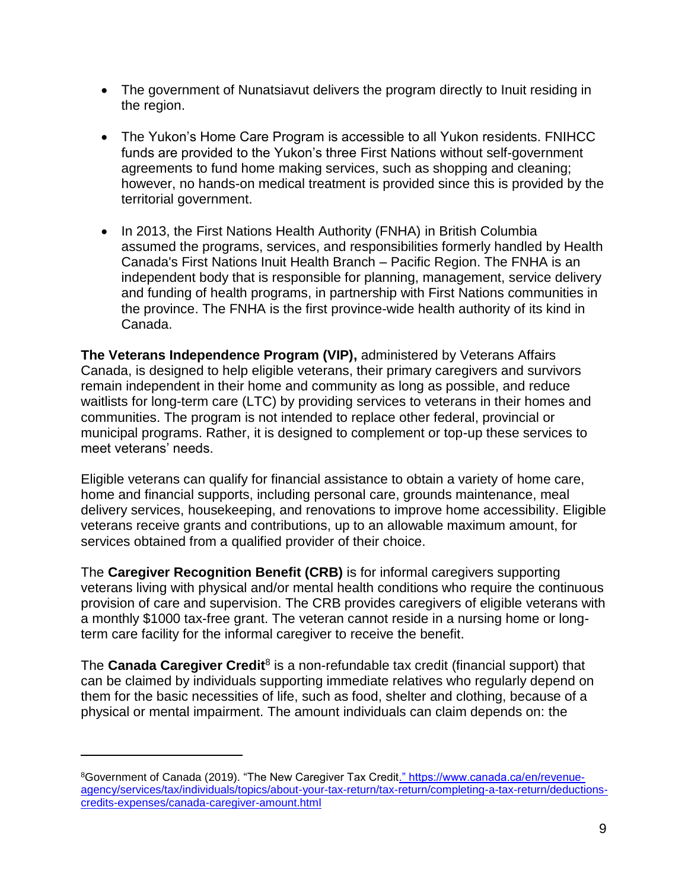- The government of Nunatsiavut delivers the program directly to Inuit residing in the region.

- The Yukon's Home Care Program is accessible to all Yukon residents. FNIHCC funds are provided to the Yukon's three First Nations without self-government agreements to fund home making services, such as shopping and cleaning; however, no hands-on medical treatment is provided since this is provided by the territorial government.

- In 2013, the First Nations Health Authority (FNHA) in British Columbia assumed the programs, services, and responsibilities formerly handled by Health Canada's First Nations Inuit Health Branch – Pacific Region. The FNHA is an independent body that is responsible for planning, management, service delivery and funding of health programs, in partnership with First Nations communities in the province. The FNHA is the first province-wide health authority of its kind in Canada.

**The Veterans Independence Program (VIP),** administered by Veterans Affairs Canada, is designed to help eligible veterans, their primary caregivers and survivors remain independent in their home and community as long as possible, and reduce waitlists for long-term care (LTC) by providing services to veterans in their homes and communities. The program is not intended to replace other federal, provincial or municipal programs. Rather, it is designed to complement or top-up these services to meet veterans' needs.

Eligible veterans can qualify for financial assistance to obtain a variety of home care, home and financial supports, including personal care, grounds maintenance, meal delivery services, housekeeping, and renovations to improve home accessibility. Eligible veterans receive grants and contributions, up to an allowable maximum amount, for services obtained from a qualified provider of their choice.

The **Caregiver Recognition Benefit (CRB)** is for informal caregivers supporting veterans living with physical and/or mental health conditions who require the continuous provision of care and supervision. The CRB provides caregivers of eligible veterans with a monthly $1000 tax-free grant. The veteran cannot reside in a nursing home or long-term care facility for the informal caregiver to receive the benefit.

The **Canada Caregiver Credit**[8] is a non-refundable tax credit (financial support) that can be claimed by individuals supporting immediate relatives who regularly depend on them for the basic necessities of life, such as food, shelter and clothing, because of a physical or mental impairment. The amount individuals can claim depends on: the

---

[8]Government of Canada (2019). "The New Caregiver Tax Credit." https://www.canada.ca/en/revenue-agency/services/tax/individuals/topics/about-your-tax-return/tax-return/completing-a-tax-return/deductions-credits-expenses/canada-caregiver-amount.html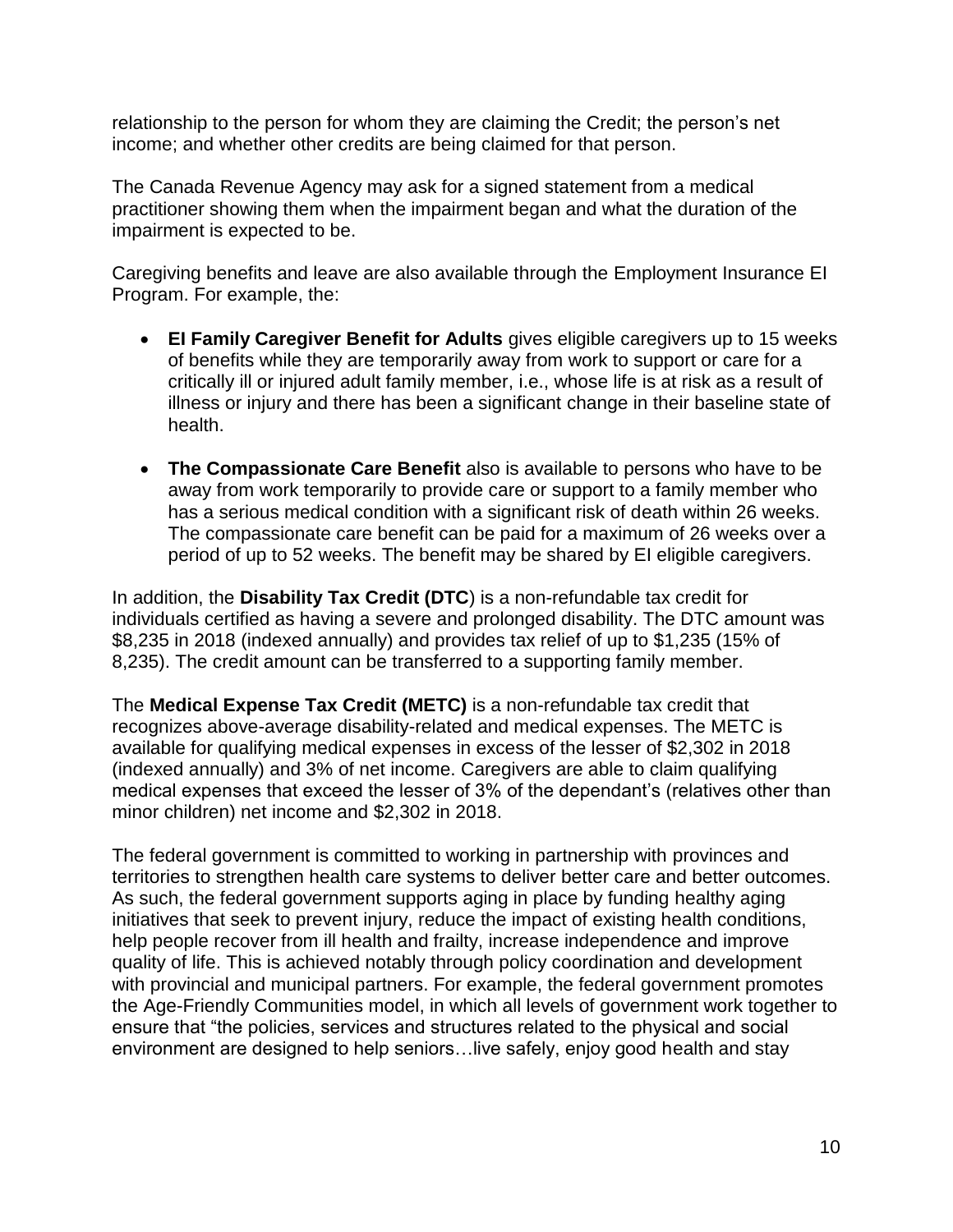relationship to the person for whom they are claiming the Credit; the person's net income; and whether other credits are being claimed for that person.

The Canada Revenue Agency may ask for a signed statement from a medical practitioner showing them when the impairment began and what the duration of the impairment is expected to be.

Caregiving benefits and leave are also available through the Employment Insurance EI Program. For example, the:

- **EI Family Caregiver Benefit for Adults** gives eligible caregivers up to 15 weeks of benefits while they are temporarily away from work to support or care for a critically ill or injured adult family member, i.e., whose life is at risk as a result of illness or injury and there has been a significant change in their baseline state of health.

- **The Compassionate Care Benefit** also is available to persons who have to be away from work temporarily to provide care or support to a family member who has a serious medical condition with a significant risk of death within 26 weeks. The compassionate care benefit can be paid for a maximum of 26 weeks over a period of up to 52 weeks. The benefit may be shared by EI eligible caregivers.

In addition, the **Disability Tax Credit (DTC**) is a non-refundable tax credit for individuals certified as having a severe and prolonged disability. The DTC amount was $8,235 in 2018 (indexed annually) and provides tax relief of up to $1,235 (15% of 8,235). The credit amount can be transferred to a supporting family member.

The **Medical Expense Tax Credit (METC)** is a non-refundable tax credit that recognizes above-average disability-related and medical expenses. The METC is available for qualifying medical expenses in excess of the lesser of $2,302 in 2018 (indexed annually) and 3% of net income. Caregivers are able to claim qualifying medical expenses that exceed the lesser of 3% of the dependant's (relatives other than minor children) net income and $2,302 in 2018.

The federal government is committed to working in partnership with provinces and territories to strengthen health care systems to deliver better care and better outcomes. As such, the federal government supports aging in place by funding healthy aging initiatives that seek to prevent injury, reduce the impact of existing health conditions, help people recover from ill health and frailty, increase independence and improve quality of life. This is achieved notably through policy coordination and development with provincial and municipal partners. For example, the federal government promotes the Age-Friendly Communities model, in which all levels of government work together to ensure that "the policies, services and structures related to the physical and social environment are designed to help seniors…live safely, enjoy good health and stay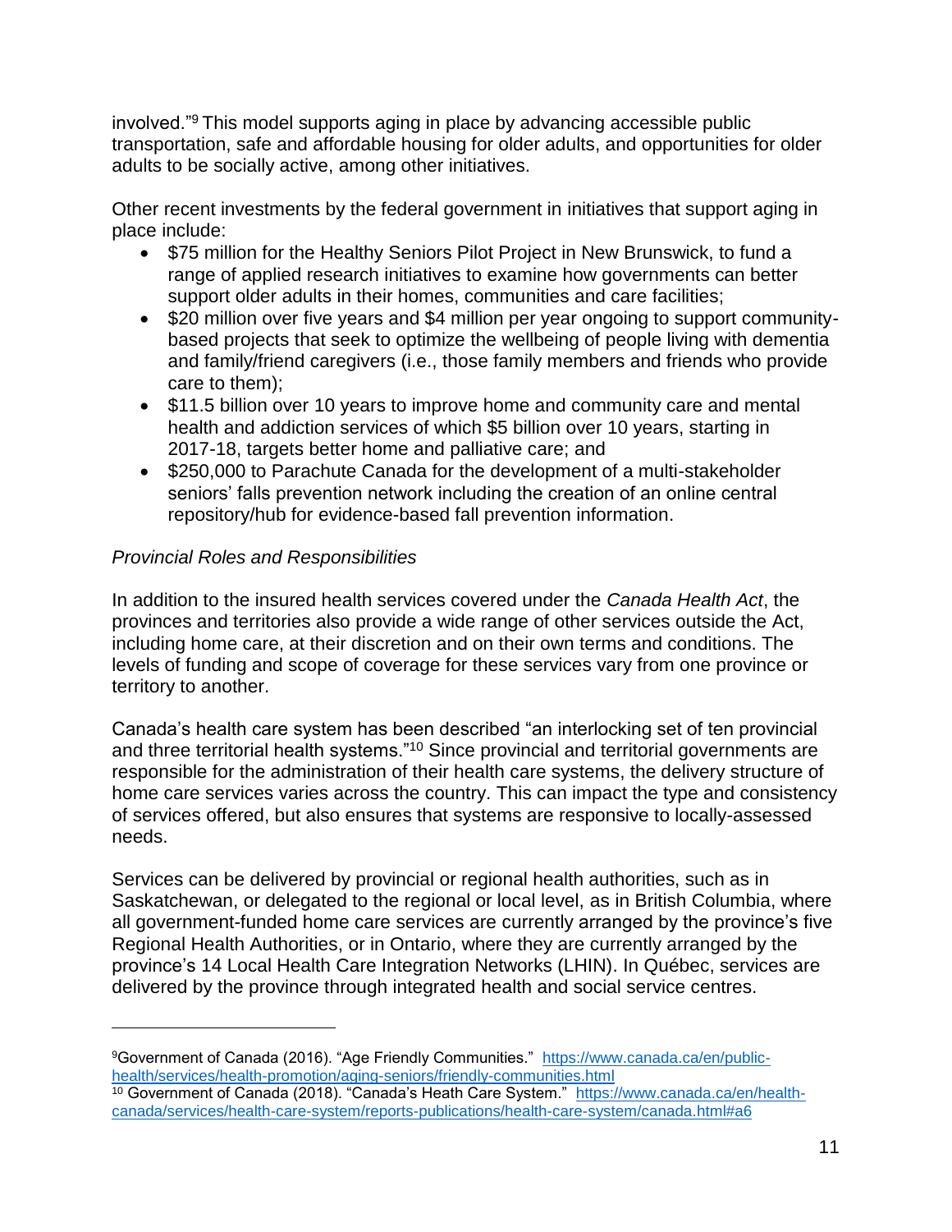involved."[9] This model supports aging in place by advancing accessible public transportation, safe and affordable housing for older adults, and opportunities for older adults to be socially active, among other initiatives.

Other recent investments by the federal government in initiatives that support aging in place include:

- $75 million for the Healthy Seniors Pilot Project in New Brunswick, to fund a range of applied research initiatives to examine how governments can better support older adults in their homes, communities and care facilities;
- $20 million over five years and $4 million per year ongoing to support community-based projects that seek to optimize the wellbeing of people living with dementia and family/friend caregivers (i.e., those family members and friends who provide care to them);
- $11.5 billion over 10 years to improve home and community care and mental health and addiction services of which $5 billion over 10 years, starting in 2017-18, targets better home and palliative care; and
- $250,000 to Parachute Canada for the development of a multi-stakeholder seniors' falls prevention network including the creation of an online central repository/hub for evidence-based fall prevention information.

*Provincial Roles and Responsibilities*

In addition to the insured health services covered under the *Canada Health Act*, the provinces and territories also provide a wide range of other services outside the Act, including home care, at their discretion and on their own terms and conditions. The levels of funding and scope of coverage for these services vary from one province or territory to another.

Canada's health care system has been described "an interlocking set of ten provincial and three territorial health systems."[10] Since provincial and territorial governments are responsible for the administration of their health care systems, the delivery structure of home care services varies across the country. This can impact the type and consistency of services offered, but also ensures that systems are responsive to locally-assessed needs.

Services can be delivered by provincial or regional health authorities, such as in Saskatchewan, or delegated to the regional or local level, as in British Columbia, where all government-funded home care services are currently arranged by the province's five Regional Health Authorities, or in Ontario, where they are currently arranged by the province's 14 Local Health Care Integration Networks (LHIN). In Québec, services are delivered by the province through integrated health and social service centres.

---

[9] Government of Canada (2016). "Age Friendly Communities." https://www.canada.ca/en/public-health/services/health-promotion/aging-seniors/friendly-communities.html

[10] Government of Canada (2018). "Canada's Heath Care System." https://www.canada.ca/en/health-canada/services/health-care-system/reports-publications/health-care-system/canada.html#a6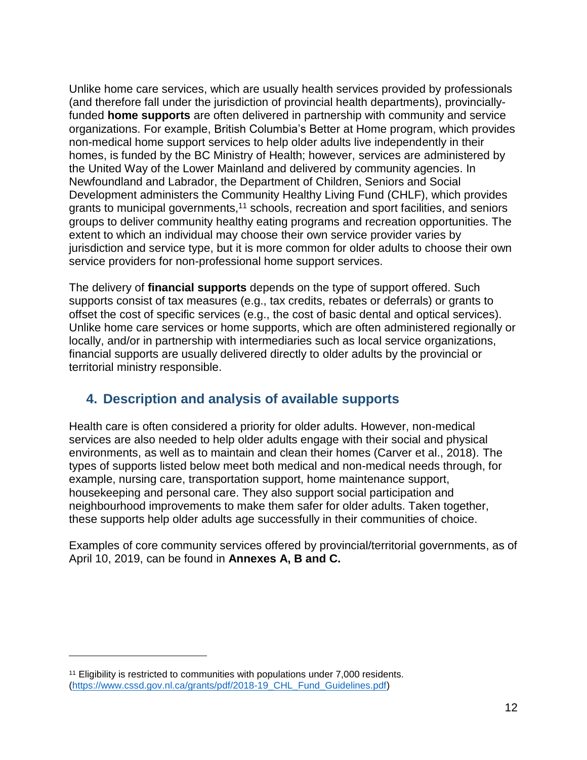Unlike home care services, which are usually health services provided by professionals (and therefore fall under the jurisdiction of provincial health departments), provincially-funded **home supports** are often delivered in partnership with community and service organizations. For example, British Columbia's Better at Home program, which provides non-medical home support services to help older adults live independently in their homes, is funded by the BC Ministry of Health; however, services are administered by the United Way of the Lower Mainland and delivered by community agencies. In Newfoundland and Labrador, the Department of Children, Seniors and Social Development administers the Community Healthy Living Fund (CHLF), which provides grants to municipal governments,[11] schools, recreation and sport facilities, and seniors groups to deliver community healthy eating programs and recreation opportunities. The extent to which an individual may choose their own service provider varies by jurisdiction and service type, but it is more common for older adults to choose their own service providers for non-professional home support services.

The delivery of **financial supports** depends on the type of support offered. Such supports consist of tax measures (e.g., tax credits, rebates or deferrals) or grants to offset the cost of specific services (e.g., the cost of basic dental and optical services). Unlike home care services or home supports, which are often administered regionally or locally, and/or in partnership with intermediaries such as local service organizations, financial supports are usually delivered directly to older adults by the provincial or territorial ministry responsible.

## 4. Description and analysis of available supports

Health care is often considered a priority for older adults. However, non-medical services are also needed to help older adults engage with their social and physical environments, as well as to maintain and clean their homes (Carver et al., 2018). The types of supports listed below meet both medical and non-medical needs through, for example, nursing care, transportation support, home maintenance support, housekeeping and personal care. They also support social participation and neighbourhood improvements to make them safer for older adults. Taken together, these supports help older adults age successfully in their communities of choice.

Examples of core community services offered by provincial/territorial governments, as of April 10, 2019, can be found in **Annexes A, B and C.**

---

[11] Eligibility is restricted to communities with populations under 7,000 residents. (https://www.cssd.gov.nl.ca/grants/pdf/2018-19_CHL_Fund_Guidelines.pdf)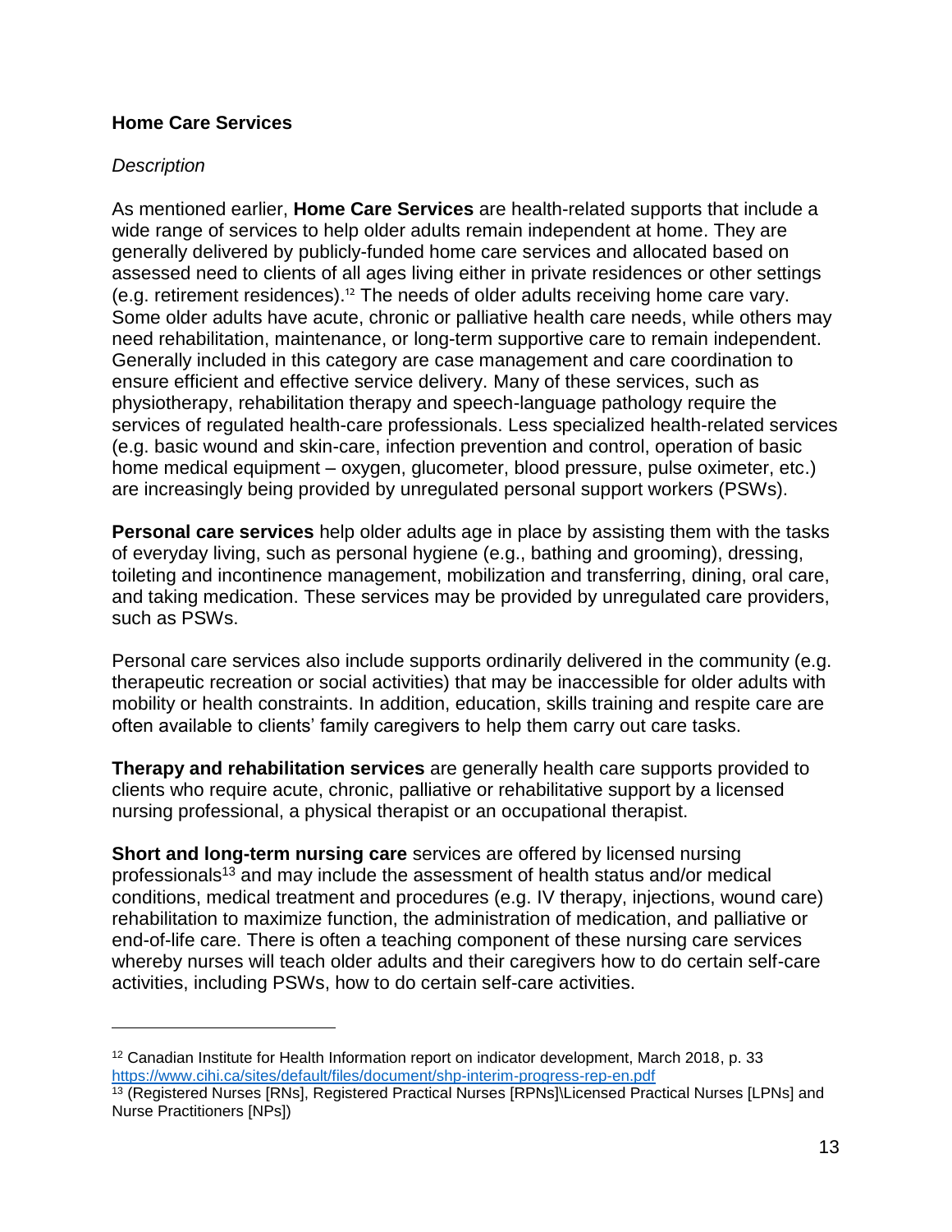**Home Care Services**

*Description*

As mentioned earlier, **Home Care Services** are health-related supports that include a wide range of services to help older adults remain independent at home. They are generally delivered by publicly-funded home care services and allocated based on assessed need to clients of all ages living either in private residences or other settings (e.g. retirement residences).[12] The needs of older adults receiving home care vary. Some older adults have acute, chronic or palliative health care needs, while others may need rehabilitation, maintenance, or long-term supportive care to remain independent. Generally included in this category are case management and care coordination to ensure efficient and effective service delivery. Many of these services, such as physiotherapy, rehabilitation therapy and speech-language pathology require the services of regulated health-care professionals. Less specialized health-related services (e.g. basic wound and skin-care, infection prevention and control, operation of basic home medical equipment – oxygen, glucometer, blood pressure, pulse oximeter, etc.) are increasingly being provided by unregulated personal support workers (PSWs).

**Personal care services** help older adults age in place by assisting them with the tasks of everyday living, such as personal hygiene (e.g., bathing and grooming), dressing, toileting and incontinence management, mobilization and transferring, dining, oral care, and taking medication. These services may be provided by unregulated care providers, such as PSWs.

Personal care services also include supports ordinarily delivered in the community (e.g. therapeutic recreation or social activities) that may be inaccessible for older adults with mobility or health constraints. In addition, education, skills training and respite care are often available to clients' family caregivers to help them carry out care tasks.

**Therapy and rehabilitation services** are generally health care supports provided to clients who require acute, chronic, palliative or rehabilitative support by a licensed nursing professional, a physical therapist or an occupational therapist.

**Short and long-term nursing care** services are offered by licensed nursing professionals[13] and may include the assessment of health status and/or medical conditions, medical treatment and procedures (e.g. IV therapy, injections, wound care) rehabilitation to maximize function, the administration of medication, and palliative or end-of-life care. There is often a teaching component of these nursing care services whereby nurses will teach older adults and their caregivers how to do certain self-care activities, including PSWs, how to do certain self-care activities.

---

[12] Canadian Institute for Health Information report on indicator development, March 2018, p. 33 https://www.cihi.ca/sites/default/files/document/shp-interim-progress-rep-en.pdf

[13] (Registered Nurses [RNs], Registered Practical Nurses [RPNs]\Licensed Practical Nurses [LPNs] and Nurse Practitioners [NPs])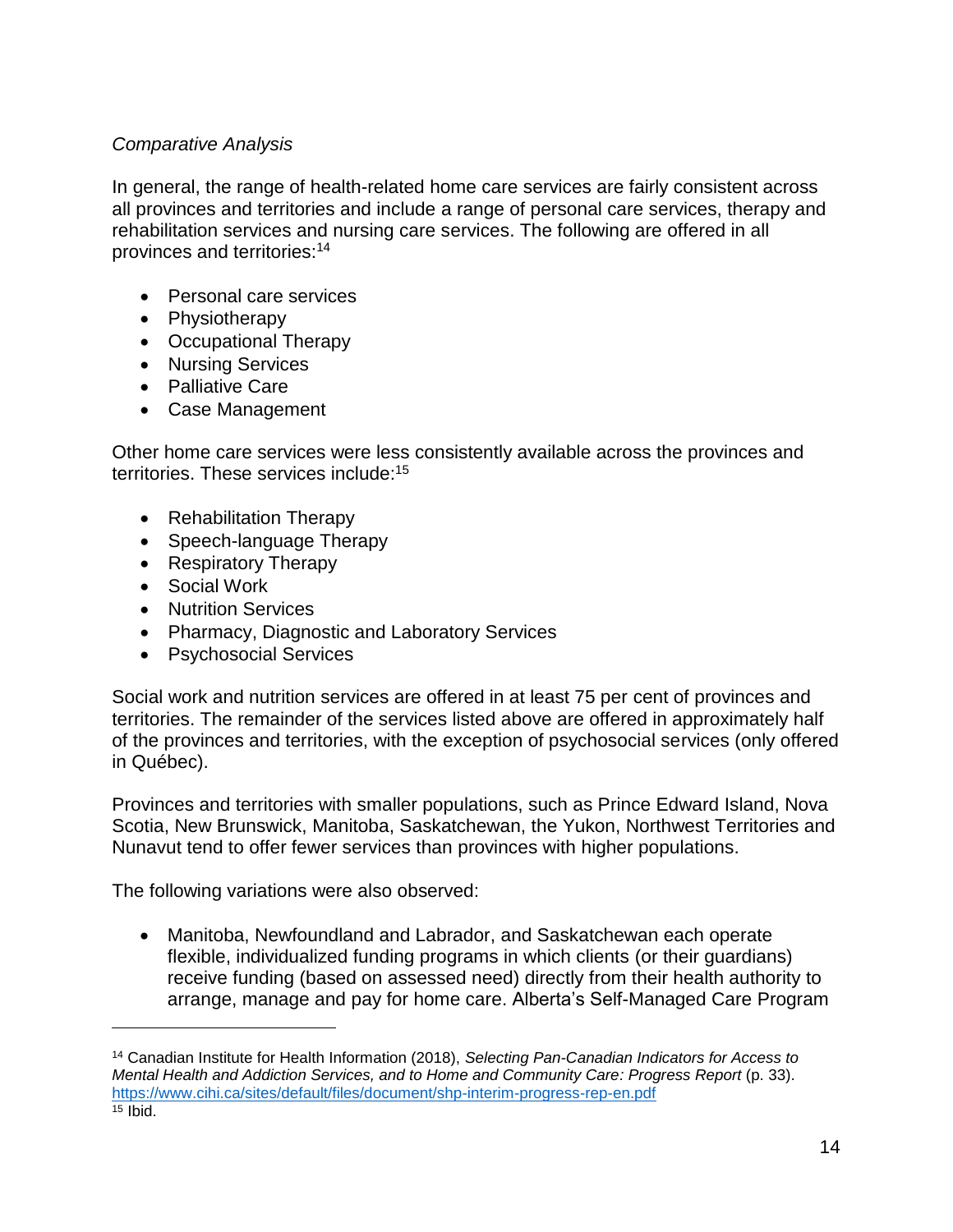*Comparative Analysis*

In general, the range of health-related home care services are fairly consistent across all provinces and territories and include a range of personal care services, therapy and rehabilitation services and nursing care services. The following are offered in all provinces and territories:[14]

- Personal care services
- Physiotherapy
- Occupational Therapy
- Nursing Services
- Palliative Care
- Case Management

Other home care services were less consistently available across the provinces and territories. These services include:[15]

- Rehabilitation Therapy
- Speech-language Therapy
- Respiratory Therapy
- Social Work
- Nutrition Services
- Pharmacy, Diagnostic and Laboratory Services
- Psychosocial Services

Social work and nutrition services are offered in at least 75 per cent of provinces and territories. The remainder of the services listed above are offered in approximately half of the provinces and territories, with the exception of psychosocial services (only offered in Québec).

Provinces and territories with smaller populations, such as Prince Edward Island, Nova Scotia, New Brunswick, Manitoba, Saskatchewan, the Yukon, Northwest Territories and Nunavut tend to offer fewer services than provinces with higher populations.

The following variations were also observed:

- Manitoba, Newfoundland and Labrador, and Saskatchewan each operate flexible, individualized funding programs in which clients (or their guardians) receive funding (based on assessed need) directly from their health authority to arrange, manage and pay for home care. Alberta's Self-Managed Care Program

[14] Canadian Institute for Health Information (2018), *Selecting Pan-Canadian Indicators for Access to Mental Health and Addiction Services, and to Home and Community Care: Progress Report* (p. 33). https://www.cihi.ca/sites/default/files/document/shp-interim-progress-rep-en.pdf

[15] Ibid.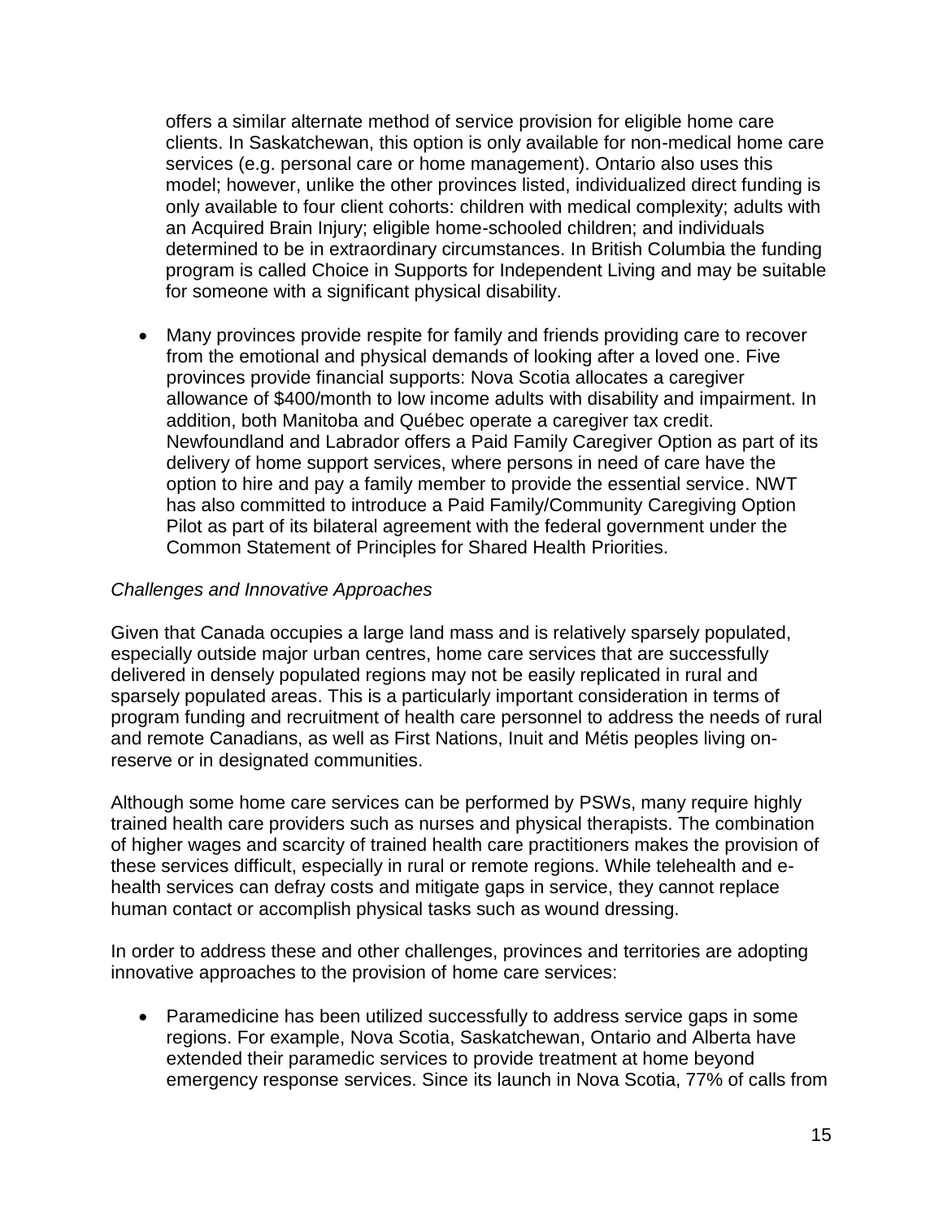offers a similar alternate method of service provision for eligible home care clients. In Saskatchewan, this option is only available for non-medical home care services (e.g. personal care or home management). Ontario also uses this model; however, unlike the other provinces listed, individualized direct funding is only available to four client cohorts: children with medical complexity; adults with an Acquired Brain Injury; eligible home-schooled children; and individuals determined to be in extraordinary circumstances. In British Columbia the funding program is called Choice in Supports for Independent Living and may be suitable for someone with a significant physical disability.

- Many provinces provide respite for family and friends providing care to recover from the emotional and physical demands of looking after a loved one. Five provinces provide financial supports: Nova Scotia allocates a caregiver allowance of $400/month to low income adults with disability and impairment. In addition, both Manitoba and Québec operate a caregiver tax credit. Newfoundland and Labrador offers a Paid Family Caregiver Option as part of its delivery of home support services, where persons in need of care have the option to hire and pay a family member to provide the essential service. NWT has also committed to introduce a Paid Family/Community Caregiving Option Pilot as part of its bilateral agreement with the federal government under the Common Statement of Principles for Shared Health Priorities.

*Challenges and Innovative Approaches*

Given that Canada occupies a large land mass and is relatively sparsely populated, especially outside major urban centres, home care services that are successfully delivered in densely populated regions may not be easily replicated in rural and sparsely populated areas. This is a particularly important consideration in terms of program funding and recruitment of health care personnel to address the needs of rural and remote Canadians, as well as First Nations, Inuit and Métis peoples living on-reserve or in designated communities.

Although some home care services can be performed by PSWs, many require highly trained health care providers such as nurses and physical therapists. The combination of higher wages and scarcity of trained health care practitioners makes the provision of these services difficult, especially in rural or remote regions. While telehealth and e-health services can defray costs and mitigate gaps in service, they cannot replace human contact or accomplish physical tasks such as wound dressing.

In order to address these and other challenges, provinces and territories are adopting innovative approaches to the provision of home care services:

- Paramedicine has been utilized successfully to address service gaps in some regions. For example, Nova Scotia, Saskatchewan, Ontario and Alberta have extended their paramedic services to provide treatment at home beyond emergency response services. Since its launch in Nova Scotia, 77% of calls from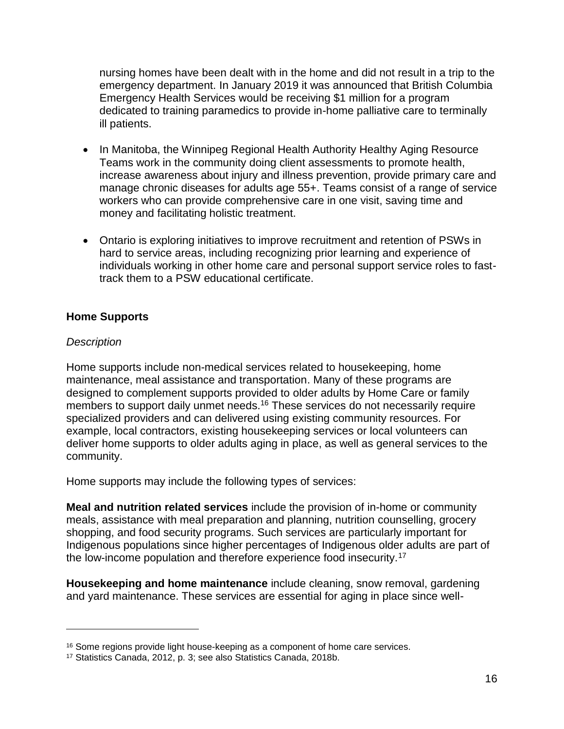nursing homes have been dealt with in the home and did not result in a trip to the emergency department. In January 2019 it was announced that British Columbia Emergency Health Services would be receiving $1 million for a program dedicated to training paramedics to provide in-home palliative care to terminally ill patients.

- In Manitoba, the Winnipeg Regional Health Authority Healthy Aging Resource Teams work in the community doing client assessments to promote health, increase awareness about injury and illness prevention, provide primary care and manage chronic diseases for adults age 55+. Teams consist of a range of service workers who can provide comprehensive care in one visit, saving time and money and facilitating holistic treatment.

- Ontario is exploring initiatives to improve recruitment and retention of PSWs in hard to service areas, including recognizing prior learning and experience of individuals working in other home care and personal support service roles to fast-track them to a PSW educational certificate.

## Home Supports

*Description*

Home supports include non-medical services related to housekeeping, home maintenance, meal assistance and transportation. Many of these programs are designed to complement supports provided to older adults by Home Care or family members to support daily unmet needs.[16] These services do not necessarily require specialized providers and can delivered using existing community resources. For example, local contractors, existing housekeeping services or local volunteers can deliver home supports to older adults aging in place, as well as general services to the community.

Home supports may include the following types of services:

**Meal and nutrition related services** include the provision of in-home or community meals, assistance with meal preparation and planning, nutrition counselling, grocery shopping, and food security programs. Such services are particularly important for Indigenous populations since higher percentages of Indigenous older adults are part of the low-income population and therefore experience food insecurity.[17]

**Housekeeping and home maintenance** include cleaning, snow removal, gardening and yard maintenance. These services are essential for aging in place since well-

---

[16] Some regions provide light house-keeping as a component of home care services.

[17] Statistics Canada, 2012, p. 3; see also Statistics Canada, 2018b.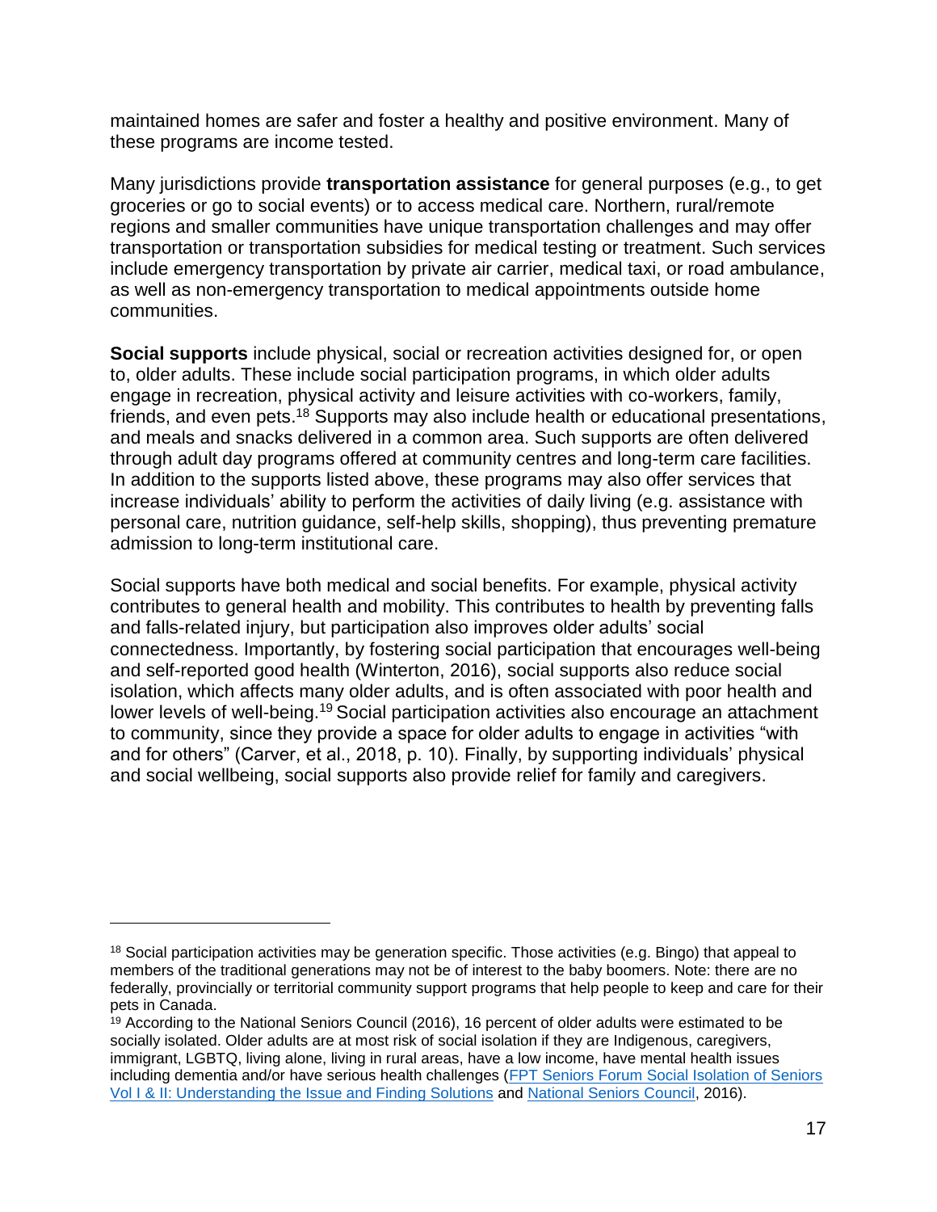maintained homes are safer and foster a healthy and positive environment. Many of these programs are income tested.

Many jurisdictions provide **transportation assistance** for general purposes (e.g., to get groceries or go to social events) or to access medical care. Northern, rural/remote regions and smaller communities have unique transportation challenges and may offer transportation or transportation subsidies for medical testing or treatment. Such services include emergency transportation by private air carrier, medical taxi, or road ambulance, as well as non-emergency transportation to medical appointments outside home communities.

**Social supports** include physical, social or recreation activities designed for, or open to, older adults. These include social participation programs, in which older adults engage in recreation, physical activity and leisure activities with co-workers, family, friends, and even pets.[18] Supports may also include health or educational presentations, and meals and snacks delivered in a common area. Such supports are often delivered through adult day programs offered at community centres and long-term care facilities. In addition to the supports listed above, these programs may also offer services that increase individuals' ability to perform the activities of daily living (e.g. assistance with personal care, nutrition guidance, self-help skills, shopping), thus preventing premature admission to long-term institutional care.

Social supports have both medical and social benefits. For example, physical activity contributes to general health and mobility. This contributes to health by preventing falls and falls-related injury, but participation also improves older adults' social connectedness. Importantly, by fostering social participation that encourages well-being and self-reported good health (Winterton, 2016), social supports also reduce social isolation, which affects many older adults, and is often associated with poor health and lower levels of well-being.[19] Social participation activities also encourage an attachment to community, since they provide a space for older adults to engage in activities "with and for others" (Carver, et al., 2018, p. 10). Finally, by supporting individuals' physical and social wellbeing, social supports also provide relief for family and caregivers.

---

[18] Social participation activities may be generation specific. Those activities (e.g. Bingo) that appeal to members of the traditional generations may not be of interest to the baby boomers. Note: there are no federally, provincially or territorial community support programs that help people to keep and care for their pets in Canada.

[19] According to the National Seniors Council (2016), 16 percent of older adults were estimated to be socially isolated. Older adults are at most risk of social isolation if they are Indigenous, caregivers, immigrant, LGBTQ, living alone, living in rural areas, have a low income, have mental health issues including dementia and/or have serious health challenges (FPT Seniors Forum Social Isolation of Seniors Vol I & II: Understanding the Issue and Finding Solutions and National Seniors Council, 2016).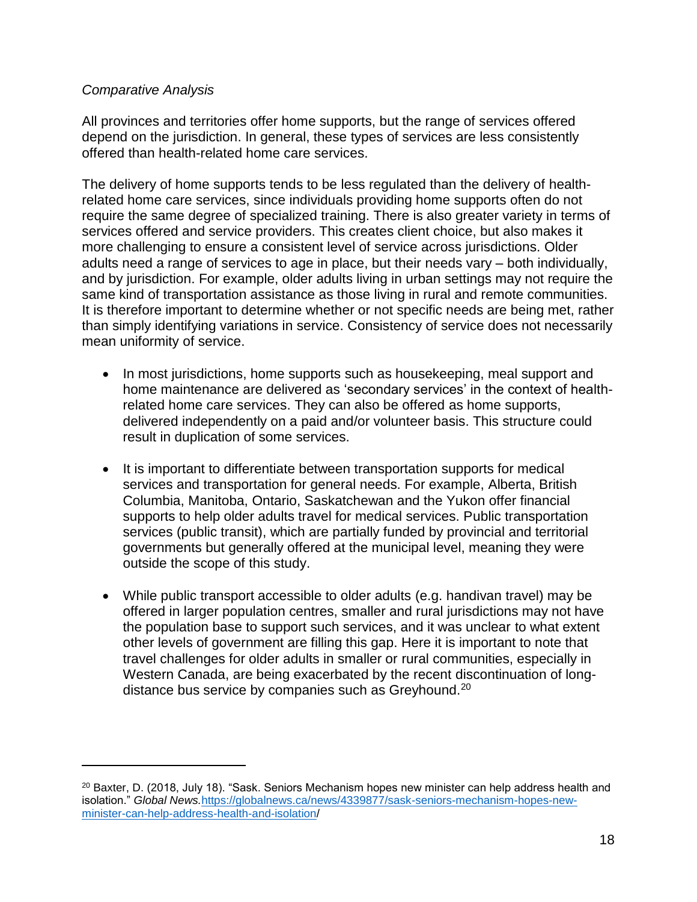*Comparative Analysis*

All provinces and territories offer home supports, but the range of services offered depend on the jurisdiction. In general, these types of services are less consistently offered than health-related home care services.

The delivery of home supports tends to be less regulated than the delivery of health-related home care services, since individuals providing home supports often do not require the same degree of specialized training. There is also greater variety in terms of services offered and service providers. This creates client choice, but also makes it more challenging to ensure a consistent level of service across jurisdictions. Older adults need a range of services to age in place, but their needs vary – both individually, and by jurisdiction. For example, older adults living in urban settings may not require the same kind of transportation assistance as those living in rural and remote communities. It is therefore important to determine whether or not specific needs are being met, rather than simply identifying variations in service. Consistency of service does not necessarily mean uniformity of service.

- In most jurisdictions, home supports such as housekeeping, meal support and home maintenance are delivered as 'secondary services' in the context of health-related home care services. They can also be offered as home supports, delivered independently on a paid and/or volunteer basis. This structure could result in duplication of some services.

- It is important to differentiate between transportation supports for medical services and transportation for general needs. For example, Alberta, British Columbia, Manitoba, Ontario, Saskatchewan and the Yukon offer financial supports to help older adults travel for medical services. Public transportation services (public transit), which are partially funded by provincial and territorial governments but generally offered at the municipal level, meaning they were outside the scope of this study.

- While public transport accessible to older adults (e.g. handivan travel) may be offered in larger population centres, smaller and rural jurisdictions may not have the population base to support such services, and it was unclear to what extent other levels of government are filling this gap. Here it is important to note that travel challenges for older adults in smaller or rural communities, especially in Western Canada, are being exacerbated by the recent discontinuation of long-distance bus service by companies such as Greyhound.[20]

---

[20] Baxter, D. (2018, July 18). "Sask. Seniors Mechanism hopes new minister can help address health and isolation." *Global News.* https://globalnews.ca/news/4339877/sask-seniors-mechanism-hopes-new-minister-can-help-address-health-and-isolation/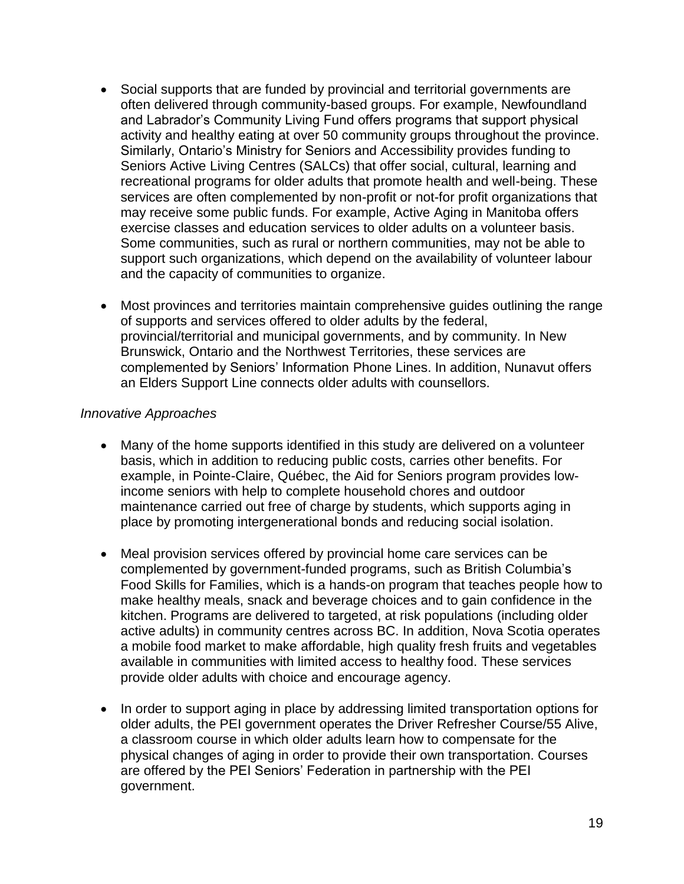- Social supports that are funded by provincial and territorial governments are often delivered through community-based groups. For example, Newfoundland and Labrador's Community Living Fund offers programs that support physical activity and healthy eating at over 50 community groups throughout the province. Similarly, Ontario's Ministry for Seniors and Accessibility provides funding to Seniors Active Living Centres (SALCs) that offer social, cultural, learning and recreational programs for older adults that promote health and well-being. These services are often complemented by non-profit or not-for profit organizations that may receive some public funds. For example, Active Aging in Manitoba offers exercise classes and education services to older adults on a volunteer basis. Some communities, such as rural or northern communities, may not be able to support such organizations, which depend on the availability of volunteer labour and the capacity of communities to organize.

- Most provinces and territories maintain comprehensive guides outlining the range of supports and services offered to older adults by the federal, provincial/territorial and municipal governments, and by community. In New Brunswick, Ontario and the Northwest Territories, these services are complemented by Seniors' Information Phone Lines. In addition, Nunavut offers an Elders Support Line connects older adults with counsellors.

*Innovative Approaches*

- Many of the home supports identified in this study are delivered on a volunteer basis, which in addition to reducing public costs, carries other benefits. For example, in Pointe-Claire, Québec, the Aid for Seniors program provides low-income seniors with help to complete household chores and outdoor maintenance carried out free of charge by students, which supports aging in place by promoting intergenerational bonds and reducing social isolation.

- Meal provision services offered by provincial home care services can be complemented by government-funded programs, such as British Columbia's Food Skills for Families, which is a hands-on program that teaches people how to make healthy meals, snack and beverage choices and to gain confidence in the kitchen. Programs are delivered to targeted, at risk populations (including older active adults) in community centres across BC. In addition, Nova Scotia operates a mobile food market to make affordable, high quality fresh fruits and vegetables available in communities with limited access to healthy food. These services provide older adults with choice and encourage agency.

- In order to support aging in place by addressing limited transportation options for older adults, the PEI government operates the Driver Refresher Course/55 Alive, a classroom course in which older adults learn how to compensate for the physical changes of aging in order to provide their own transportation. Courses are offered by the PEI Seniors' Federation in partnership with the PEI government.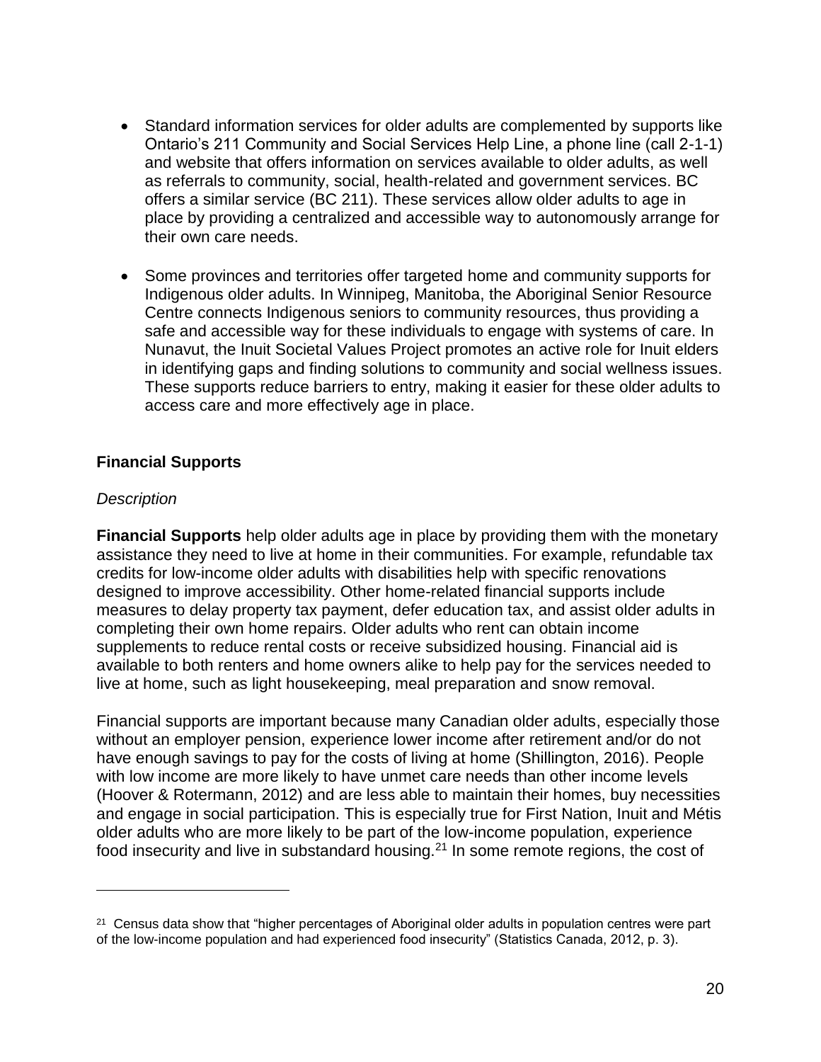- Standard information services for older adults are complemented by supports like Ontario's 211 Community and Social Services Help Line, a phone line (call 2-1-1) and website that offers information on services available to older adults, as well as referrals to community, social, health-related and government services. BC offers a similar service (BC 211). These services allow older adults to age in place by providing a centralized and accessible way to autonomously arrange for their own care needs.

- Some provinces and territories offer targeted home and community supports for Indigenous older adults. In Winnipeg, Manitoba, the Aboriginal Senior Resource Centre connects Indigenous seniors to community resources, thus providing a safe and accessible way for these individuals to engage with systems of care. In Nunavut, the Inuit Societal Values Project promotes an active role for Inuit elders in identifying gaps and finding solutions to community and social wellness issues. These supports reduce barriers to entry, making it easier for these older adults to access care and more effectively age in place.

### Financial Supports

*Description*

**Financial Supports** help older adults age in place by providing them with the monetary assistance they need to live at home in their communities. For example, refundable tax credits for low-income older adults with disabilities help with specific renovations designed to improve accessibility. Other home-related financial supports include measures to delay property tax payment, defer education tax, and assist older adults in completing their own home repairs. Older adults who rent can obtain income supplements to reduce rental costs or receive subsidized housing. Financial aid is available to both renters and home owners alike to help pay for the services needed to live at home, such as light housekeeping, meal preparation and snow removal.

Financial supports are important because many Canadian older adults, especially those without an employer pension, experience lower income after retirement and/or do not have enough savings to pay for the costs of living at home (Shillington, 2016). People with low income are more likely to have unmet care needs than other income levels (Hoover & Rotermann, 2012) and are less able to maintain their homes, buy necessities and engage in social participation. This is especially true for First Nation, Inuit and Métis older adults who are more likely to be part of the low-income population, experience food insecurity and live in substandard housing.[21] In some remote regions, the cost of

---

[21] Census data show that "higher percentages of Aboriginal older adults in population centres were part of the low-income population and had experienced food insecurity" (Statistics Canada, 2012, p. 3).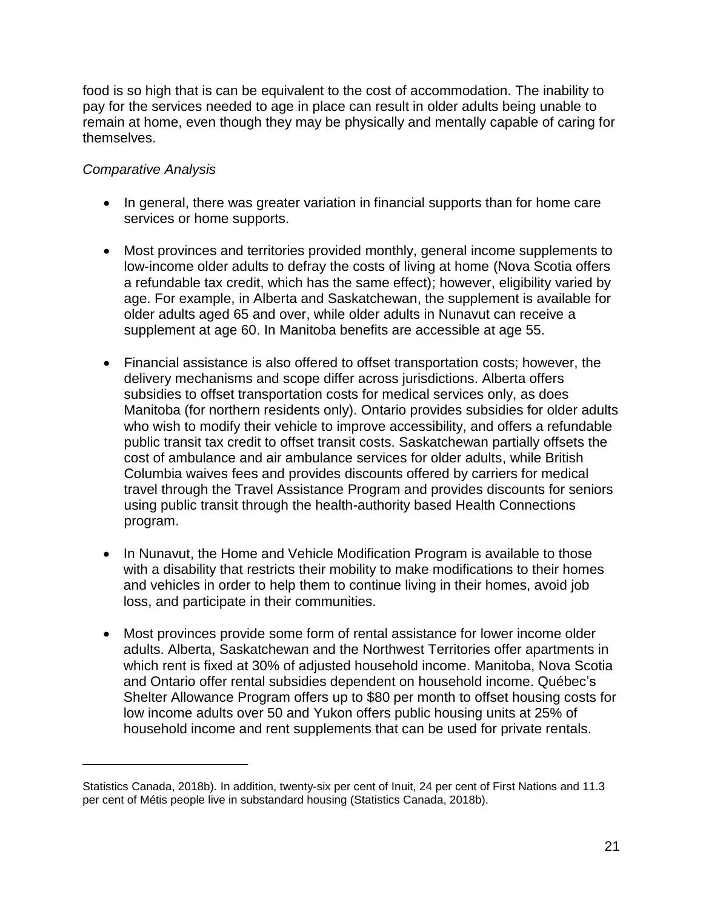food is so high that is can be equivalent to the cost of accommodation. The inability to pay for the services needed to age in place can result in older adults being unable to remain at home, even though they may be physically and mentally capable of caring for themselves.

*Comparative Analysis*

- In general, there was greater variation in financial supports than for home care services or home supports.

- Most provinces and territories provided monthly, general income supplements to low-income older adults to defray the costs of living at home (Nova Scotia offers a refundable tax credit, which has the same effect); however, eligibility varied by age. For example, in Alberta and Saskatchewan, the supplement is available for older adults aged 65 and over, while older adults in Nunavut can receive a supplement at age 60. In Manitoba benefits are accessible at age 55.

- Financial assistance is also offered to offset transportation costs; however, the delivery mechanisms and scope differ across jurisdictions. Alberta offers subsidies to offset transportation costs for medical services only, as does Manitoba (for northern residents only). Ontario provides subsidies for older adults who wish to modify their vehicle to improve accessibility, and offers a refundable public transit tax credit to offset transit costs. Saskatchewan partially offsets the cost of ambulance and air ambulance services for older adults, while British Columbia waives fees and provides discounts offered by carriers for medical travel through the Travel Assistance Program and provides discounts for seniors using public transit through the health-authority based Health Connections program.

- In Nunavut, the Home and Vehicle Modification Program is available to those with a disability that restricts their mobility to make modifications to their homes and vehicles in order to help them to continue living in their homes, avoid job loss, and participate in their communities.

- Most provinces provide some form of rental assistance for lower income older adults. Alberta, Saskatchewan and the Northwest Territories offer apartments in which rent is fixed at 30% of adjusted household income. Manitoba, Nova Scotia and Ontario offer rental subsidies dependent on household income. Québec's Shelter Allowance Program offers up to $80 per month to offset housing costs for low income adults over 50 and Yukon offers public housing units at 25% of household income and rent supplements that can be used for private rentals.

---

Statistics Canada, 2018b). In addition, twenty-six per cent of Inuit, 24 per cent of First Nations and 11.3 per cent of Métis people live in substandard housing (Statistics Canada, 2018b).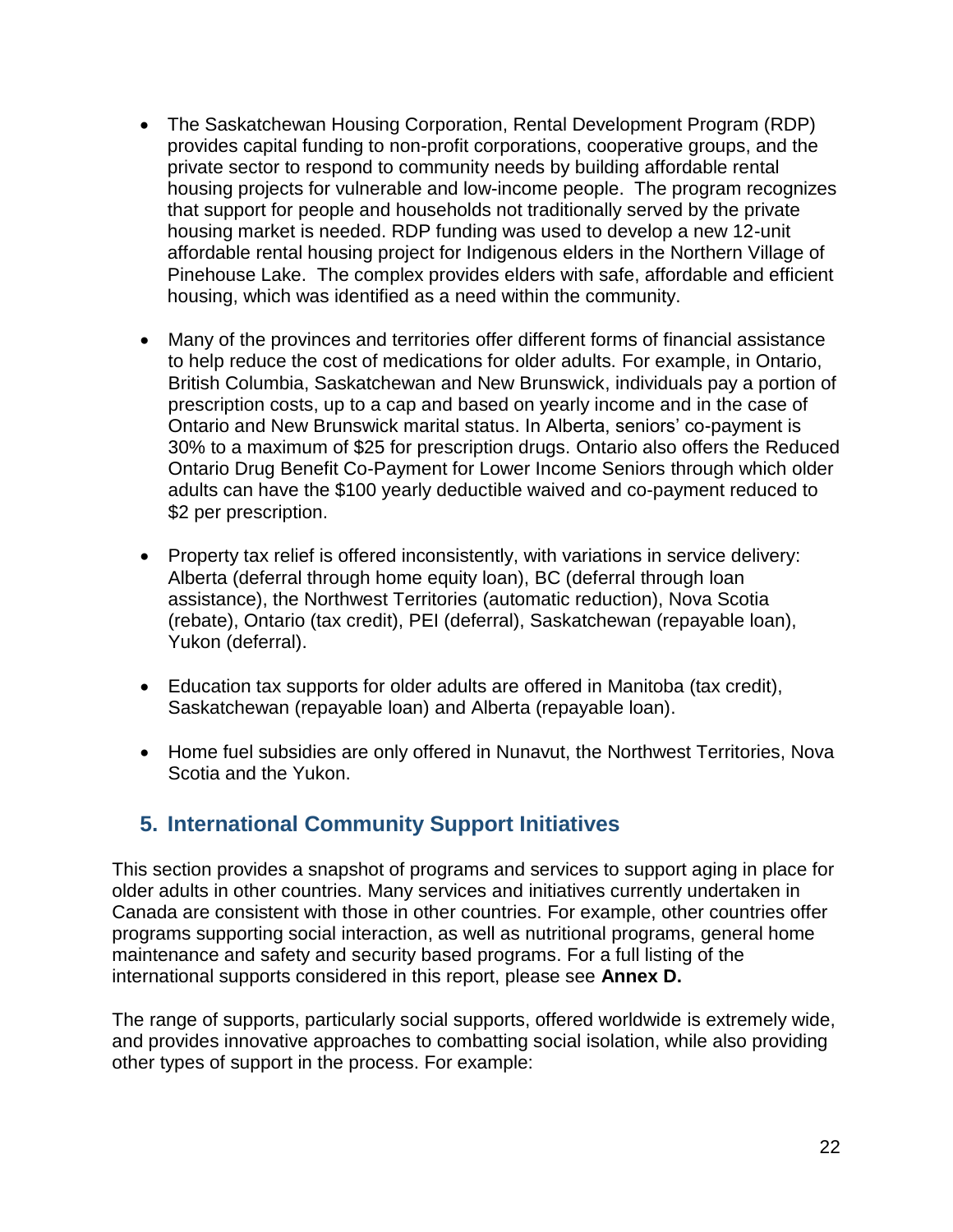- The Saskatchewan Housing Corporation, Rental Development Program (RDP) provides capital funding to non-profit corporations, cooperative groups, and the private sector to respond to community needs by building affordable rental housing projects for vulnerable and low-income people. The program recognizes that support for people and households not traditionally served by the private housing market is needed. RDP funding was used to develop a new 12-unit affordable rental housing project for Indigenous elders in the Northern Village of Pinehouse Lake. The complex provides elders with safe, affordable and efficient housing, which was identified as a need within the community.

- Many of the provinces and territories offer different forms of financial assistance to help reduce the cost of medications for older adults. For example, in Ontario, British Columbia, Saskatchewan and New Brunswick, individuals pay a portion of prescription costs, up to a cap and based on yearly income and in the case of Ontario and New Brunswick marital status. In Alberta, seniors' co-payment is 30% to a maximum of $25 for prescription drugs. Ontario also offers the Reduced Ontario Drug Benefit Co-Payment for Lower Income Seniors through which older adults can have the $100 yearly deductible waived and co-payment reduced to $2 per prescription.

- Property tax relief is offered inconsistently, with variations in service delivery: Alberta (deferral through home equity loan), BC (deferral through loan assistance), the Northwest Territories (automatic reduction), Nova Scotia (rebate), Ontario (tax credit), PEI (deferral), Saskatchewan (repayable loan), Yukon (deferral).

- Education tax supports for older adults are offered in Manitoba (tax credit), Saskatchewan (repayable loan) and Alberta (repayable loan).

- Home fuel subsidies are only offered in Nunavut, the Northwest Territories, Nova Scotia and the Yukon.

## 5. International Community Support Initiatives

This section provides a snapshot of programs and services to support aging in place for older adults in other countries. Many services and initiatives currently undertaken in Canada are consistent with those in other countries. For example, other countries offer programs supporting social interaction, as well as nutritional programs, general home maintenance and safety and security based programs. For a full listing of the international supports considered in this report, please see **Annex D.**

The range of supports, particularly social supports, offered worldwide is extremely wide, and provides innovative approaches to combatting social isolation, while also providing other types of support in the process. For example: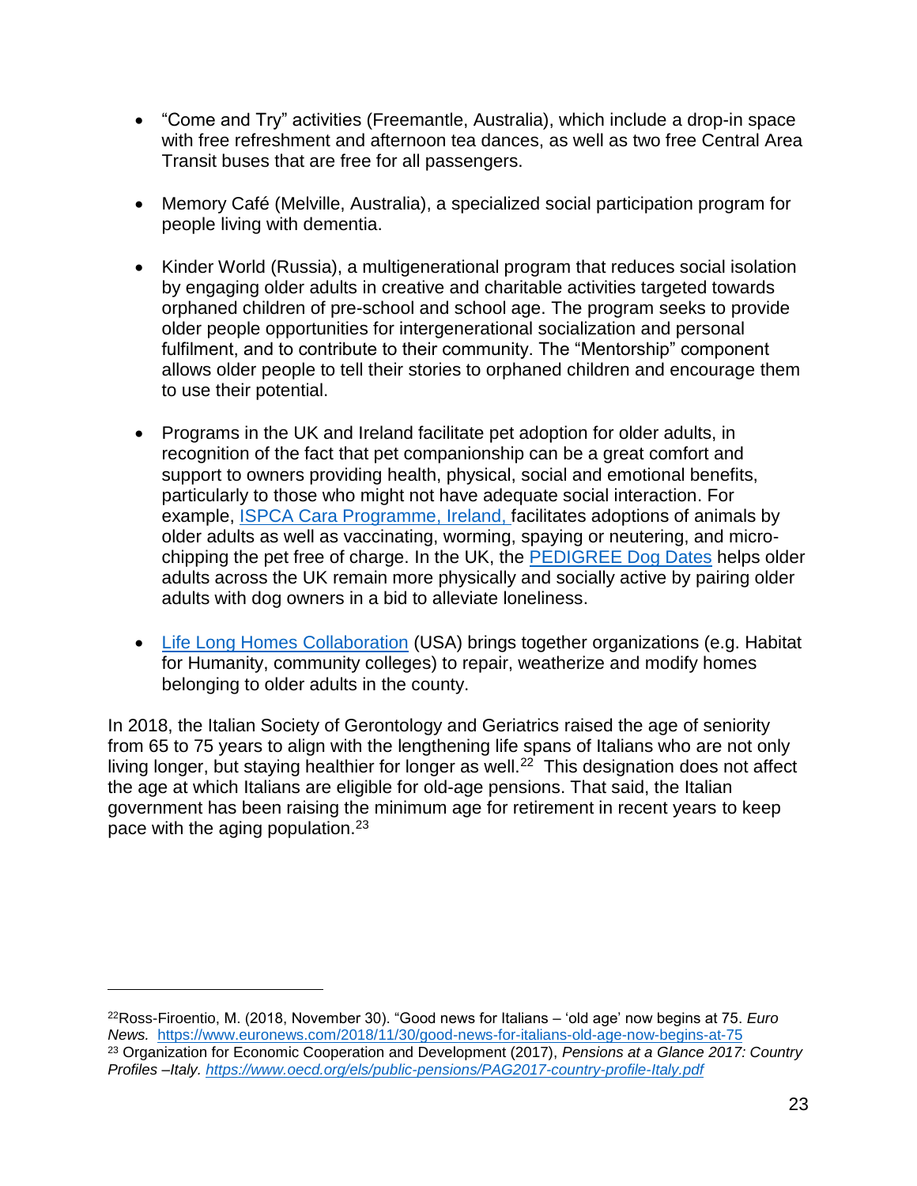- "Come and Try" activities (Freemantle, Australia), which include a drop-in space with free refreshment and afternoon tea dances, as well as two free Central Area Transit buses that are free for all passengers.

- Memory Café (Melville, Australia), a specialized social participation program for people living with dementia.

- Kinder World (Russia), a multigenerational program that reduces social isolation by engaging older adults in creative and charitable activities targeted towards orphaned children of pre-school and school age. The program seeks to provide older people opportunities for intergenerational socialization and personal fulfilment, and to contribute to their community. The "Mentorship" component allows older people to tell their stories to orphaned children and encourage them to use their potential.

- Programs in the UK and Ireland facilitate pet adoption for older adults, in recognition of the fact that pet companionship can be a great comfort and support to owners providing health, physical, social and emotional benefits, particularly to those who might not have adequate social interaction. For example, ISPCA Cara Programme, Ireland, facilitates adoptions of animals by older adults as well as vaccinating, worming, spaying or neutering, and micro-chipping the pet free of charge. In the UK, the PEDIGREE Dog Dates helps older adults across the UK remain more physically and socially active by pairing older adults with dog owners in a bid to alleviate loneliness.

- Life Long Homes Collaboration (USA) brings together organizations (e.g. Habitat for Humanity, community colleges) to repair, weatherize and modify homes belonging to older adults in the county.

In 2018, the Italian Society of Gerontology and Geriatrics raised the age of seniority from 65 to 75 years to align with the lengthening life spans of Italians who are not only living longer, but staying healthier for longer as well.[22] This designation does not affect the age at which Italians are eligible for old-age pensions. That said, the Italian government has been raising the minimum age for retirement in recent years to keep pace with the aging population.[23]

---

[22] Ross-Firoentio, M. (2018, November 30). "Good news for Italians – 'old age' now begins at 75. *Euro News.* https://www.euronews.com/2018/11/30/good-news-for-italians-old-age-now-begins-at-75

[23] Organization for Economic Cooperation and Development (2017), *Pensions at a Glance 2017: Country Profiles –Italy. https://www.oecd.org/els/public-pensions/PAG2017-country-profile-Italy.pdf*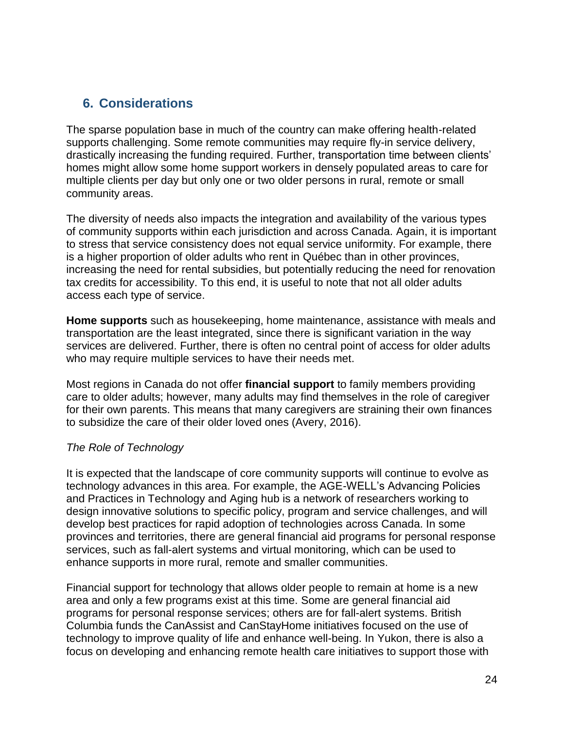## 6. Considerations

The sparse population base in much of the country can make offering health-related supports challenging. Some remote communities may require fly-in service delivery, drastically increasing the funding required. Further, transportation time between clients' homes might allow some home support workers in densely populated areas to care for multiple clients per day but only one or two older persons in rural, remote or small community areas.

The diversity of needs also impacts the integration and availability of the various types of community supports within each jurisdiction and across Canada. Again, it is important to stress that service consistency does not equal service uniformity. For example, there is a higher proportion of older adults who rent in Québec than in other provinces, increasing the need for rental subsidies, but potentially reducing the need for renovation tax credits for accessibility. To this end, it is useful to note that not all older adults access each type of service.

**Home supports** such as housekeeping, home maintenance, assistance with meals and transportation are the least integrated, since there is significant variation in the way services are delivered. Further, there is often no central point of access for older adults who may require multiple services to have their needs met.

Most regions in Canada do not offer **financial support** to family members providing care to older adults; however, many adults may find themselves in the role of caregiver for their own parents. This means that many caregivers are straining their own finances to subsidize the care of their older loved ones (Avery, 2016).

*The Role of Technology*

It is expected that the landscape of core community supports will continue to evolve as technology advances in this area. For example, the AGE-WELL's Advancing Policies and Practices in Technology and Aging hub is a network of researchers working to design innovative solutions to specific policy, program and service challenges, and will develop best practices for rapid adoption of technologies across Canada. In some provinces and territories, there are general financial aid programs for personal response services, such as fall-alert systems and virtual monitoring, which can be used to enhance supports in more rural, remote and smaller communities.

Financial support for technology that allows older people to remain at home is a new area and only a few programs exist at this time. Some are general financial aid programs for personal response services; others are for fall-alert systems. British Columbia funds the CanAssist and CanStayHome initiatives focused on the use of technology to improve quality of life and enhance well-being. In Yukon, there is also a focus on developing and enhancing remote health care initiatives to support those with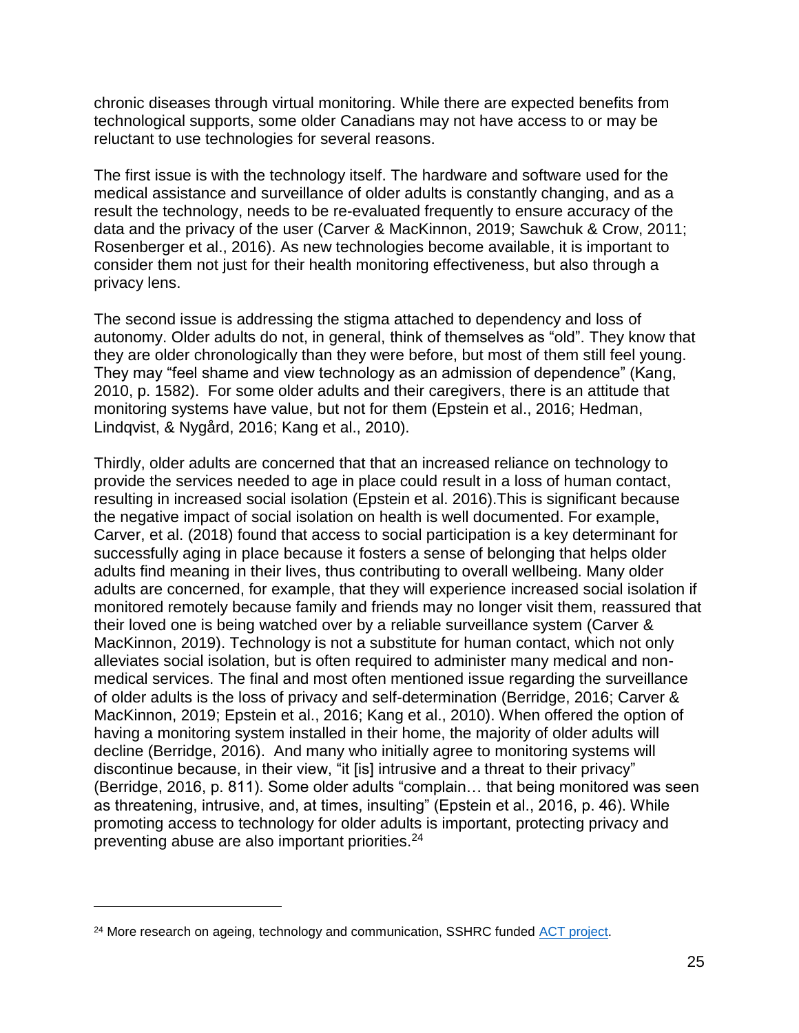chronic diseases through virtual monitoring. While there are expected benefits from technological supports, some older Canadians may not have access to or may be reluctant to use technologies for several reasons.

The first issue is with the technology itself. The hardware and software used for the medical assistance and surveillance of older adults is constantly changing, and as a result the technology, needs to be re-evaluated frequently to ensure accuracy of the data and the privacy of the user (Carver & MacKinnon, 2019; Sawchuk & Crow, 2011; Rosenberger et al., 2016). As new technologies become available, it is important to consider them not just for their health monitoring effectiveness, but also through a privacy lens.

The second issue is addressing the stigma attached to dependency and loss of autonomy. Older adults do not, in general, think of themselves as "old". They know that they are older chronologically than they were before, but most of them still feel young. They may "feel shame and view technology as an admission of dependence" (Kang, 2010, p. 1582). For some older adults and their caregivers, there is an attitude that monitoring systems have value, but not for them (Epstein et al., 2016; Hedman, Lindqvist, & Nygård, 2016; Kang et al., 2010).

Thirdly, older adults are concerned that that an increased reliance on technology to provide the services needed to age in place could result in a loss of human contact, resulting in increased social isolation (Epstein et al. 2016).This is significant because the negative impact of social isolation on health is well documented. For example, Carver, et al. (2018) found that access to social participation is a key determinant for successfully aging in place because it fosters a sense of belonging that helps older adults find meaning in their lives, thus contributing to overall wellbeing. Many older adults are concerned, for example, that they will experience increased social isolation if monitored remotely because family and friends may no longer visit them, reassured that their loved one is being watched over by a reliable surveillance system (Carver & MacKinnon, 2019). Technology is not a substitute for human contact, which not only alleviates social isolation, but is often required to administer many medical and non-medical services. The final and most often mentioned issue regarding the surveillance of older adults is the loss of privacy and self-determination (Berridge, 2016; Carver & MacKinnon, 2019; Epstein et al., 2016; Kang et al., 2010). When offered the option of having a monitoring system installed in their home, the majority of older adults will decline (Berridge, 2016). And many who initially agree to monitoring systems will discontinue because, in their view, "it [is] intrusive and a threat to their privacy" (Berridge, 2016, p. 811). Some older adults "complain… that being monitored was seen as threatening, intrusive, and, at times, insulting" (Epstein et al., 2016, p. 46). While promoting access to technology for older adults is important, protecting privacy and preventing abuse are also important priorities.[24]

---

[24] More research on ageing, technology and communication, SSHRC funded [ACT project](ACT project).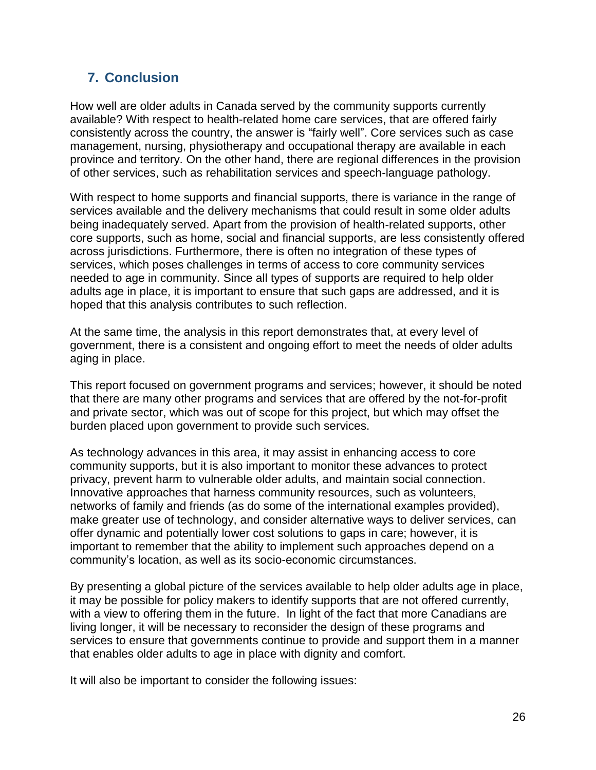## 7. Conclusion

How well are older adults in Canada served by the community supports currently available? With respect to health-related home care services, that are offered fairly consistently across the country, the answer is "fairly well". Core services such as case management, nursing, physiotherapy and occupational therapy are available in each province and territory. On the other hand, there are regional differences in the provision of other services, such as rehabilitation services and speech-language pathology.

With respect to home supports and financial supports, there is variance in the range of services available and the delivery mechanisms that could result in some older adults being inadequately served. Apart from the provision of health-related supports, other core supports, such as home, social and financial supports, are less consistently offered across jurisdictions. Furthermore, there is often no integration of these types of services, which poses challenges in terms of access to core community services needed to age in community. Since all types of supports are required to help older adults age in place, it is important to ensure that such gaps are addressed, and it is hoped that this analysis contributes to such reflection.

At the same time, the analysis in this report demonstrates that, at every level of government, there is a consistent and ongoing effort to meet the needs of older adults aging in place.

This report focused on government programs and services; however, it should be noted that there are many other programs and services that are offered by the not-for-profit and private sector, which was out of scope for this project, but which may offset the burden placed upon government to provide such services.

As technology advances in this area, it may assist in enhancing access to core community supports, but it is also important to monitor these advances to protect privacy, prevent harm to vulnerable older adults, and maintain social connection. Innovative approaches that harness community resources, such as volunteers, networks of family and friends (as do some of the international examples provided), make greater use of technology, and consider alternative ways to deliver services, can offer dynamic and potentially lower cost solutions to gaps in care; however, it is important to remember that the ability to implement such approaches depend on a community's location, as well as its socio-economic circumstances.

By presenting a global picture of the services available to help older adults age in place, it may be possible for policy makers to identify supports that are not offered currently, with a view to offering them in the future. In light of the fact that more Canadians are living longer, it will be necessary to reconsider the design of these programs and services to ensure that governments continue to provide and support them in a manner that enables older adults to age in place with dignity and comfort.

It will also be important to consider the following issues: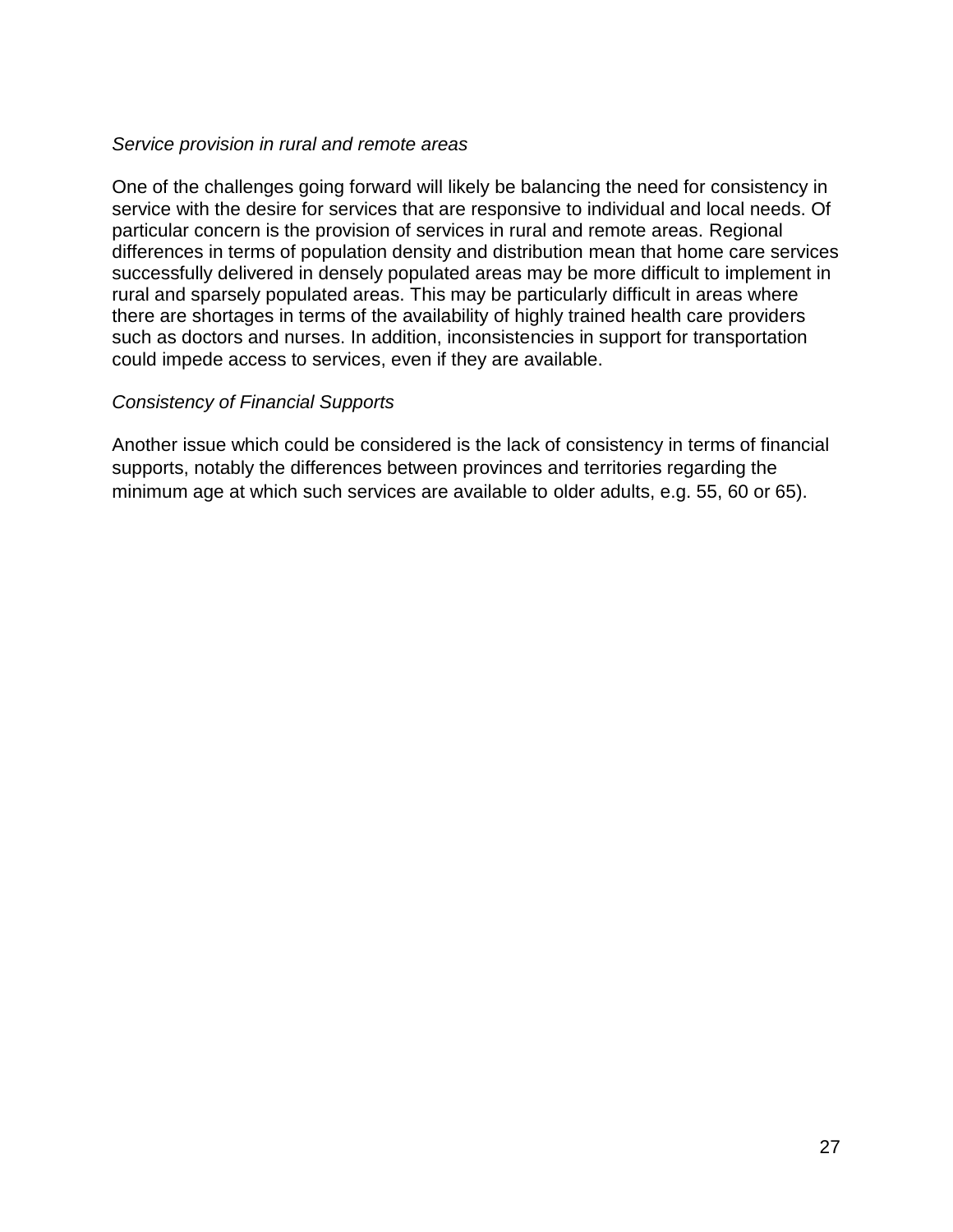*Service provision in rural and remote areas*

One of the challenges going forward will likely be balancing the need for consistency in service with the desire for services that are responsive to individual and local needs. Of particular concern is the provision of services in rural and remote areas. Regional differences in terms of population density and distribution mean that home care services successfully delivered in densely populated areas may be more difficult to implement in rural and sparsely populated areas. This may be particularly difficult in areas where there are shortages in terms of the availability of highly trained health care providers such as doctors and nurses. In addition, inconsistencies in support for transportation could impede access to services, even if they are available.

*Consistency of Financial Supports*

Another issue which could be considered is the lack of consistency in terms of financial supports, notably the differences between provinces and territories regarding the minimum age at which such services are available to older adults, e.g. 55, 60 or 65).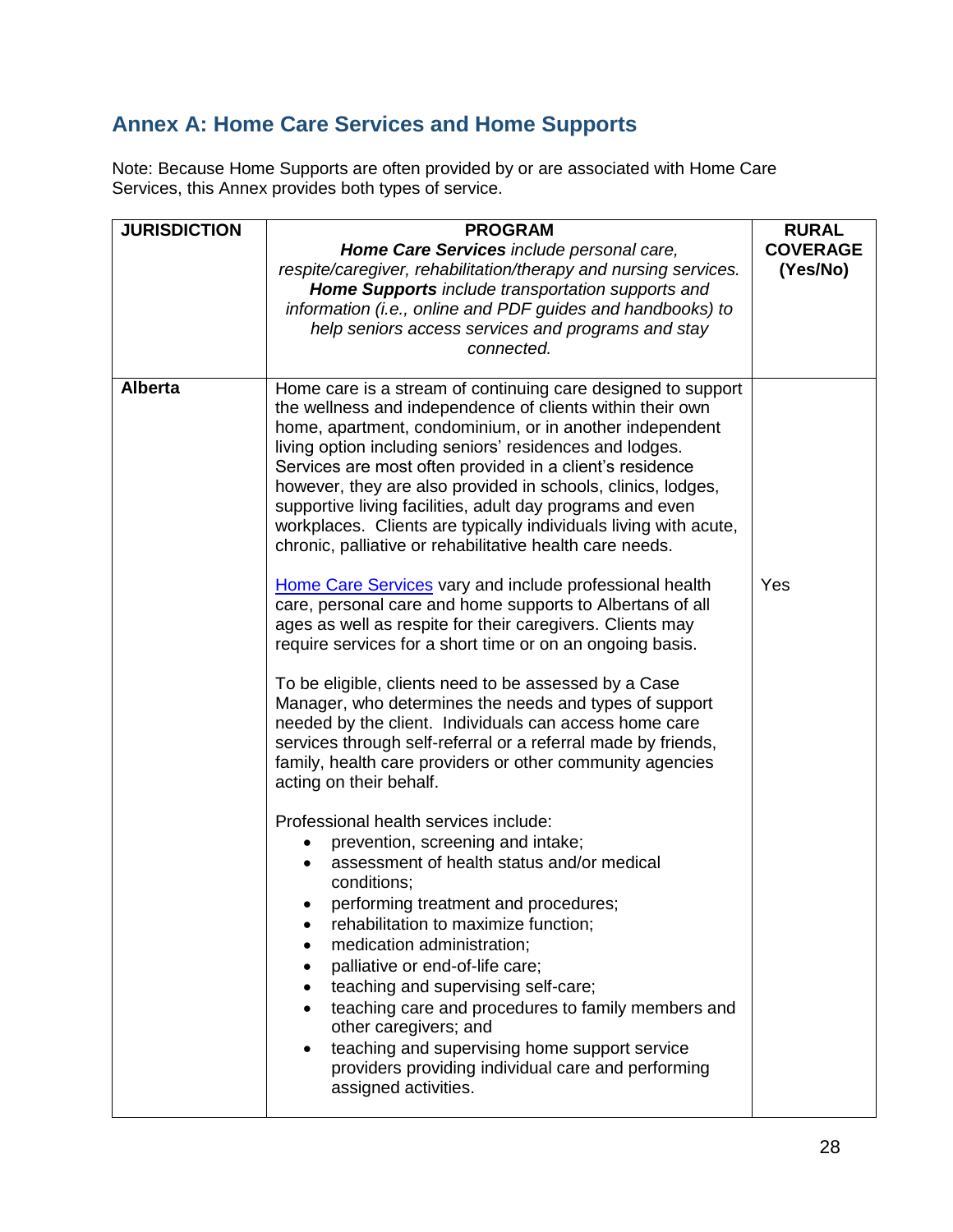## Annex A: Home Care Services and Home Supports

Note: Because Home Supports are often provided by or are associated with Home Care Services, this Annex provides both types of service.

| JURISDICTION | PROGRAM<br>***Home Care Services*** *include personal care, respite/caregiver, rehabilitation/therapy and nursing services.* ***Home Supports*** *include transportation supports and information (i.e., online and PDF guides and handbooks) to help seniors access services and programs and stay connected.* | RURAL COVERAGE (Yes/No) |
| --- | --- | --- |
| **Alberta** | Home care is a stream of continuing care designed to support the wellness and independence of clients within their own home, apartment, condominium, or in another independent living option including seniors' residences and lodges. Services are most often provided in a client's residence however, they are also provided in schools, clinics, lodges, supportive living facilities, adult day programs and even workplaces. Clients are typically individuals living with acute, chronic, palliative or rehabilitative health care needs.<br><br>Home Care Services vary and include professional health care, personal care and home supports to Albertans of all ages as well as respite for their caregivers. Clients may require services for a short time or on an ongoing basis.<br><br>To be eligible, clients need to be assessed by a Case Manager, who determines the needs and types of support needed by the client. Individuals can access home care services through self-referral or a referral made by friends, family, health care providers or other community agencies acting on their behalf.<br><br>Professional health services include:<br>• prevention, screening and intake;<br>• assessment of health status and/or medical conditions;<br>• performing treatment and procedures;<br>• rehabilitation to maximize function;<br>• medication administration;<br>• palliative or end-of-life care;<br>• teaching and supervising self-care;<br>• teaching care and procedures to family members and other caregivers; and<br>• teaching and supervising home support service providers providing individual care and performing assigned activities. | Yes |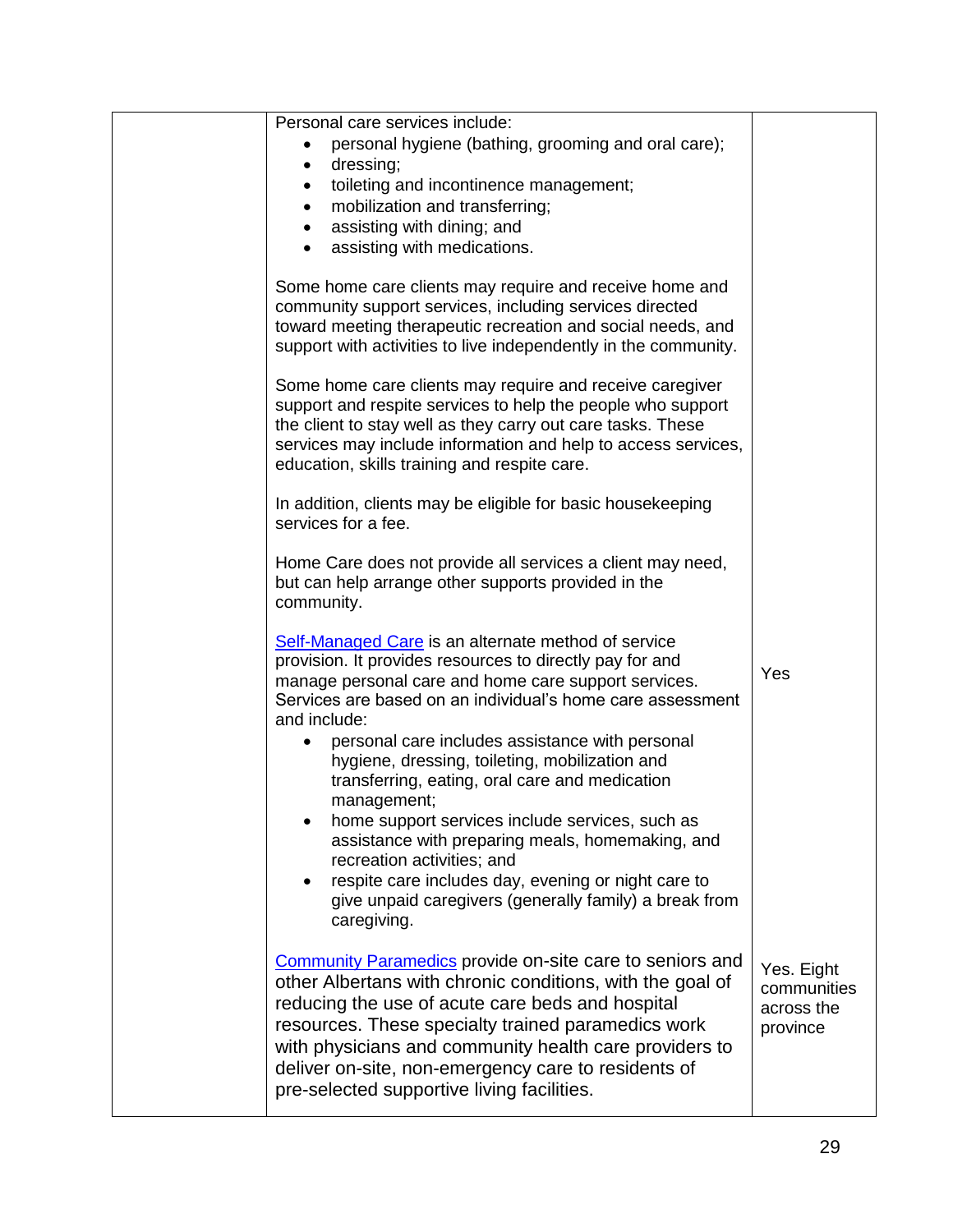| | | |
|---|---|---|
| | Personal care services include:<br>• personal hygiene (bathing, grooming and oral care);<br>• dressing;<br>• toileting and incontinence management;<br>• mobilization and transferring;<br>• assisting with dining; and<br>• assisting with medications.<br><br>Some home care clients may require and receive home and community support services, including services directed toward meeting therapeutic recreation and social needs, and support with activities to live independently in the community.<br><br>Some home care clients may require and receive caregiver support and respite services to help the people who support the client to stay well as they carry out care tasks. These services may include information and help to access services, education, skills training and respite care.<br><br>In addition, clients may be eligible for basic housekeeping services for a fee.<br><br>Home Care does not provide all services a client may need, but can help arrange other supports provided in the community.<br><br>Self-Managed Care is an alternate method of service provision. It provides resources to directly pay for and manage personal care and home care support services. Services are based on an individual's home care assessment and include:<br>• personal care includes assistance with personal hygiene, dressing, toileting, mobilization and transferring, eating, oral care and medication management;<br>• home support services include services, such as assistance with preparing meals, homemaking, and recreation activities; and<br>• respite care includes day, evening or night care to give unpaid caregivers (generally family) a break from caregiving. | Yes |
| | Community Paramedics provide on-site care to seniors and other Albertans with chronic conditions, with the goal of reducing the use of acute care beds and hospital resources. These specialty trained paramedics work with physicians and community health care providers to deliver on-site, non-emergency care to residents of pre-selected supportive living facilities. | Yes. Eight communities across the province |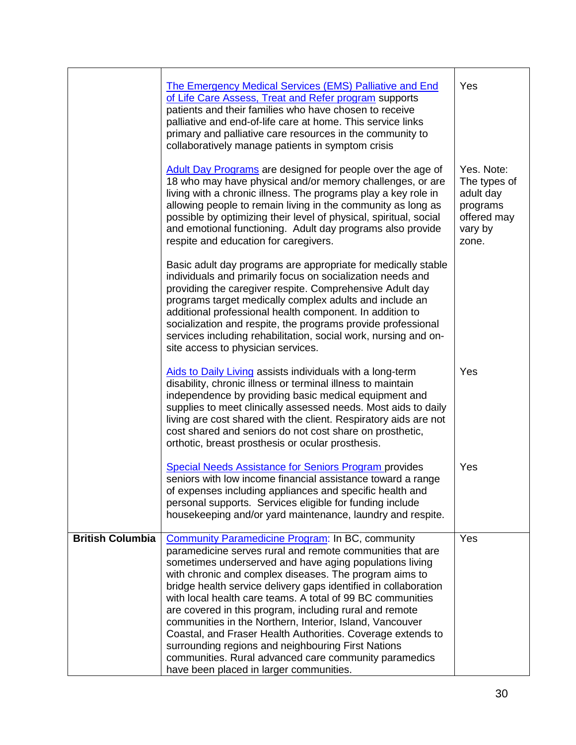| | | |
|---|---|---|
| | The Emergency Medical Services (EMS) Palliative and End of Life Care Assess, Treat and Refer program supports patients and their families who have chosen to receive palliative and end-of-life care at home. This service links primary and palliative care resources in the community to collaboratively manage patients in symptom crisis | Yes |
| | Adult Day Programs are designed for people over the age of 18 who may have physical and/or memory challenges, or are living with a chronic illness. The programs play a key role in allowing people to remain living in the community as long as possible by optimizing their level of physical, spiritual, social and emotional functioning. Adult day programs also provide respite and education for caregivers.<br><br>Basic adult day programs are appropriate for medically stable individuals and primarily focus on socialization needs and providing the caregiver respite. Comprehensive Adult day programs target medically complex adults and include an additional professional health component. In addition to socialization and respite, the programs provide professional services including rehabilitation, social work, nursing and on-site access to physician services. | Yes. Note: The types of adult day programs offered may vary by zone. |
| | Aids to Daily Living assists individuals with a long-term disability, chronic illness or terminal illness to maintain independence by providing basic medical equipment and supplies to meet clinically assessed needs. Most aids to daily living are cost shared with the client. Respiratory aids are not cost shared and seniors do not cost share on prosthetic, orthotic, breast prosthesis or ocular prosthesis. | Yes |
| | Special Needs Assistance for Seniors Program provides seniors with low income financial assistance toward a range of expenses including appliances and specific health and personal supports. Services eligible for funding include housekeeping and/or yard maintenance, laundry and respite. | Yes |
| **British Columbia** | Community Paramedicine Program: In BC, community paramedicine serves rural and remote communities that are sometimes underserved and have aging populations living with chronic and complex diseases. The program aims to bridge health service delivery gaps identified in collaboration with local health care teams. A total of 99 BC communities are covered in this program, including rural and remote communities in the Northern, Interior, Island, Vancouver Coastal, and Fraser Health Authorities. Coverage extends to surrounding regions and neighbouring First Nations communities. Rural advanced care community paramedics have been placed in larger communities. | Yes |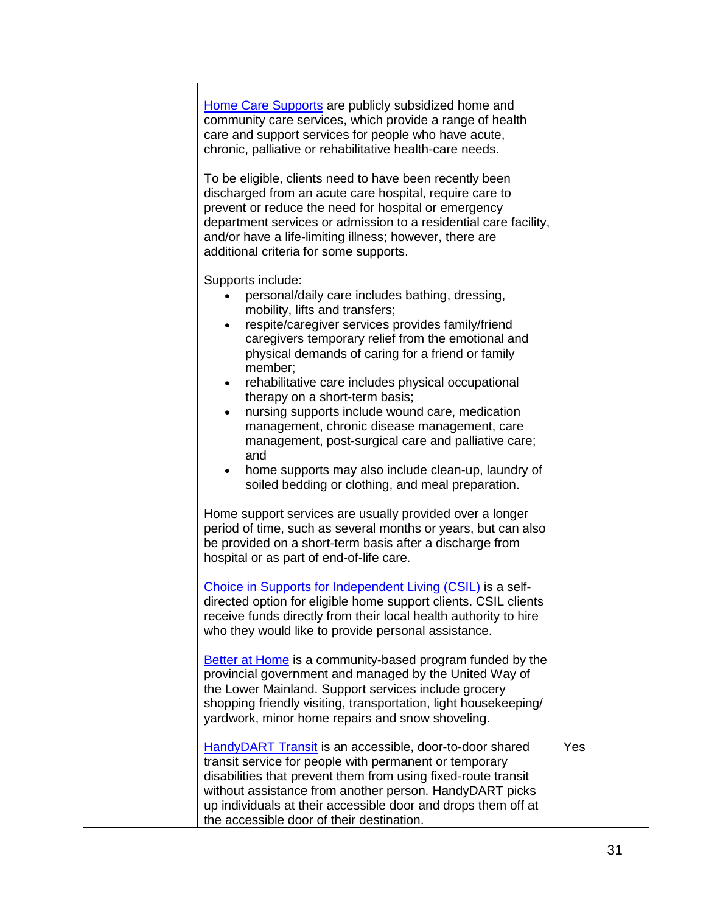| | | |
|---|---|---|
| | [Home Care Supports](#) are publicly subsidized home and community care services, which provide a range of health care and support services for people who have acute, chronic, palliative or rehabilitative health-care needs.<br><br>To be eligible, clients need to have been recently been discharged from an acute care hospital, require care to prevent or reduce the need for hospital or emergency department services or admission to a residential care facility, and/or have a life-limiting illness; however, there are additional criteria for some supports.<br><br>Supports include:<br>• personal/daily care includes bathing, dressing, mobility, lifts and transfers;<br>• respite/caregiver services provides family/friend caregivers temporary relief from the emotional and physical demands of caring for a friend or family member;<br>• rehabilitative care includes physical occupational therapy on a short-term basis;<br>• nursing supports include wound care, medication management, chronic disease management, care management, post-surgical care and palliative care; and<br>• home supports may also include clean-up, laundry of soiled bedding or clothing, and meal preparation.<br><br>Home support services are usually provided over a longer period of time, such as several months or years, but can also be provided on a short-term basis after a discharge from hospital or as part of end-of-life care.<br><br>[Choice in Supports for Independent Living (CSIL)](#) is a self-directed option for eligible home support clients. CSIL clients receive funds directly from their local health authority to hire who they would like to provide personal assistance.<br><br>[Better at Home](#) is a community-based program funded by the provincial government and managed by the United Way of the Lower Mainland. Support services include grocery shopping friendly visiting, transportation, light housekeeping/ yardwork, minor home repairs and snow shoveling. | |
| | [HandyDART Transit](#) is an accessible, door-to-door shared transit service for people with permanent or temporary disabilities that prevent them from using fixed-route transit without assistance from another person. HandyDART picks up individuals at their accessible door and drops them off at the accessible door of their destination. | Yes |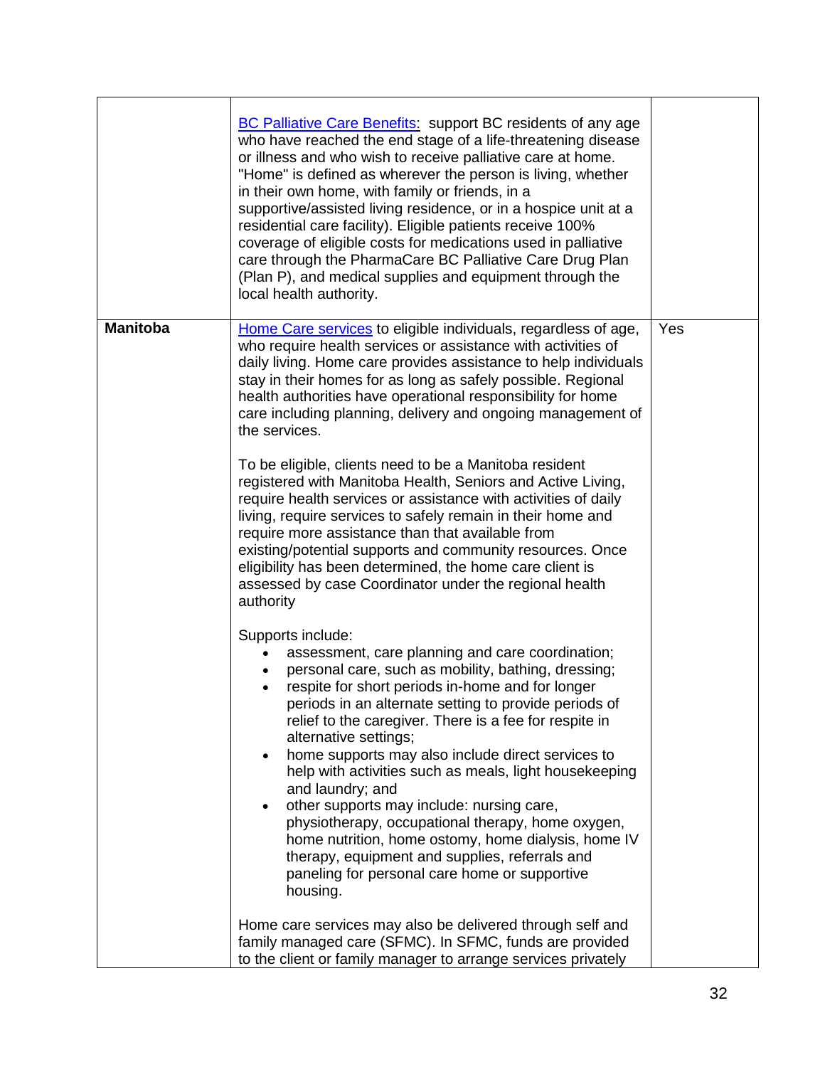| | | |
|---|---|---|
| | [BC Palliative Care Benefits](): support BC residents of any age who have reached the end stage of a life-threatening disease or illness and who wish to receive palliative care at home. "Home" is defined as wherever the person is living, whether in their own home, with family or friends, in a supportive/assisted living residence, or in a hospice unit at a residential care facility). Eligible patients receive 100% coverage of eligible costs for medications used in palliative care through the PharmaCare BC Palliative Care Drug Plan (Plan P), and medical supplies and equipment through the local health authority. | |
| **Manitoba** | [Home Care services]() to eligible individuals, regardless of age, who require health services or assistance with activities of daily living. Home care provides assistance to help individuals stay in their homes for as long as safely possible. Regional health authorities have operational responsibility for home care including planning, delivery and ongoing management of the services.<br><br>To be eligible, clients need to be a Manitoba resident registered with Manitoba Health, Seniors and Active Living, require health services or assistance with activities of daily living, require services to safely remain in their home and require more assistance than that available from existing/potential supports and community resources. Once eligibility has been determined, the home care client is assessed by case Coordinator under the regional health authority<br><br>Supports include:<br>• assessment, care planning and care coordination;<br>• personal care, such as mobility, bathing, dressing;<br>• respite for short periods in-home and for longer periods in an alternate setting to provide periods of relief to the caregiver. There is a fee for respite in alternative settings;<br>• home supports may also include direct services to help with activities such as meals, light housekeeping and laundry; and<br>• other supports may include: nursing care, physiotherapy, occupational therapy, home oxygen, home nutrition, home ostomy, home dialysis, home IV therapy, equipment and supplies, referrals and paneling for personal care home or supportive housing.<br><br>Home care services may also be delivered through self and family managed care (SFMC). In SFMC, funds are provided to the client or family manager to arrange services privately | Yes |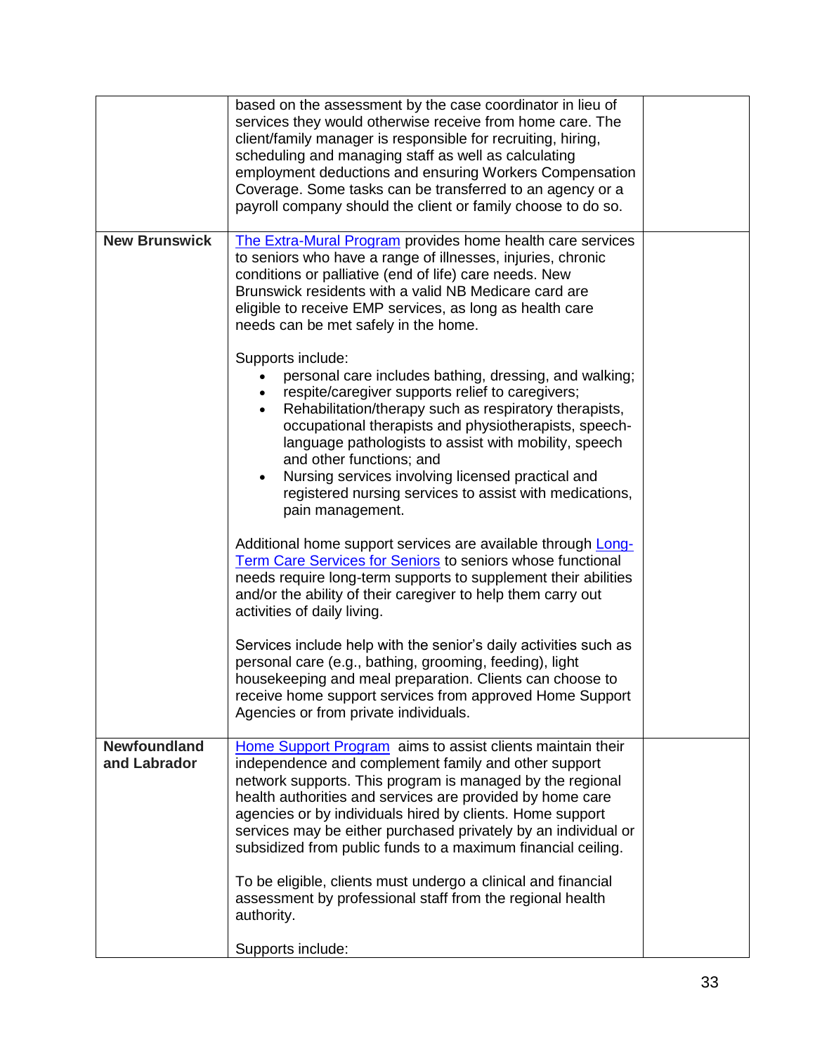| | | |
|---|---|---|
| | based on the assessment by the case coordinator in lieu of services they would otherwise receive from home care. The client/family manager is responsible for recruiting, hiring, scheduling and managing staff as well as calculating employment deductions and ensuring Workers Compensation Coverage. Some tasks can be transferred to an agency or a payroll company should the client or family choose to do so. | |
| **New Brunswick** | [The Extra-Mural Program]() provides home health care services to seniors who have a range of illnesses, injuries, chronic conditions or palliative (end of life) care needs. New Brunswick residents with a valid NB Medicare card are eligible to receive EMP services, as long as health care needs can be met safely in the home.<br><br>Supports include:<br>• personal care includes bathing, dressing, and walking;<br>• respite/caregiver supports relief to caregivers;<br>• Rehabilitation/therapy such as respiratory therapists, occupational therapists and physiotherapists, speech-language pathologists to assist with mobility, speech and other functions; and<br>• Nursing services involving licensed practical and registered nursing services to assist with medications, pain management.<br><br>Additional home support services are available through [Long-Term Care Services for Seniors]() to seniors whose functional needs require long-term supports to supplement their abilities and/or the ability of their caregiver to help them carry out activities of daily living.<br><br>Services include help with the senior's daily activities such as personal care (e.g., bathing, grooming, feeding), light housekeeping and meal preparation. Clients can choose to receive home support services from approved Home Support Agencies or from private individuals. | |
| **Newfoundland and Labrador** | [Home Support Program]() aims to assist clients maintain their independence and complement family and other support network supports. This program is managed by the regional health authorities and services are provided by home care agencies or by individuals hired by clients. Home support services may be either purchased privately by an individual or subsidized from public funds to a maximum financial ceiling.<br><br>To be eligible, clients must undergo a clinical and financial assessment by professional staff from the regional health authority.<br><br>Supports include: | |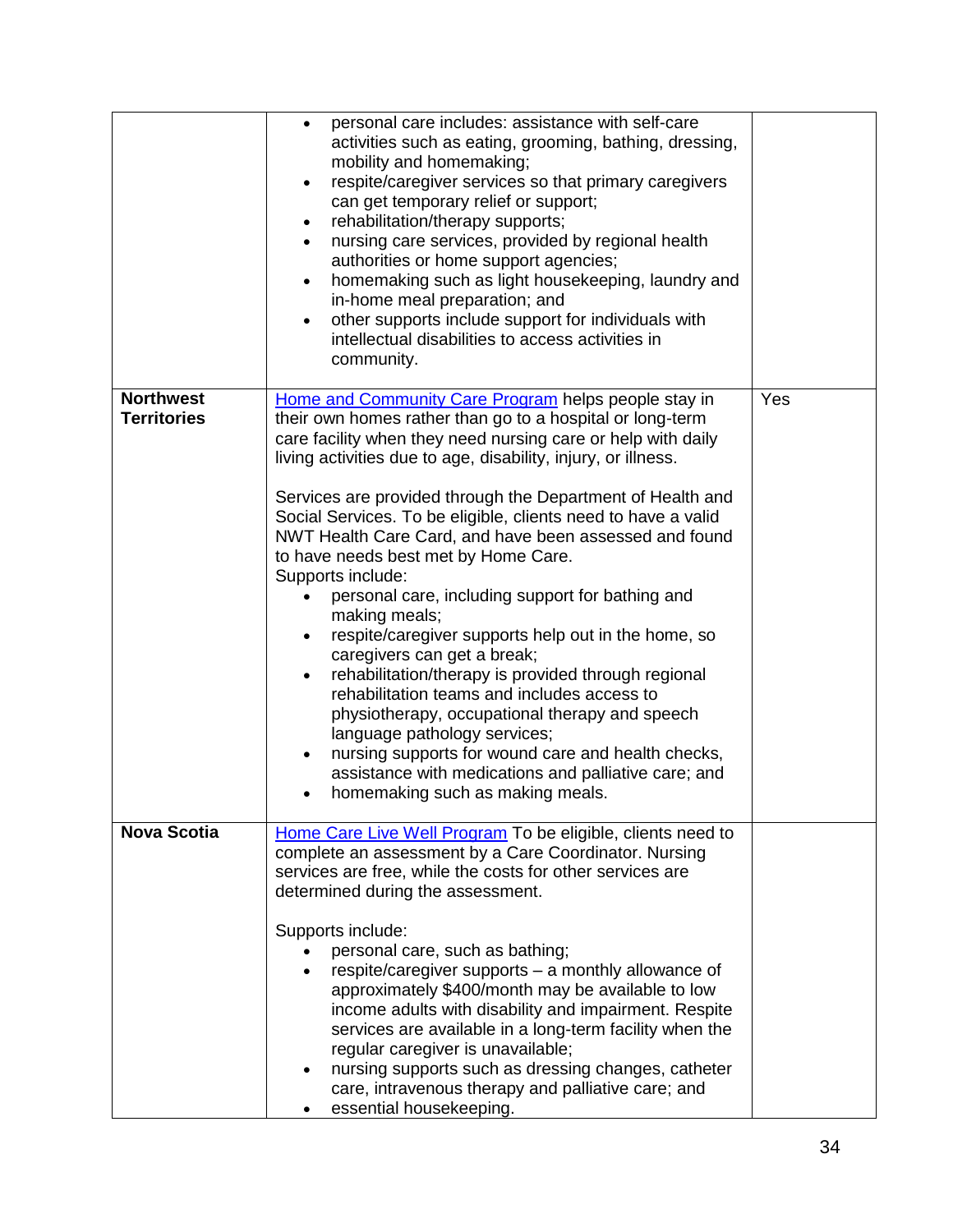| | | |
|---|---|---|
| | <ul><li>personal care includes: assistance with self-care activities such as eating, grooming, bathing, dressing, mobility and homemaking;</li><li>respite/caregiver services so that primary caregivers can get temporary relief or support;</li><li>rehabilitation/therapy supports;</li><li>nursing care services, provided by regional health authorities or home support agencies;</li><li>homemaking such as light housekeeping, laundry and in-home meal preparation; and</li><li>other supports include support for individuals with intellectual disabilities to access activities in community.</li></ul> | |
| **Northwest Territories** | Home and Community Care Program helps people stay in their own homes rather than go to a hospital or long-term care facility when they need nursing care or help with daily living activities due to age, disability, injury, or illness.<br><br>Services are provided through the Department of Health and Social Services. To be eligible, clients need to have a valid NWT Health Care Card, and have been assessed and found to have needs best met by Home Care.<br>Supports include:<ul><li>personal care, including support for bathing and making meals;</li><li>respite/caregiver supports help out in the home, so caregivers can get a break;</li><li>rehabilitation/therapy is provided through regional rehabilitation teams and includes access to physiotherapy, occupational therapy and speech language pathology services;</li><li>nursing supports for wound care and health checks, assistance with medications and palliative care; and</li><li>homemaking such as making meals.</li></ul> | Yes |
| **Nova Scotia** | Home Care Live Well Program To be eligible, clients need to complete an assessment by a Care Coordinator. Nursing services are free, while the costs for other services are determined during the assessment.<br><br>Supports include:<ul><li>personal care, such as bathing;</li><li>respite/caregiver supports – a monthly allowance of approximately $400/month may be available to low income adults with disability and impairment. Respite services are available in a long-term facility when the regular caregiver is unavailable;</li><li>nursing supports such as dressing changes, catheter care, intravenous therapy and palliative care; and</li><li>essential housekeeping.</li></ul> | |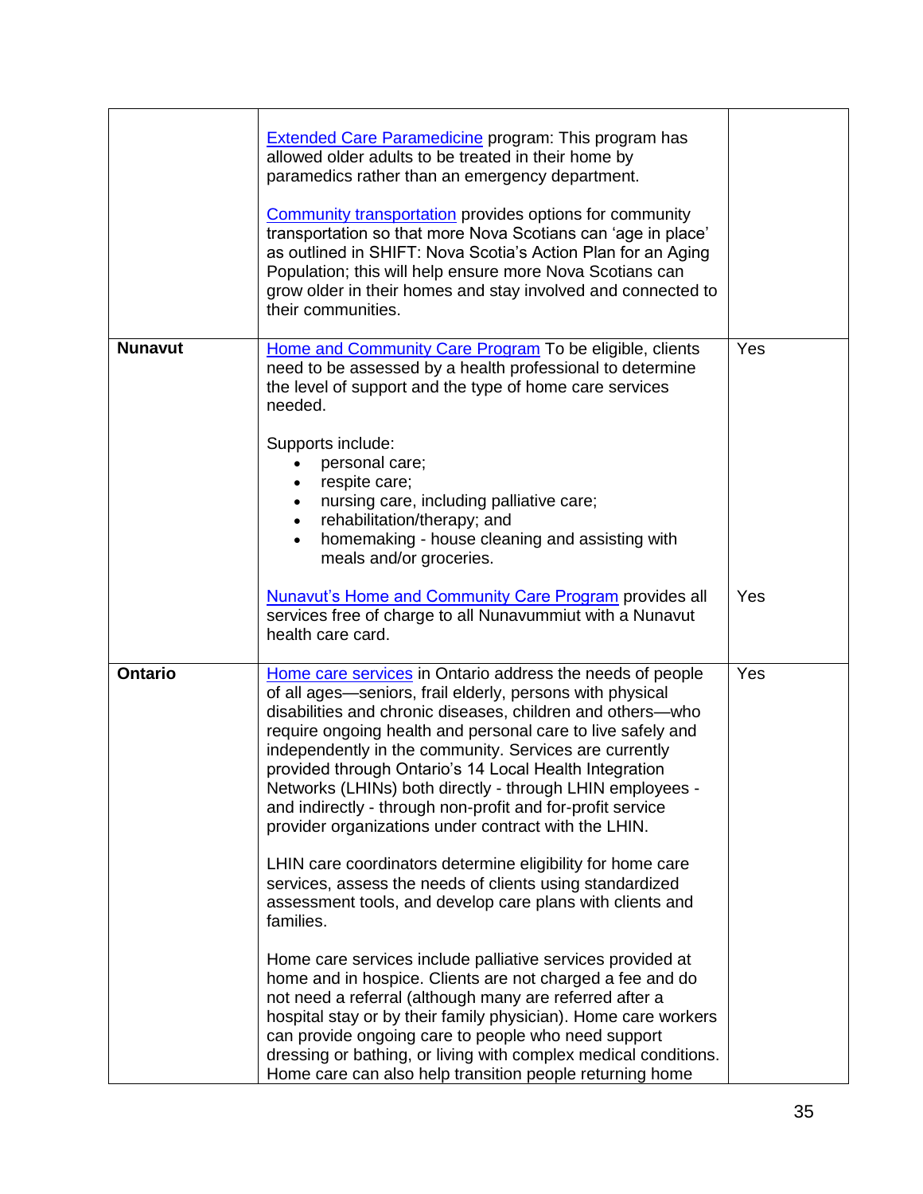| | | |
|---|---|---|
| | Extended Care Paramedicine program: This program has allowed older adults to be treated in their home by paramedics rather than an emergency department.<br><br>Community transportation provides options for community transportation so that more Nova Scotians can 'age in place' as outlined in SHIFT: Nova Scotia's Action Plan for an Aging Population; this will help ensure more Nova Scotians can grow older in their homes and stay involved and connected to their communities. | |
| **Nunavut** | Home and Community Care Program To be eligible, clients need to be assessed by a health professional to determine the level of support and the type of home care services needed.<br><br>Supports include:<br>• personal care;<br>• respite care;<br>• nursing care, including palliative care;<br>• rehabilitation/therapy; and<br>• homemaking - house cleaning and assisting with meals and/or groceries.<br><br>Nunavut's Home and Community Care Program provides all services free of charge to all Nunavummiut with a Nunavut health care card. | Yes<br><br><br><br><br><br><br><br><br><br><br>Yes |
| **Ontario** | Home care services in Ontario address the needs of people of all ages—seniors, frail elderly, persons with physical disabilities and chronic diseases, children and others—who require ongoing health and personal care to live safely and independently in the community. Services are currently provided through Ontario's 14 Local Health Integration Networks (LHINs) both directly - through LHIN employees - and indirectly - through non-profit and for-profit service provider organizations under contract with the LHIN.<br><br>LHIN care coordinators determine eligibility for home care services, assess the needs of clients using standardized assessment tools, and develop care plans with clients and families.<br><br>Home care services include palliative services provided at home and in hospice. Clients are not charged a fee and do not need a referral (although many are referred after a hospital stay or by their family physician). Home care workers can provide ongoing care to people who need support dressing or bathing, or living with complex medical conditions. Home care can also help transition people returning home | Yes |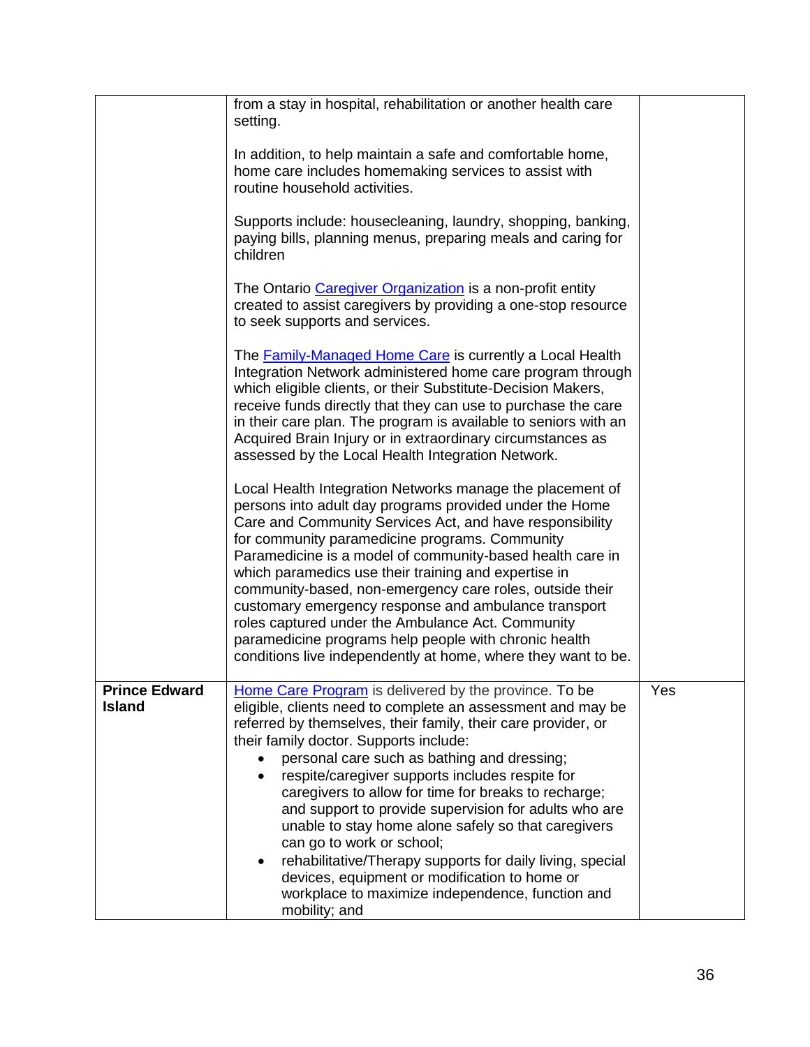| | | |
|---|---|---|
| | from a stay in hospital, rehabilitation or another health care setting.<br><br>In addition, to help maintain a safe and comfortable home, home care includes homemaking services to assist with routine household activities.<br><br>Supports include: housecleaning, laundry, shopping, banking, paying bills, planning menus, preparing meals and caring for children<br><br>The Ontario Caregiver Organization is a non-profit entity created to assist caregivers by providing a one-stop resource to seek supports and services.<br><br>The Family-Managed Home Care is currently a Local Health Integration Network administered home care program through which eligible clients, or their Substitute-Decision Makers, receive funds directly that they can use to purchase the care in their care plan. The program is available to seniors with an Acquired Brain Injury or in extraordinary circumstances as assessed by the Local Health Integration Network.<br><br>Local Health Integration Networks manage the placement of persons into adult day programs provided under the Home Care and Community Services Act, and have responsibility for community paramedicine programs. Community Paramedicine is a model of community-based health care in which paramedics use their training and expertise in community-based, non-emergency care roles, outside their customary emergency response and ambulance transport roles captured under the Ambulance Act. Community paramedicine programs help people with chronic health conditions live independently at home, where they want to be. | |
| **Prince Edward Island** | Home Care Program is delivered by the province. To be eligible, clients need to complete an assessment and may be referred by themselves, their family, their care provider, or their family doctor. Supports include:<br>• personal care such as bathing and dressing;<br>• respite/caregiver supports includes respite for caregivers to allow for time for breaks to recharge; and support to provide supervision for adults who are unable to stay home alone safely so that caregivers can go to work or school;<br>• rehabilitative/Therapy supports for daily living, special devices, equipment or modification to home or workplace to maximize independence, function and mobility; and | Yes |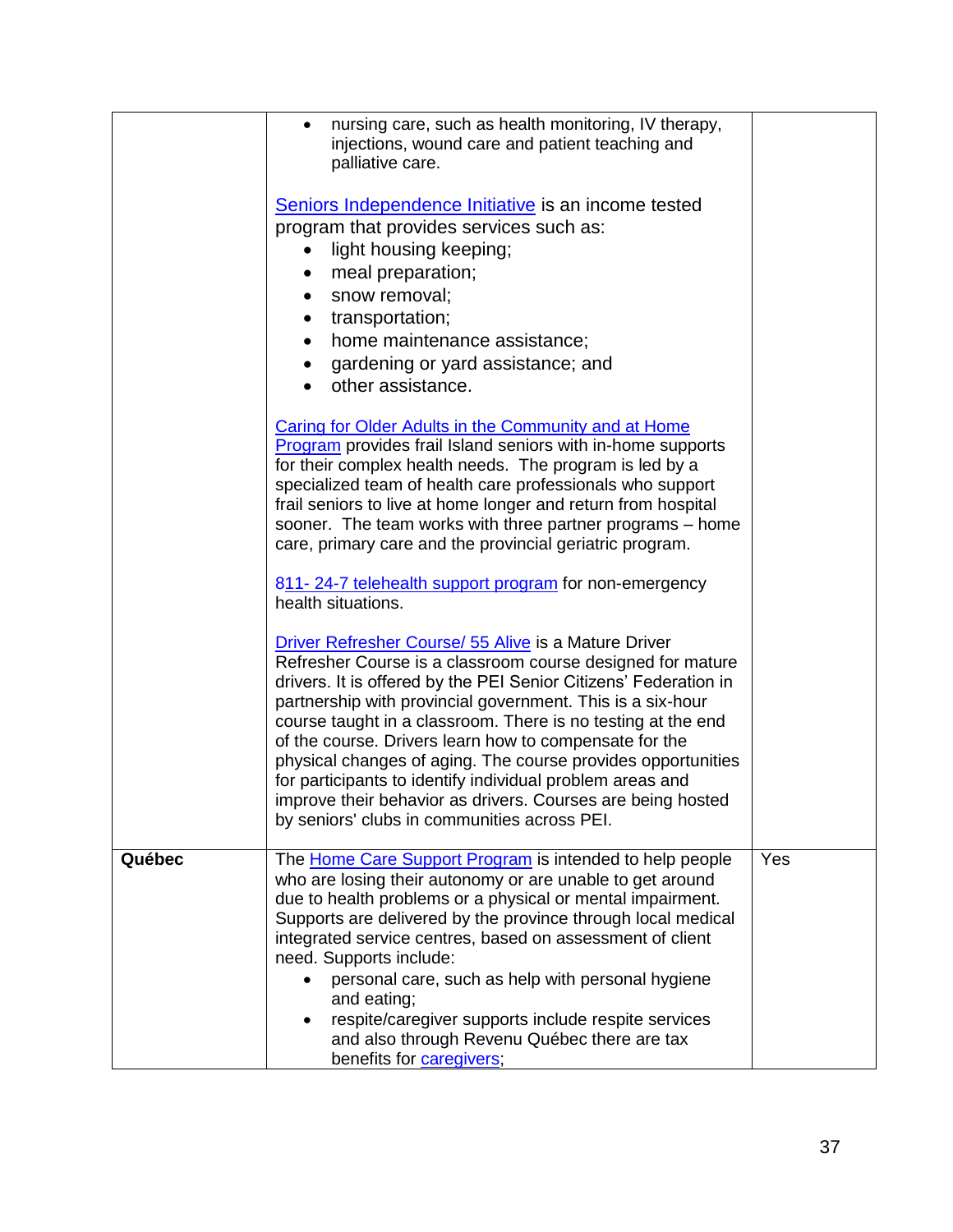| | | |
|---|---|---|
| | <ul><li>nursing care, such as health monitoring, IV therapy, injections, wound care and patient teaching and palliative care.</li></ul><br>Seniors Independence Initiative is an income tested program that provides services such as:<ul><li>light housing keeping;</li><li>meal preparation;</li><li>snow removal;</li><li>transportation;</li><li>home maintenance assistance;</li><li>gardening or yard assistance; and</li><li>other assistance.</li></ul><br>Caring for Older Adults in the Community and at Home Program provides frail Island seniors with in-home supports for their complex health needs. The program is led by a specialized team of health care professionals who support frail seniors to live at home longer and return from hospital sooner. The team works with three partner programs – home care, primary care and the provincial geriatric program.<br><br>811- 24-7 telehealth support program for non-emergency health situations.<br><br>Driver Refresher Course/ 55 Alive is a Mature Driver Refresher Course is a classroom course designed for mature drivers. It is offered by the PEI Senior Citizens' Federation in partnership with provincial government. This is a six-hour course taught in a classroom. There is no testing at the end of the course. Drivers learn how to compensate for the physical changes of aging. The course provides opportunities for participants to identify individual problem areas and improve their behavior as drivers. Courses are being hosted by seniors' clubs in communities across PEI. | |
| **Québec** | The Home Care Support Program is intended to help people who are losing their autonomy or are unable to get around due to health problems or a physical or mental impairment. Supports are delivered by the province through local medical integrated service centres, based on assessment of client need. Supports include:<ul><li>personal care, such as help with personal hygiene and eating;</li><li>respite/caregiver supports include respite services and also through Revenu Québec there are tax benefits for caregivers;</li></ul> | Yes |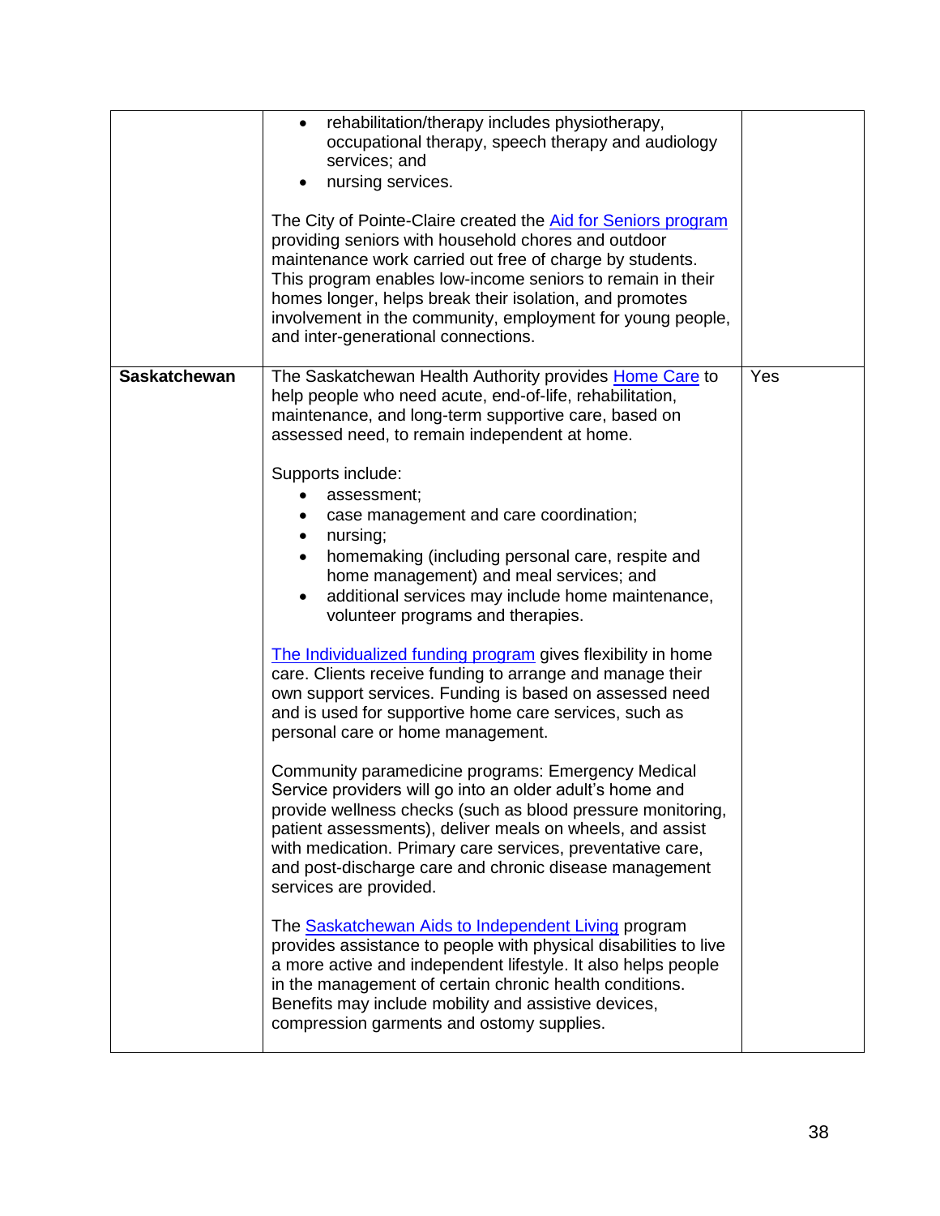| | | |
|---|---|---|
| | • rehabilitation/therapy includes physiotherapy, occupational therapy, speech therapy and audiology services; and<br>• nursing services.<br><br>The City of Pointe-Claire created the Aid for Seniors program providing seniors with household chores and outdoor maintenance work carried out free of charge by students. This program enables low-income seniors to remain in their homes longer, helps break their isolation, and promotes involvement in the community, employment for young people, and inter-generational connections. | |
| **Saskatchewan** | The Saskatchewan Health Authority provides Home Care to help people who need acute, end-of-life, rehabilitation, maintenance, and long-term supportive care, based on assessed need, to remain independent at home.<br><br>Supports include:<br>• assessment;<br>• case management and care coordination;<br>• nursing;<br>• homemaking (including personal care, respite and home management) and meal services; and<br>• additional services may include home maintenance, volunteer programs and therapies.<br><br>The Individualized funding program gives flexibility in home care. Clients receive funding to arrange and manage their own support services. Funding is based on assessed need and is used for supportive home care services, such as personal care or home management.<br><br>Community paramedicine programs: Emergency Medical Service providers will go into an older adult's home and provide wellness checks (such as blood pressure monitoring, patient assessments), deliver meals on wheels, and assist with medication. Primary care services, preventative care, and post-discharge care and chronic disease management services are provided.<br><br>The Saskatchewan Aids to Independent Living program provides assistance to people with physical disabilities to live a more active and independent lifestyle. It also helps people in the management of certain chronic health conditions. Benefits may include mobility and assistive devices, compression garments and ostomy supplies. | Yes |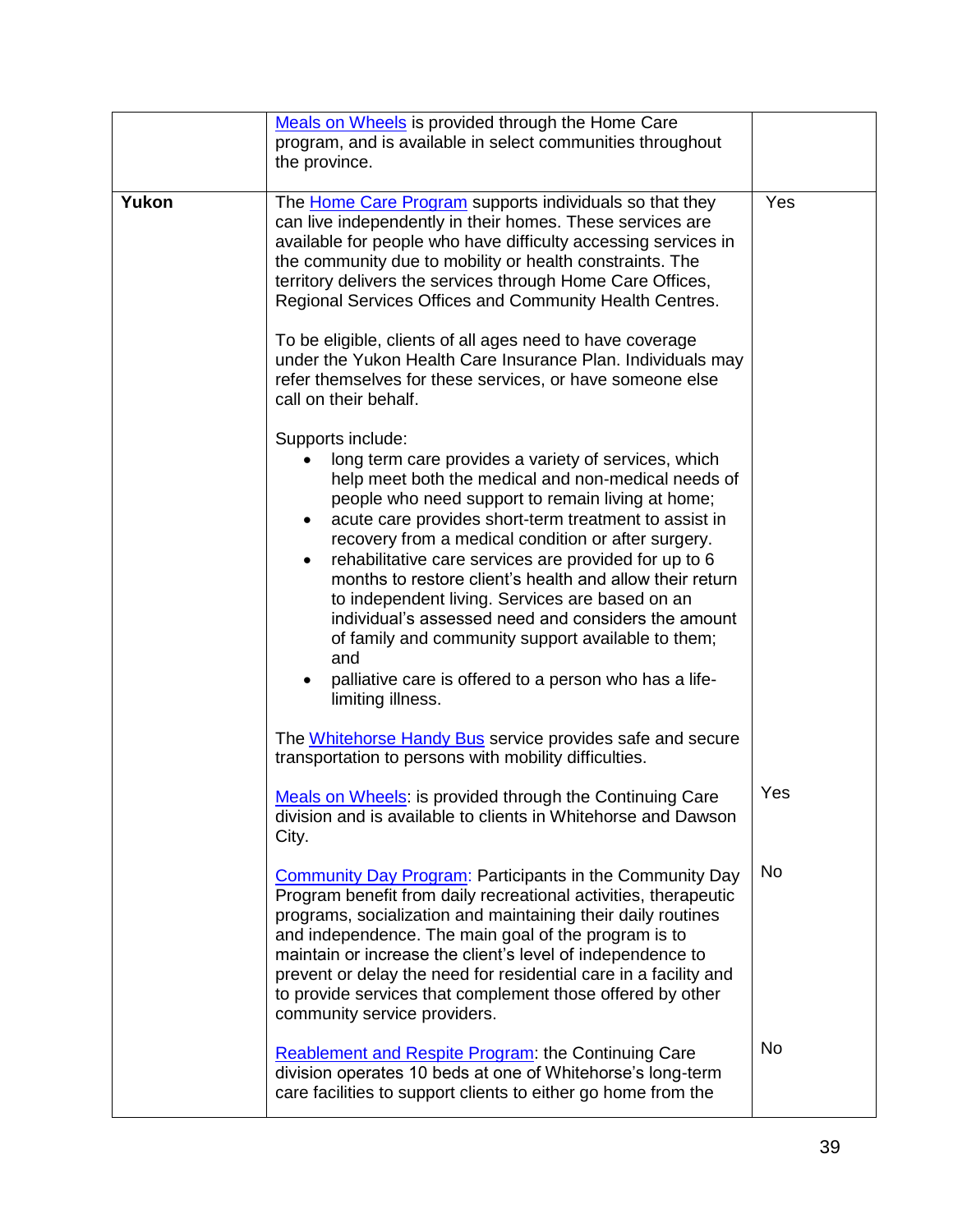| | | |
|---|---|---|
| | Meals on Wheels is provided through the Home Care program, and is available in select communities throughout the province. | |
| **Yukon** | The Home Care Program supports individuals so that they can live independently in their homes. These services are available for people who have difficulty accessing services in the community due to mobility or health constraints. The territory delivers the services through Home Care Offices, Regional Services Offices and Community Health Centres.<br><br>To be eligible, clients of all ages need to have coverage under the Yukon Health Care Insurance Plan. Individuals may refer themselves for these services, or have someone else call on their behalf.<br><br>Supports include:<br>• long term care provides a variety of services, which help meet both the medical and non-medical needs of people who need support to remain living at home;<br>• acute care provides short-term treatment to assist in recovery from a medical condition or after surgery.<br>• rehabilitative care services are provided for up to 6 months to restore client's health and allow their return to independent living. Services are based on an individual's assessed need and considers the amount of family and community support available to them; and<br>• palliative care is offered to a person who has a life-limiting illness.<br><br>The Whitehorse Handy Bus service provides safe and secure transportation to persons with mobility difficulties. | Yes |
| | Meals on Wheels: is provided through the Continuing Care division and is available to clients in Whitehorse and Dawson City. | Yes |
| | Community Day Program: Participants in the Community Day Program benefit from daily recreational activities, therapeutic programs, socialization and maintaining their daily routines and independence. The main goal of the program is to maintain or increase the client's level of independence to prevent or delay the need for residential care in a facility and to provide services that complement those offered by other community service providers. | No |
| | Reablement and Respite Program: the Continuing Care division operates 10 beds at one of Whitehorse's long-term care facilities to support clients to either go home from the | No |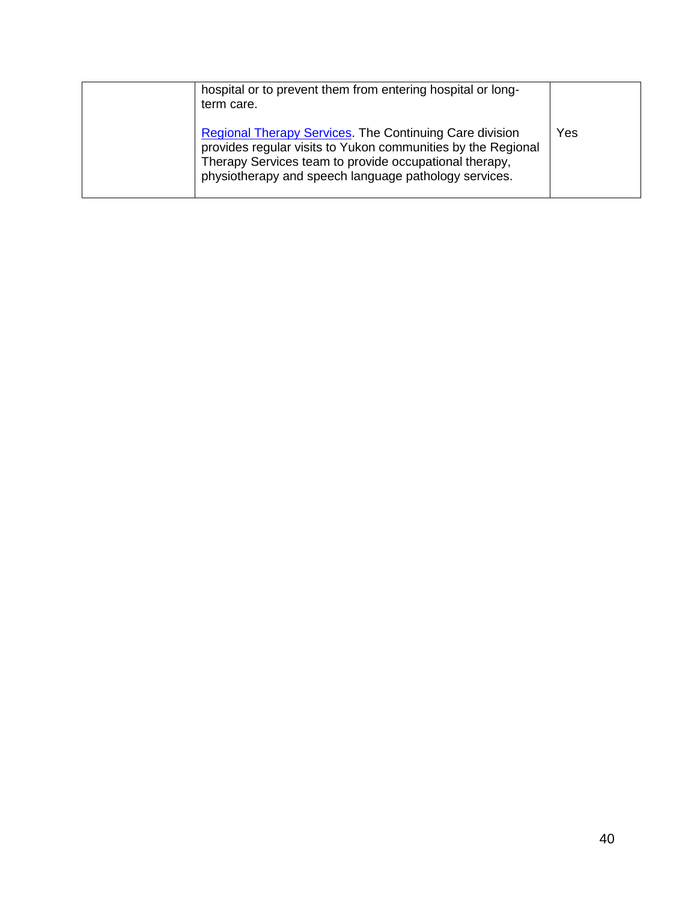| | | |
|---|---|---|
| | hospital or to prevent them from entering hospital or long-term care.<br><br>Regional Therapy Services. The Continuing Care division provides regular visits to Yukon communities by the Regional Therapy Services team to provide occupational therapy, physiotherapy and speech language pathology services. | <br><br>Yes |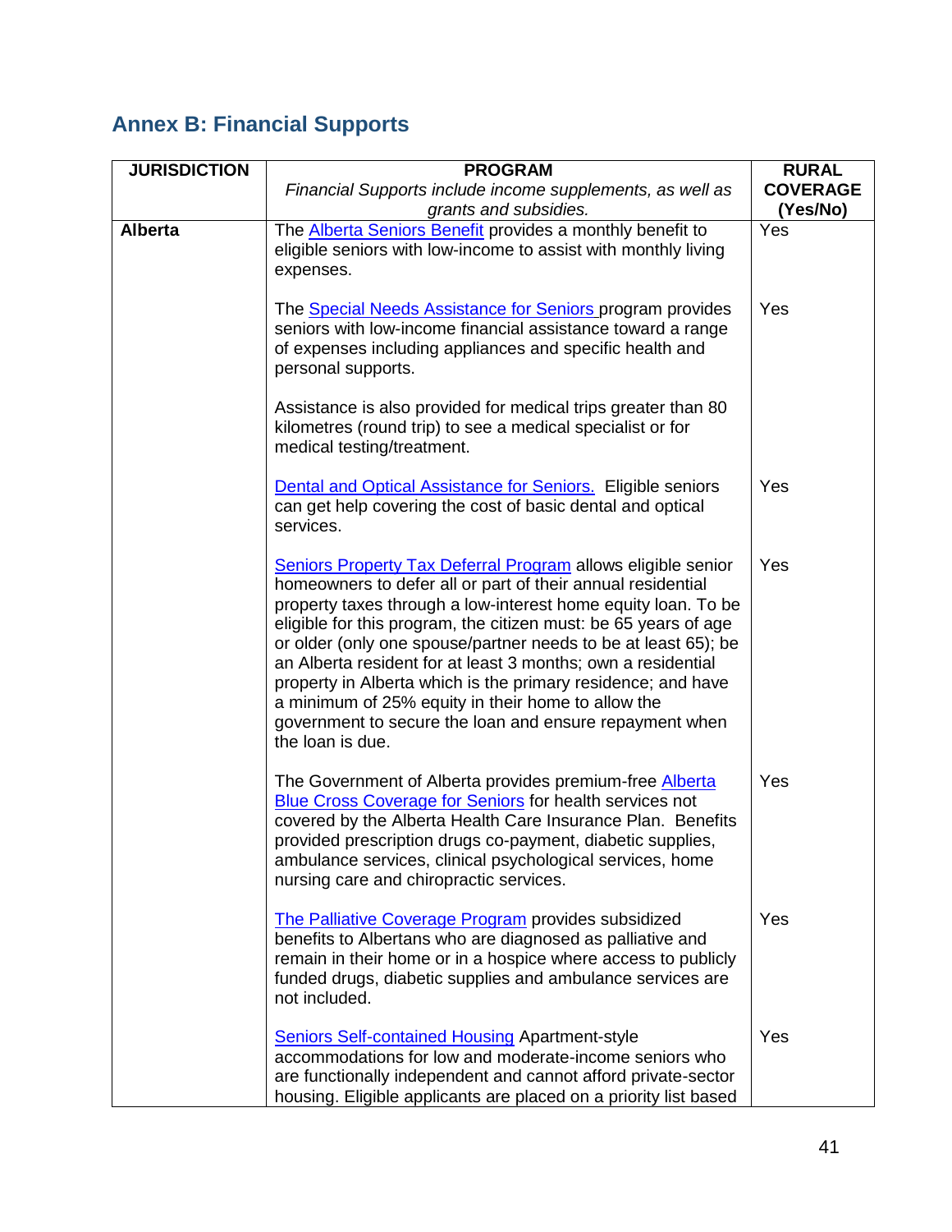## Annex B: Financial Supports

| JURISDICTION | PROGRAM *Financial Supports include income supplements, as well as grants and subsidies.* | RURAL COVERAGE (Yes/No) |
|---|---|---|
| **Alberta** | The Alberta Seniors Benefit provides a monthly benefit to eligible seniors with low-income to assist with monthly living expenses. | Yes |
| | The Special Needs Assistance for Seniors program provides seniors with low-income financial assistance toward a range of expenses including appliances and specific health and personal supports.<br><br>Assistance is also provided for medical trips greater than 80 kilometres (round trip) to see a medical specialist or for medical testing/treatment. | Yes |
| | Dental and Optical Assistance for Seniors. Eligible seniors can get help covering the cost of basic dental and optical services. | Yes |
| | Seniors Property Tax Deferral Program allows eligible senior homeowners to defer all or part of their annual residential property taxes through a low-interest home equity loan. To be eligible for this program, the citizen must: be 65 years of age or older (only one spouse/partner needs to be at least 65); be an Alberta resident for at least 3 months; own a residential property in Alberta which is the primary residence; and have a minimum of 25% equity in their home to allow the government to secure the loan and ensure repayment when the loan is due. | Yes |
| | The Government of Alberta provides premium-free Alberta Blue Cross Coverage for Seniors for health services not covered by the Alberta Health Care Insurance Plan. Benefits provided prescription drugs co-payment, diabetic supplies, ambulance services, clinical psychological services, home nursing care and chiropractic services. | Yes |
| | The Palliative Coverage Program provides subsidized benefits to Albertans who are diagnosed as palliative and remain in their home or in a hospice where access to publicly funded drugs, diabetic supplies and ambulance services are not included. | Yes |
| | Seniors Self-contained Housing Apartment-style accommodations for low and moderate-income seniors who are functionally independent and cannot afford private-sector housing. Eligible applicants are placed on a priority list based | Yes |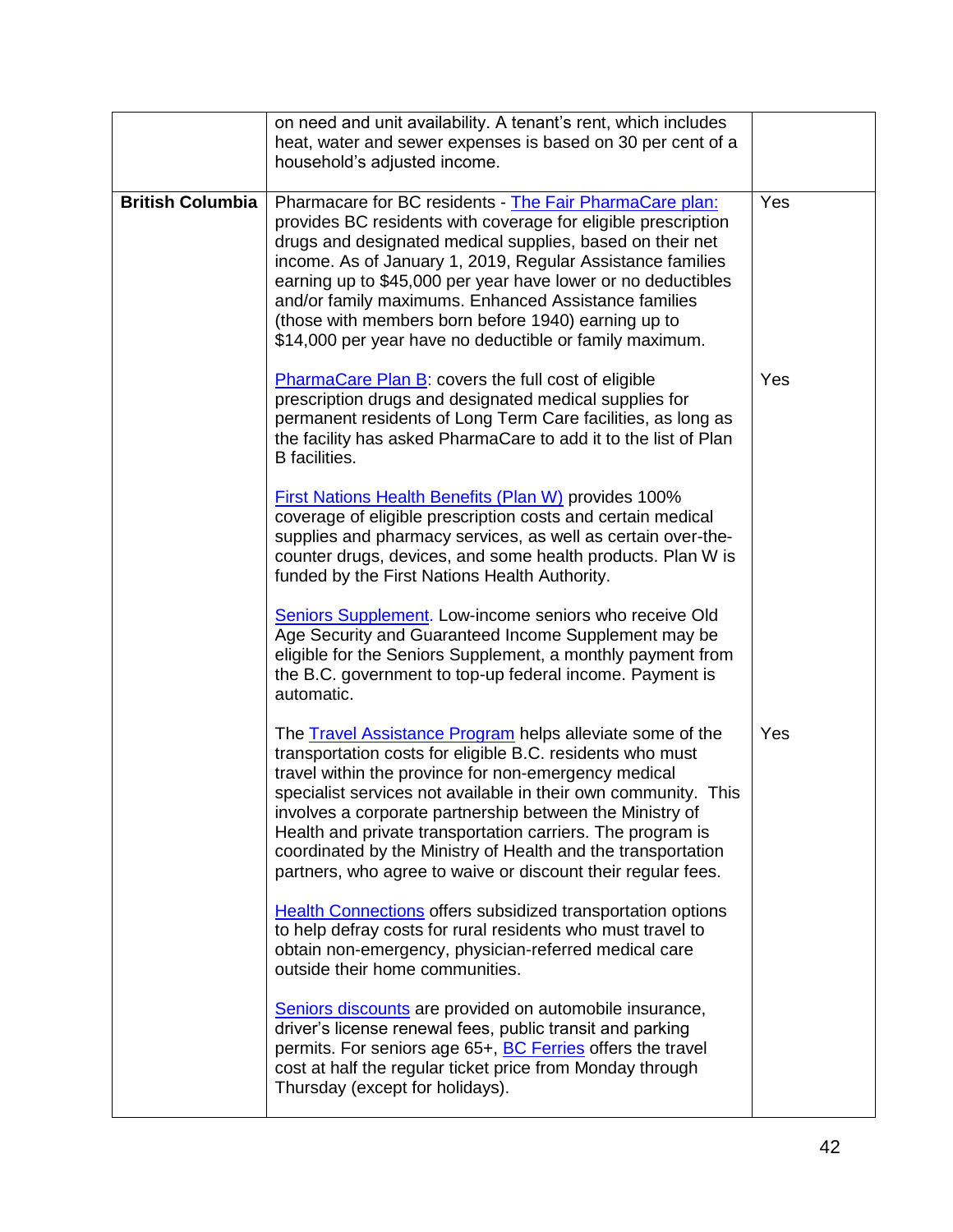| | | |
|---|---|---|
| | on need and unit availability. A tenant's rent, which includes heat, water and sewer expenses is based on 30 per cent of a household's adjusted income. | |
| **British Columbia** | Pharmacare for BC residents - The Fair PharmaCare plan: provides BC residents with coverage for eligible prescription drugs and designated medical supplies, based on their net income. As of January 1, 2019, Regular Assistance families earning up to $45,000 per year have lower or no deductibles and/or family maximums. Enhanced Assistance families (those with members born before 1940) earning up to $14,000 per year have no deductible or family maximum. | Yes |
| | PharmaCare Plan B: covers the full cost of eligible prescription drugs and designated medical supplies for permanent residents of Long Term Care facilities, as long as the facility has asked PharmaCare to add it to the list of Plan B facilities. | Yes |
| | First Nations Health Benefits (Plan W) provides 100% coverage of eligible prescription costs and certain medical supplies and pharmacy services, as well as certain over-the-counter drugs, devices, and some health products. Plan W is funded by the First Nations Health Authority. | |
| | Seniors Supplement. Low-income seniors who receive Old Age Security and Guaranteed Income Supplement may be eligible for the Seniors Supplement, a monthly payment from the B.C. government to top-up federal income. Payment is automatic. | |
| | The Travel Assistance Program helps alleviate some of the transportation costs for eligible B.C. residents who must travel within the province for non-emergency medical specialist services not available in their own community. This involves a corporate partnership between the Ministry of Health and private transportation carriers. The program is coordinated by the Ministry of Health and the transportation partners, who agree to waive or discount their regular fees. | Yes |
| | Health Connections offers subsidized transportation options to help defray costs for rural residents who must travel to obtain non-emergency, physician-referred medical care outside their home communities. | |
| | Seniors discounts are provided on automobile insurance, driver's license renewal fees, public transit and parking permits. For seniors age 65+, BC Ferries offers the travel cost at half the regular ticket price from Monday through Thursday (except for holidays). | |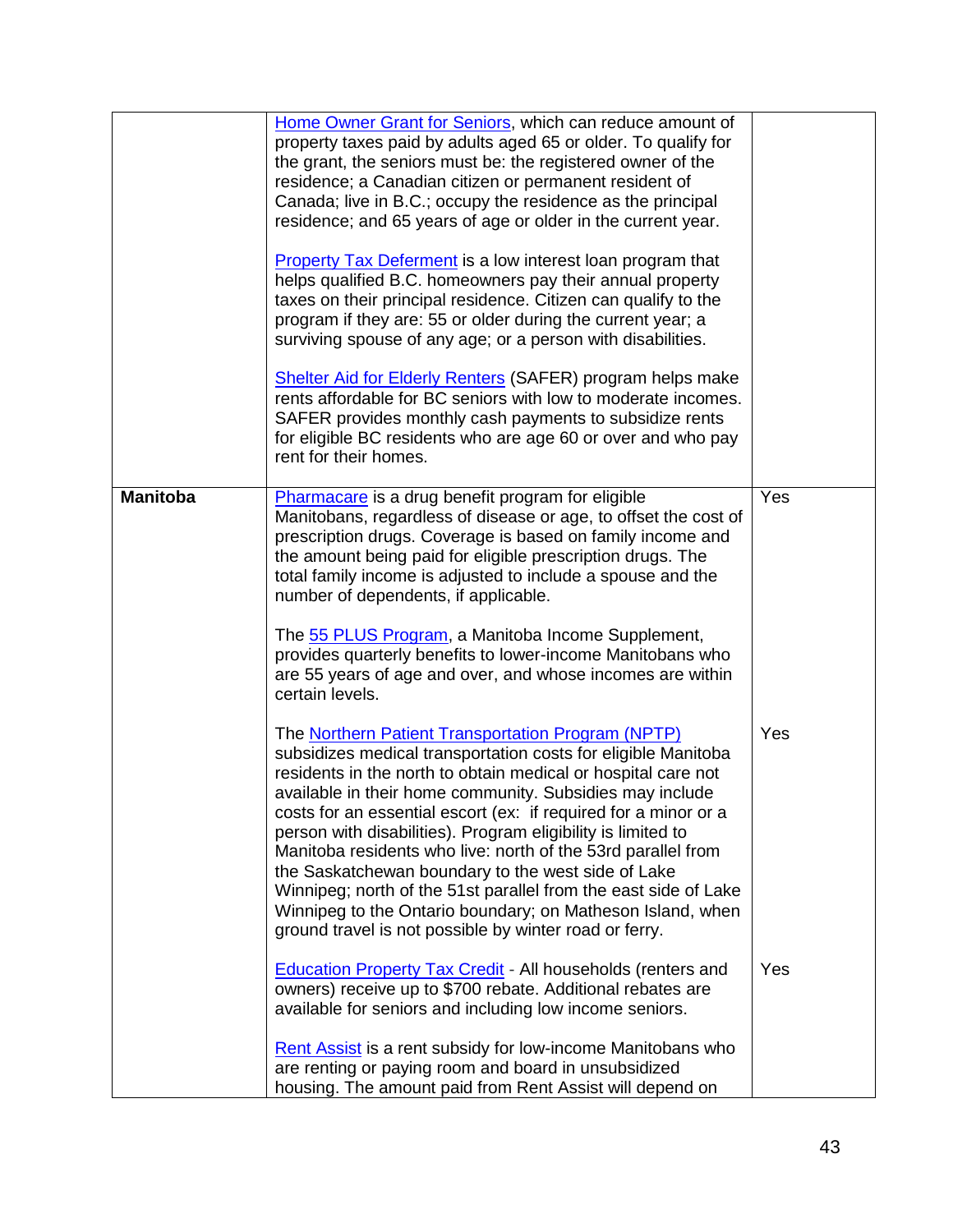| | | |
|---|---|---|
| | Home Owner Grant for Seniors, which can reduce amount of property taxes paid by adults aged 65 or older. To qualify for the grant, the seniors must be: the registered owner of the residence; a Canadian citizen or permanent resident of Canada; live in B.C.; occupy the residence as the principal residence; and 65 years of age or older in the current year.<br><br>Property Tax Deferment is a low interest loan program that helps qualified B.C. homeowners pay their annual property taxes on their principal residence. Citizen can qualify to the program if they are: 55 or older during the current year; a surviving spouse of any age; or a person with disabilities.<br><br>Shelter Aid for Elderly Renters (SAFER) program helps make rents affordable for BC seniors with low to moderate incomes. SAFER provides monthly cash payments to subsidize rents for eligible BC residents who are age 60 or over and who pay rent for their homes. | |
| **Manitoba** | Pharmacare is a drug benefit program for eligible Manitobans, regardless of disease or age, to offset the cost of prescription drugs. Coverage is based on family income and the amount being paid for eligible prescription drugs. The total family income is adjusted to include a spouse and the number of dependents, if applicable.<br><br>The 55 PLUS Program, a Manitoba Income Supplement, provides quarterly benefits to lower-income Manitobans who are 55 years of age and over, and whose incomes are within certain levels.<br><br>The Northern Patient Transportation Program (NPTP) subsidizes medical transportation costs for eligible Manitoba residents in the north to obtain medical or hospital care not available in their home community. Subsidies may include costs for an essential escort (ex: if required for a minor or a person with disabilities). Program eligibility is limited to Manitoba residents who live: north of the 53rd parallel from the Saskatchewan boundary to the west side of Lake Winnipeg; north of the 51st parallel from the east side of Lake Winnipeg to the Ontario boundary; on Matheson Island, when ground travel is not possible by winter road or ferry.<br><br>Education Property Tax Credit - All households (renters and owners) receive up to $700 rebate. Additional rebates are available for seniors and including low income seniors.<br><br>Rent Assist is a rent subsidy for low-income Manitobans who are renting or paying room and board in unsubsidized housing. The amount paid from Rent Assist will depend on | Yes<br><br><br><br><br><br><br><br><br><br><br><br>Yes<br><br><br><br><br><br><br><br><br><br><br><br>Yes |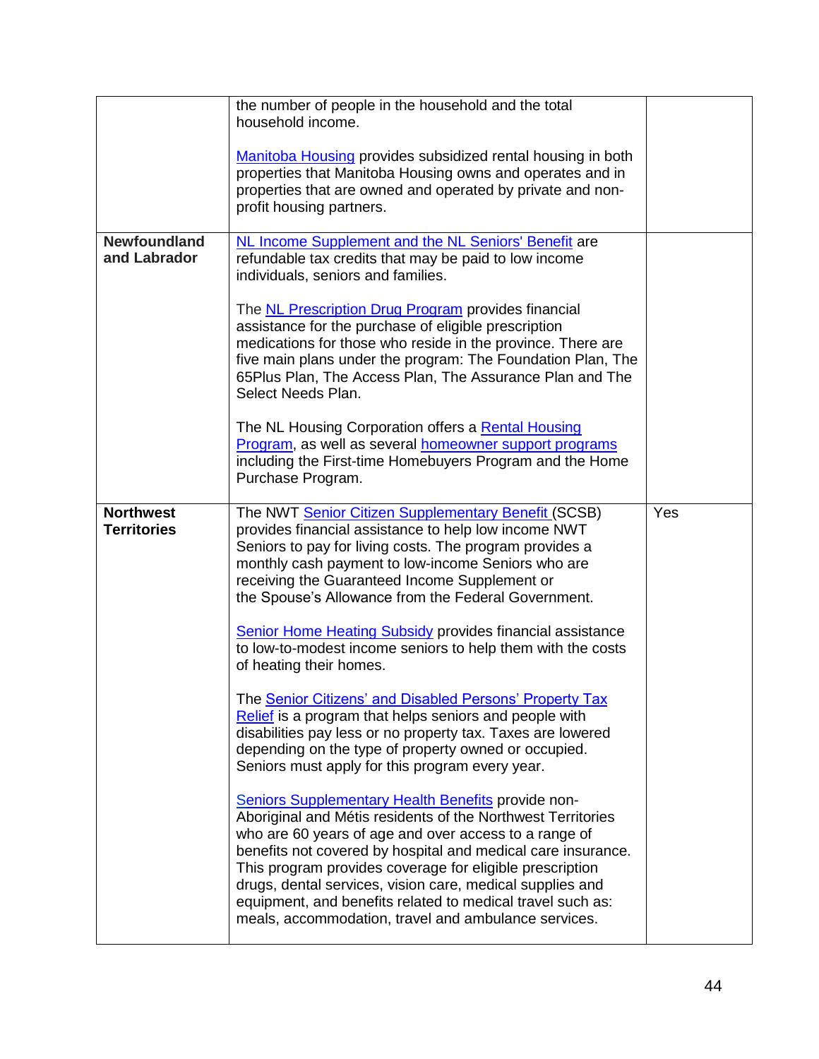| | | |
|---|---|---|
| | the number of people in the household and the total household income.<br><br>Manitoba Housing provides subsidized rental housing in both properties that Manitoba Housing owns and operates and in properties that are owned and operated by private and non-profit housing partners. | |
| **Newfoundland and Labrador** | NL Income Supplement and the NL Seniors' Benefit are refundable tax credits that may be paid to low income individuals, seniors and families.<br><br>The NL Prescription Drug Program provides financial assistance for the purchase of eligible prescription medications for those who reside in the province. There are five main plans under the program: The Foundation Plan, The 65Plus Plan, The Access Plan, The Assurance Plan and The Select Needs Plan.<br><br>The NL Housing Corporation offers a Rental Housing Program, as well as several homeowner support programs including the First-time Homebuyers Program and the Home Purchase Program. | |
| **Northwest Territories** | The NWT Senior Citizen Supplementary Benefit (SCSB) provides financial assistance to help low income NWT Seniors to pay for living costs. The program provides a monthly cash payment to low-income Seniors who are receiving the Guaranteed Income Supplement or the Spouse's Allowance from the Federal Government.<br><br>Senior Home Heating Subsidy provides financial assistance to low-to-modest income seniors to help them with the costs of heating their homes.<br><br>The Senior Citizens' and Disabled Persons' Property Tax Relief is a program that helps seniors and people with disabilities pay less or no property tax. Taxes are lowered depending on the type of property owned or occupied. Seniors must apply for this program every year.<br><br>Seniors Supplementary Health Benefits provide non-Aboriginal and Métis residents of the Northwest Territories who are 60 years of age and over access to a range of benefits not covered by hospital and medical care insurance. This program provides coverage for eligible prescription drugs, dental services, vision care, medical supplies and equipment, and benefits related to medical travel such as: meals, accommodation, travel and ambulance services. | Yes |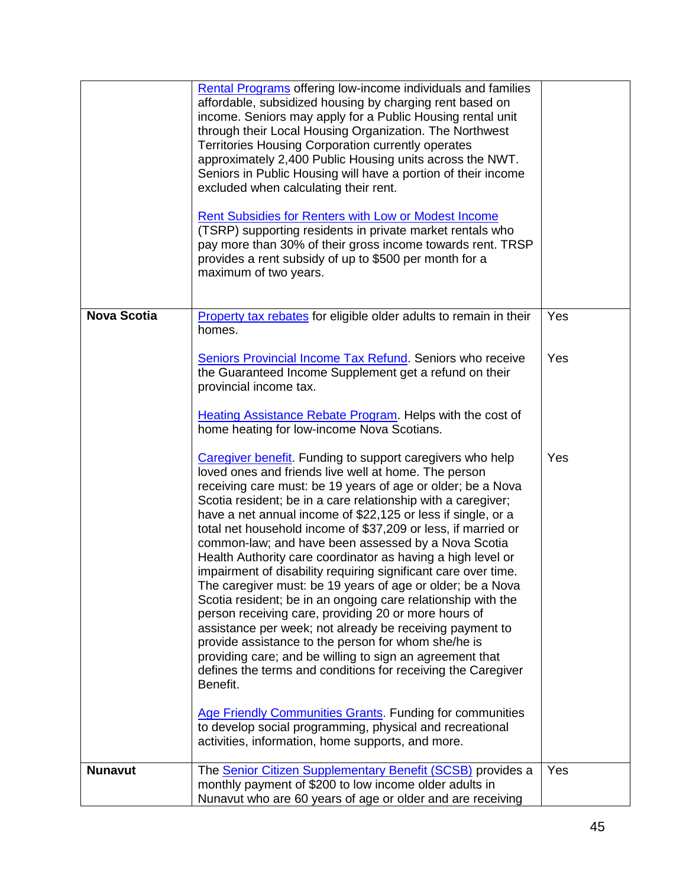| | | |
|---|---|---|
| | Rental Programs offering low-income individuals and families affordable, subsidized housing by charging rent based on income. Seniors may apply for a Public Housing rental unit through their Local Housing Organization. The Northwest Territories Housing Corporation currently operates approximately 2,400 Public Housing units across the NWT. Seniors in Public Housing will have a portion of their income excluded when calculating their rent.<br><br>Rent Subsidies for Renters with Low or Modest Income (TSRP) supporting residents in private market rentals who pay more than 30% of their gross income towards rent. TRSP provides a rent subsidy of up to $500 per month for a maximum of two years. | |
| **Nova Scotia** | Property tax rebates for eligible older adults to remain in their homes.<br><br>Seniors Provincial Income Tax Refund. Seniors who receive the Guaranteed Income Supplement get a refund on their provincial income tax.<br><br>Heating Assistance Rebate Program. Helps with the cost of home heating for low-income Nova Scotians.<br><br>Caregiver benefit. Funding to support caregivers who help loved ones and friends live well at home. The person receiving care must: be 19 years of age or older; be a Nova Scotia resident; be in a care relationship with a caregiver; have a net annual income of $22,125 or less if single, or a total net household income of $37,209 or less, if married or common-law; and have been assessed by a Nova Scotia Health Authority care coordinator as having a high level or impairment of disability requiring significant care over time. The caregiver must: be 19 years of age or older; be a Nova Scotia resident; be in an ongoing care relationship with the person receiving care, providing 20 or more hours of assistance per week; not already be receiving payment to provide assistance to the person for whom she/he is providing care; and be willing to sign an agreement that defines the terms and conditions for receiving the Caregiver Benefit.<br><br>Age Friendly Communities Grants. Funding for communities to develop social programming, physical and recreational activities, information, home supports, and more. | Yes<br><br>Yes<br><br><br><br>Yes |
| **Nunavut** | The Senior Citizen Supplementary Benefit (SCSB) provides a monthly payment of $200 to low income older adults in Nunavut who are 60 years of age or older and are receiving | Yes |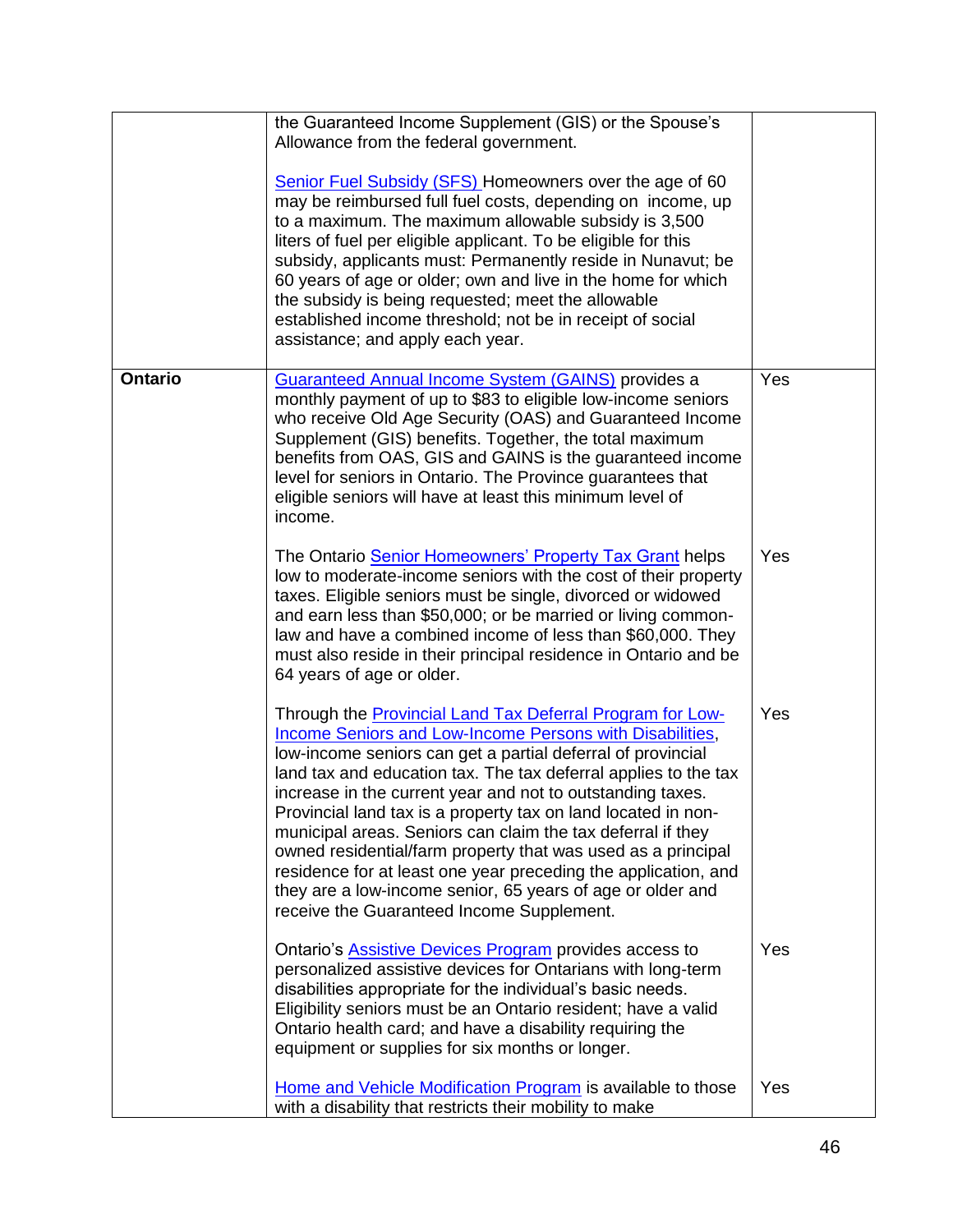| | | |
|---|---|---|
| | the Guaranteed Income Supplement (GIS) or the Spouse's Allowance from the federal government.<br><br>Senior Fuel Subsidy (SFS) Homeowners over the age of 60 may be reimbursed full fuel costs, depending on income, up to a maximum. The maximum allowable subsidy is 3,500 liters of fuel per eligible applicant. To be eligible for this subsidy, applicants must: Permanently reside in Nunavut; be 60 years of age or older; own and live in the home for which the subsidy is being requested; meet the allowable established income threshold; not be in receipt of social assistance; and apply each year. | |
| **Ontario** | Guaranteed Annual Income System (GAINS) provides a monthly payment of up to $83 to eligible low-income seniors who receive Old Age Security (OAS) and Guaranteed Income Supplement (GIS) benefits. Together, the total maximum benefits from OAS, GIS and GAINS is the guaranteed income level for seniors in Ontario. The Province guarantees that eligible seniors will have at least this minimum level of income. | Yes |
| | The Ontario Senior Homeowners' Property Tax Grant helps low to moderate-income seniors with the cost of their property taxes. Eligible seniors must be single, divorced or widowed and earn less than $50,000; or be married or living common-law and have a combined income of less than $60,000. They must also reside in their principal residence in Ontario and be 64 years of age or older. | Yes |
| | Through the Provincial Land Tax Deferral Program for Low-Income Seniors and Low-Income Persons with Disabilities, low-income seniors can get a partial deferral of provincial land tax and education tax. The tax deferral applies to the tax increase in the current year and not to outstanding taxes. Provincial land tax is a property tax on land located in non-municipal areas. Seniors can claim the tax deferral if they owned residential/farm property that was used as a principal residence for at least one year preceding the application, and they are a low-income senior, 65 years of age or older and receive the Guaranteed Income Supplement. | Yes |
| | Ontario's Assistive Devices Program provides access to personalized assistive devices for Ontarians with long-term disabilities appropriate for the individual's basic needs. Eligibility seniors must be an Ontario resident; have a valid Ontario health card; and have a disability requiring the equipment or supplies for six months or longer. | Yes |
| | Home and Vehicle Modification Program is available to those with a disability that restricts their mobility to make | Yes |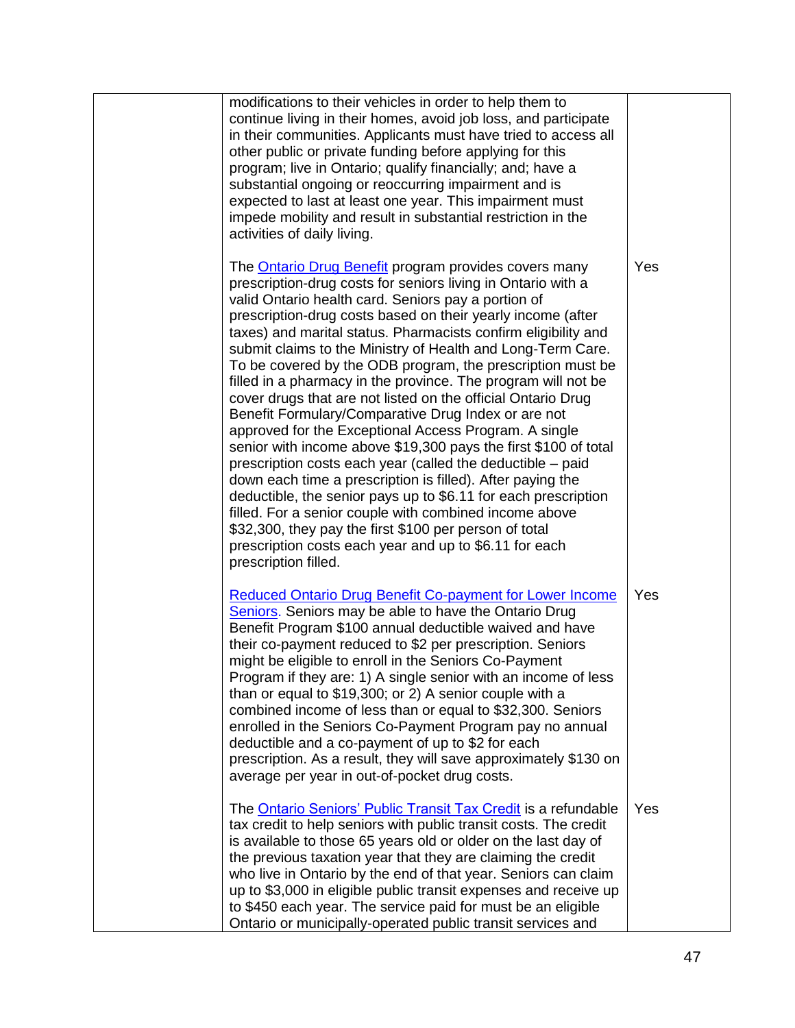| | | |
|---|---|---|
| | modifications to their vehicles in order to help them to continue living in their homes, avoid job loss, and participate in their communities. Applicants must have tried to access all other public or private funding before applying for this program; live in Ontario; qualify financially; and; have a substantial ongoing or reoccurring impairment and is expected to last at least one year. This impairment must impede mobility and result in substantial restriction in the activities of daily living.<br><br>The Ontario Drug Benefit program provides covers many prescription-drug costs for seniors living in Ontario with a valid Ontario health card. Seniors pay a portion of prescription-drug costs based on their yearly income (after taxes) and marital status. Pharmacists confirm eligibility and submit claims to the Ministry of Health and Long-Term Care. To be covered by the ODB program, the prescription must be filled in a pharmacy in the province. The program will not be cover drugs that are not listed on the official Ontario Drug Benefit Formulary/Comparative Drug Index or are not approved for the Exceptional Access Program. A single senior with income above $19,300 pays the first $100 of total prescription costs each year (called the deductible – paid down each time a prescription is filled). After paying the deductible, the senior pays up to $6.11 for each prescription filled. For a senior couple with combined income above $32,300, they pay the first $100 per person of total prescription costs each year and up to $6.11 for each prescription filled.<br><br>Reduced Ontario Drug Benefit Co-payment for Lower Income Seniors. Seniors may be able to have the Ontario Drug Benefit Program $100 annual deductible waived and have their co-payment reduced to $2 per prescription. Seniors might be eligible to enroll in the Seniors Co-Payment Program if they are: 1) A single senior with an income of less than or equal to $19,300; or 2) A senior couple with a combined income of less than or equal to $32,300. Seniors enrolled in the Seniors Co-Payment Program pay no annual deductible and a co-payment of up to $2 for each prescription. As a result, they will save approximately $130 on average per year in out-of-pocket drug costs.<br><br>The Ontario Seniors' Public Transit Tax Credit is a refundable tax credit to help seniors with public transit costs. The credit is available to those 65 years old or older on the last day of the previous taxation year that they are claiming the credit who live in Ontario by the end of that year. Seniors can claim up to $3,000 in eligible public transit expenses and receive up to $450 each year. The service paid for must be an eligible Ontario or municipally-operated public transit services and | <br><br><br><br><br><br><br><br><br><br>Yes<br><br><br><br><br><br><br><br><br><br><br><br><br><br><br><br><br><br><br><br>Yes<br><br><br><br><br><br><br><br><br><br><br><br><br>Yes |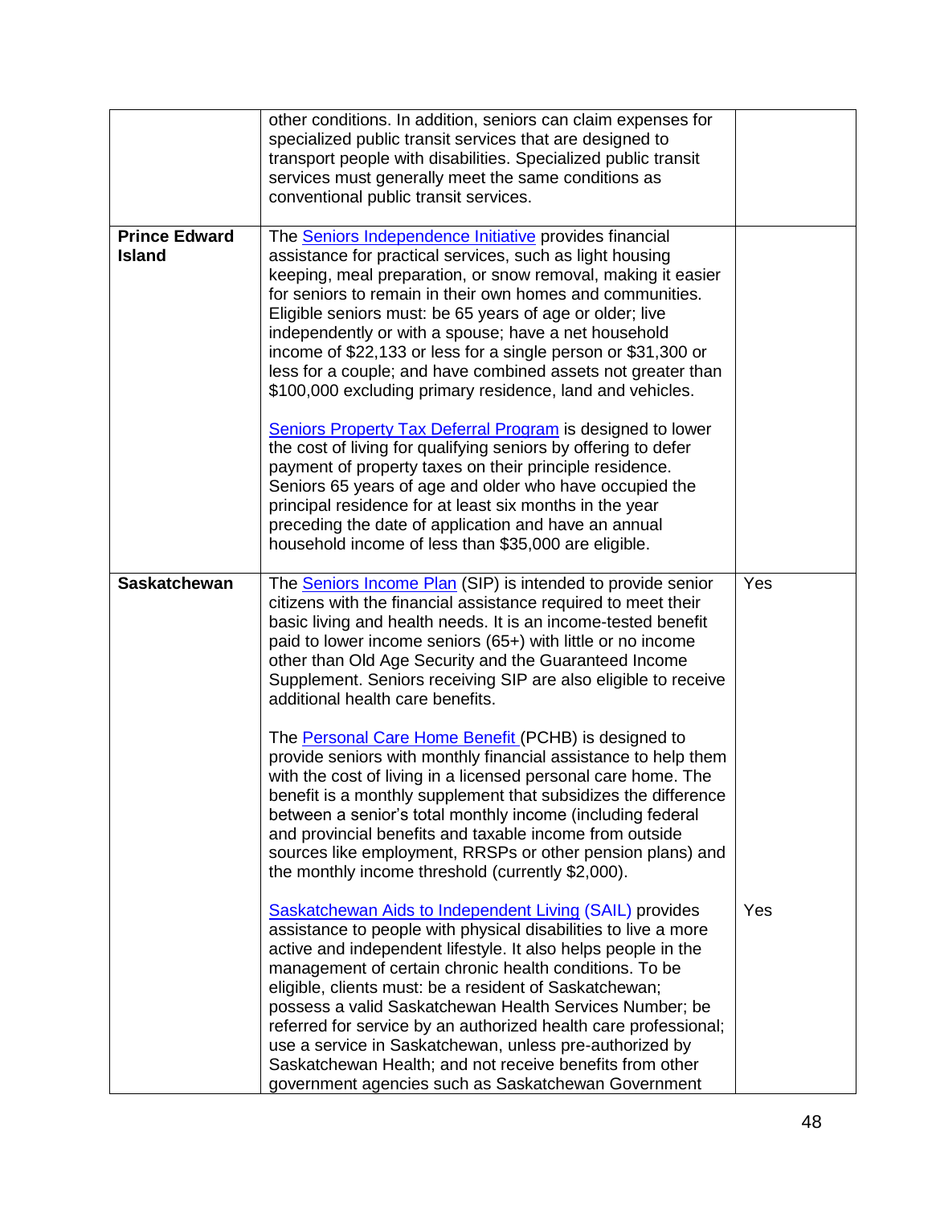| | | |
|---|---|---|
| | other conditions. In addition, seniors can claim expenses for specialized public transit services that are designed to transport people with disabilities. Specialized public transit services must generally meet the same conditions as conventional public transit services. | |
| **Prince Edward Island** | The Seniors Independence Initiative provides financial assistance for practical services, such as light housing keeping, meal preparation, or snow removal, making it easier for seniors to remain in their own homes and communities. Eligible seniors must: be 65 years of age or older; live independently or with a spouse; have a net household income of $22,133 or less for a single person or $31,300 or less for a couple; and have combined assets not greater than $100,000 excluding primary residence, land and vehicles.<br><br>Seniors Property Tax Deferral Program is designed to lower the cost of living for qualifying seniors by offering to defer payment of property taxes on their principle residence. Seniors 65 years of age and older who have occupied the principal residence for at least six months in the year preceding the date of application and have an annual household income of less than $35,000 are eligible. | |
| **Saskatchewan** | The Seniors Income Plan (SIP) is intended to provide senior citizens with the financial assistance required to meet their basic living and health needs. It is an income-tested benefit paid to lower income seniors (65+) with little or no income other than Old Age Security and the Guaranteed Income Supplement. Seniors receiving SIP are also eligible to receive additional health care benefits.<br><br>The Personal Care Home Benefit (PCHB) is designed to provide seniors with monthly financial assistance to help them with the cost of living in a licensed personal care home. The benefit is a monthly supplement that subsidizes the difference between a senior's total monthly income (including federal and provincial benefits and taxable income from outside sources like employment, RRSPs or other pension plans) and the monthly income threshold (currently $2,000). | Yes |
| | Saskatchewan Aids to Independent Living (SAIL) provides assistance to people with physical disabilities to live a more active and independent lifestyle. It also helps people in the management of certain chronic health conditions. To be eligible, clients must: be a resident of Saskatchewan; possess a valid Saskatchewan Health Services Number; be referred for service by an authorized health care professional; use a service in Saskatchewan, unless pre-authorized by Saskatchewan Health; and not receive benefits from other government agencies such as Saskatchewan Government | Yes |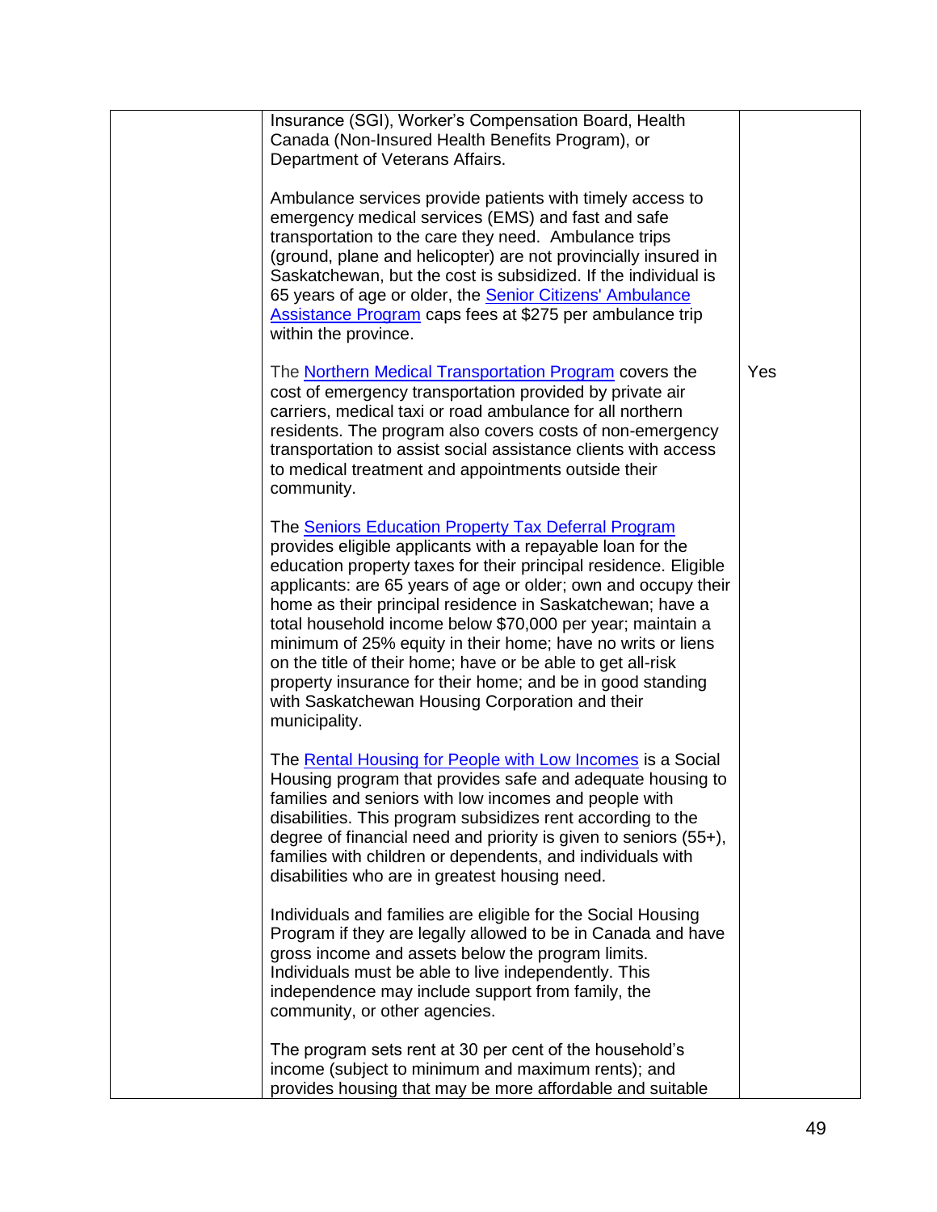| | | |
|---|---|---|
| | Insurance (SGI), Worker's Compensation Board, Health Canada (Non-Insured Health Benefits Program), or Department of Veterans Affairs.<br><br>Ambulance services provide patients with timely access to emergency medical services (EMS) and fast and safe transportation to the care they need. Ambulance trips (ground, plane and helicopter) are not provincially insured in Saskatchewan, but the cost is subsidized. If the individual is 65 years of age or older, the Senior Citizens' Ambulance Assistance Program caps fees at $275 per ambulance trip within the province. | |
| | The Northern Medical Transportation Program covers the cost of emergency transportation provided by private air carriers, medical taxi or road ambulance for all northern residents. The program also covers costs of non-emergency transportation to assist social assistance clients with access to medical treatment and appointments outside their community.<br><br>The Seniors Education Property Tax Deferral Program provides eligible applicants with a repayable loan for the education property taxes for their principal residence. Eligible applicants: are 65 years of age or older; own and occupy their home as their principal residence in Saskatchewan; have a total household income below $70,000 per year; maintain a minimum of 25% equity in their home; have no writs or liens on the title of their home; have or be able to get all-risk property insurance for their home; and be in good standing with Saskatchewan Housing Corporation and their municipality.<br><br>The Rental Housing for People with Low Incomes is a Social Housing program that provides safe and adequate housing to families and seniors with low incomes and people with disabilities. This program subsidizes rent according to the degree of financial need and priority is given to seniors (55+), families with children or dependents, and individuals with disabilities who are in greatest housing need.<br><br>Individuals and families are eligible for the Social Housing Program if they are legally allowed to be in Canada and have gross income and assets below the program limits. Individuals must be able to live independently. This independence may include support from family, the community, or other agencies.<br><br>The program sets rent at 30 per cent of the household's income (subject to minimum and maximum rents); and provides housing that may be more affordable and suitable | Yes |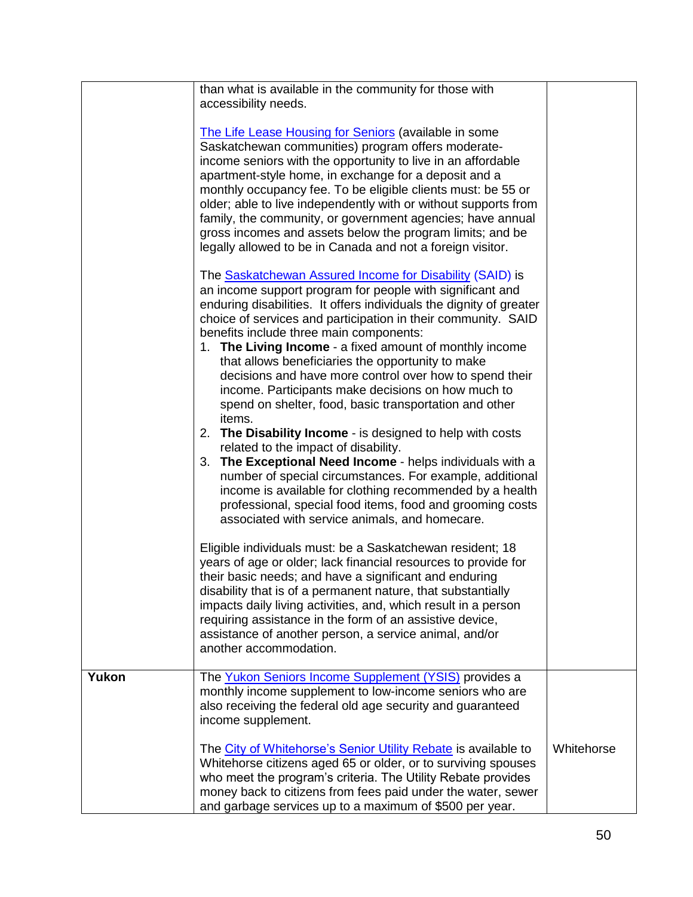| | | |
|---|---|---|
| | than what is available in the community for those with accessibility needs.<br><br>The Life Lease Housing for Seniors (available in some Saskatchewan communities) program offers moderate-income seniors with the opportunity to live in an affordable apartment-style home, in exchange for a deposit and a monthly occupancy fee. To be eligible clients must: be 55 or older; able to live independently with or without supports from family, the community, or government agencies; have annual gross incomes and assets below the program limits; and be legally allowed to be in Canada and not a foreign visitor.<br><br>The Saskatchewan Assured Income for Disability (SAID) is an income support program for people with significant and enduring disabilities. It offers individuals the dignity of greater choice of services and participation in their community. SAID benefits include three main components:<br>1. **The Living Income** - a fixed amount of monthly income that allows beneficiaries the opportunity to make decisions and have more control over how to spend their income. Participants make decisions on how much to spend on shelter, food, basic transportation and other items.<br>2. **The Disability Income** - is designed to help with costs related to the impact of disability.<br>3. **The Exceptional Need Income** - helps individuals with a number of special circumstances. For example, additional income is available for clothing recommended by a health professional, special food items, food and grooming costs associated with service animals, and homecare.<br><br>Eligible individuals must: be a Saskatchewan resident; 18 years of age or older; lack financial resources to provide for their basic needs; and have a significant and enduring disability that is of a permanent nature, that substantially impacts daily living activities, and, which result in a person requiring assistance in the form of an assistive device, assistance of another person, a service animal, and/or another accommodation. | |
| **Yukon** | The Yukon Seniors Income Supplement (YSIS) provides a monthly income supplement to low-income seniors who are also receiving the federal old age security and guaranteed income supplement.<br><br>The City of Whitehorse's Senior Utility Rebate is available to Whitehorse citizens aged 65 or older, or to surviving spouses who meet the program's criteria. The Utility Rebate provides money back to citizens from fees paid under the water, sewer and garbage services up to a maximum of $500 per year. | <br><br><br><br>Whitehorse |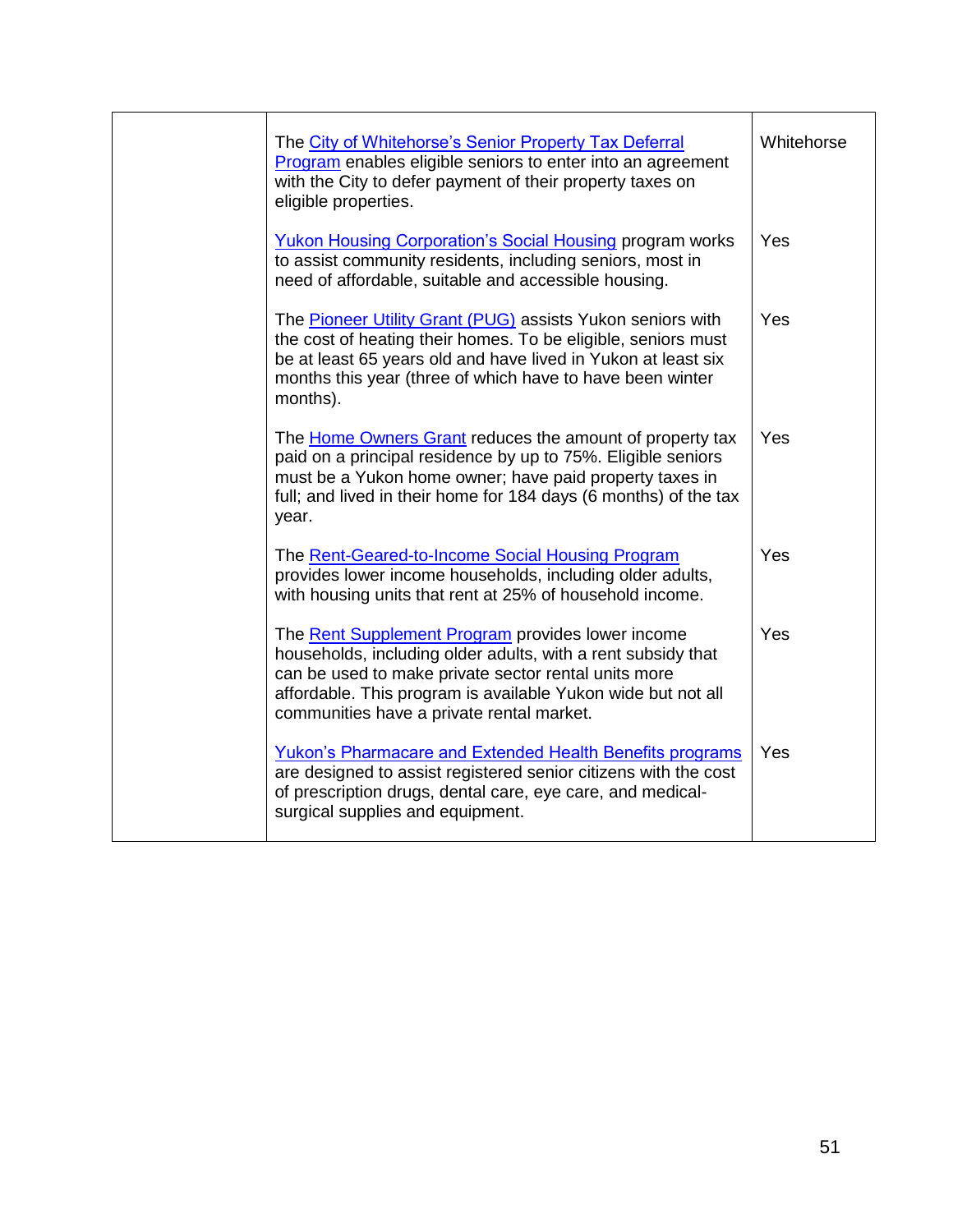| | | |
|---|---|---|
| | The City of Whitehorse's Senior Property Tax Deferral Program enables eligible seniors to enter into an agreement with the City to defer payment of their property taxes on eligible properties. | Whitehorse |
| | Yukon Housing Corporation's Social Housing program works to assist community residents, including seniors, most in need of affordable, suitable and accessible housing. | Yes |
| | The Pioneer Utility Grant (PUG) assists Yukon seniors with the cost of heating their homes. To be eligible, seniors must be at least 65 years old and have lived in Yukon at least six months this year (three of which have to have been winter months). | Yes |
| | The Home Owners Grant reduces the amount of property tax paid on a principal residence by up to 75%. Eligible seniors must be a Yukon home owner; have paid property taxes in full; and lived in their home for 184 days (6 months) of the tax year. | Yes |
| | The Rent-Geared-to-Income Social Housing Program provides lower income households, including older adults, with housing units that rent at 25% of household income. | Yes |
| | The Rent Supplement Program provides lower income households, including older adults, with a rent subsidy that can be used to make private sector rental units more affordable. This program is available Yukon wide but not all communities have a private rental market. | Yes |
| | Yukon's Pharmacare and Extended Health Benefits programs are designed to assist registered senior citizens with the cost of prescription drugs, dental care, eye care, and medical-surgical supplies and equipment. | Yes |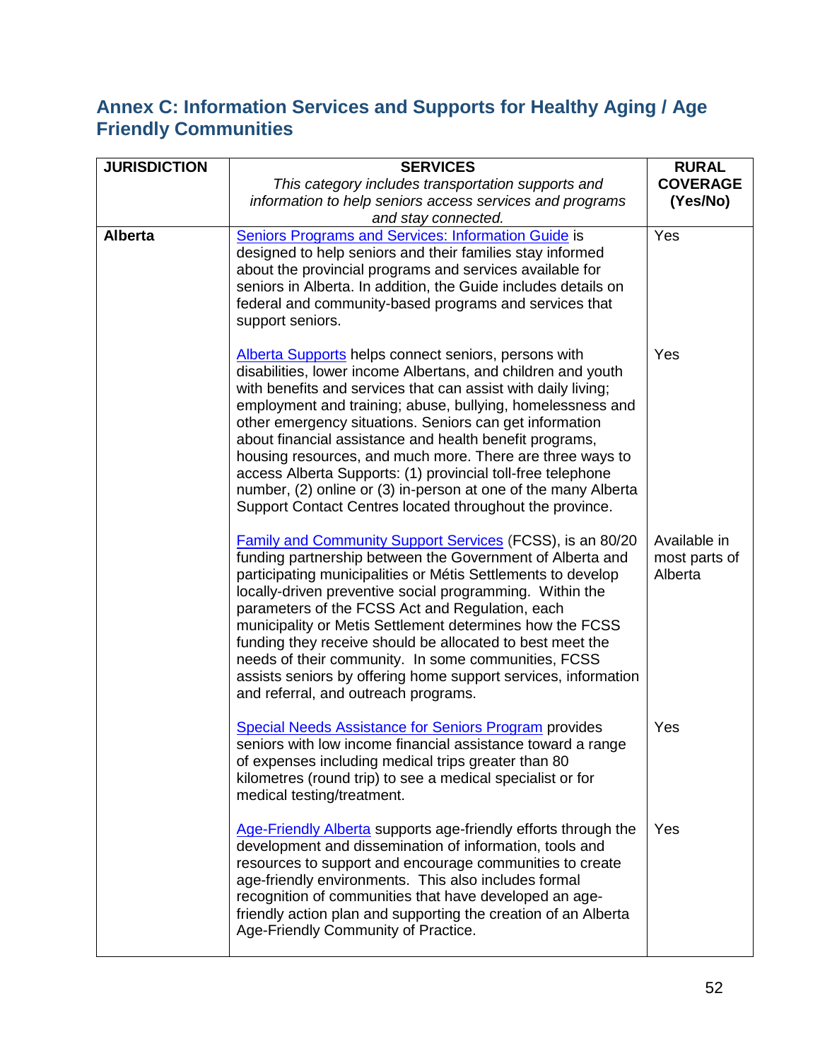## Annex C: Information Services and Supports for Healthy Aging / Age Friendly Communities

| JURISDICTION | SERVICES<br>*This category includes transportation supports and information to help seniors access services and programs and stay connected.* | RURAL COVERAGE (Yes/No) |
|---|---|---|
| **Alberta** | Seniors Programs and Services: Information Guide is designed to help seniors and their families stay informed about the provincial programs and services available for seniors in Alberta. In addition, the Guide includes details on federal and community-based programs and services that support seniors. | Yes |
| | Alberta Supports helps connect seniors, persons with disabilities, lower income Albertans, and children and youth with benefits and services that can assist with daily living; employment and training; abuse, bullying, homelessness and other emergency situations. Seniors can get information about financial assistance and health benefit programs, housing resources, and much more. There are three ways to access Alberta Supports: (1) provincial toll-free telephone number, (2) online or (3) in-person at one of the many Alberta Support Contact Centres located throughout the province. | Yes |
| | Family and Community Support Services (FCSS), is an 80/20 funding partnership between the Government of Alberta and participating municipalities or Métis Settlements to develop locally-driven preventive social programming. Within the parameters of the FCSS Act and Regulation, each municipality or Metis Settlement determines how the FCSS funding they receive should be allocated to best meet the needs of their community. In some communities, FCSS assists seniors by offering home support services, information and referral, and outreach programs. | Available in most parts of Alberta |
| | Special Needs Assistance for Seniors Program provides seniors with low income financial assistance toward a range of expenses including medical trips greater than 80 kilometres (round trip) to see a medical specialist or for medical testing/treatment. | Yes |
| | Age-Friendly Alberta supports age-friendly efforts through the development and dissemination of information, tools and resources to support and encourage communities to create age-friendly environments. This also includes formal recognition of communities that have developed an age-friendly action plan and supporting the creation of an Alberta Age-Friendly Community of Practice. | Yes |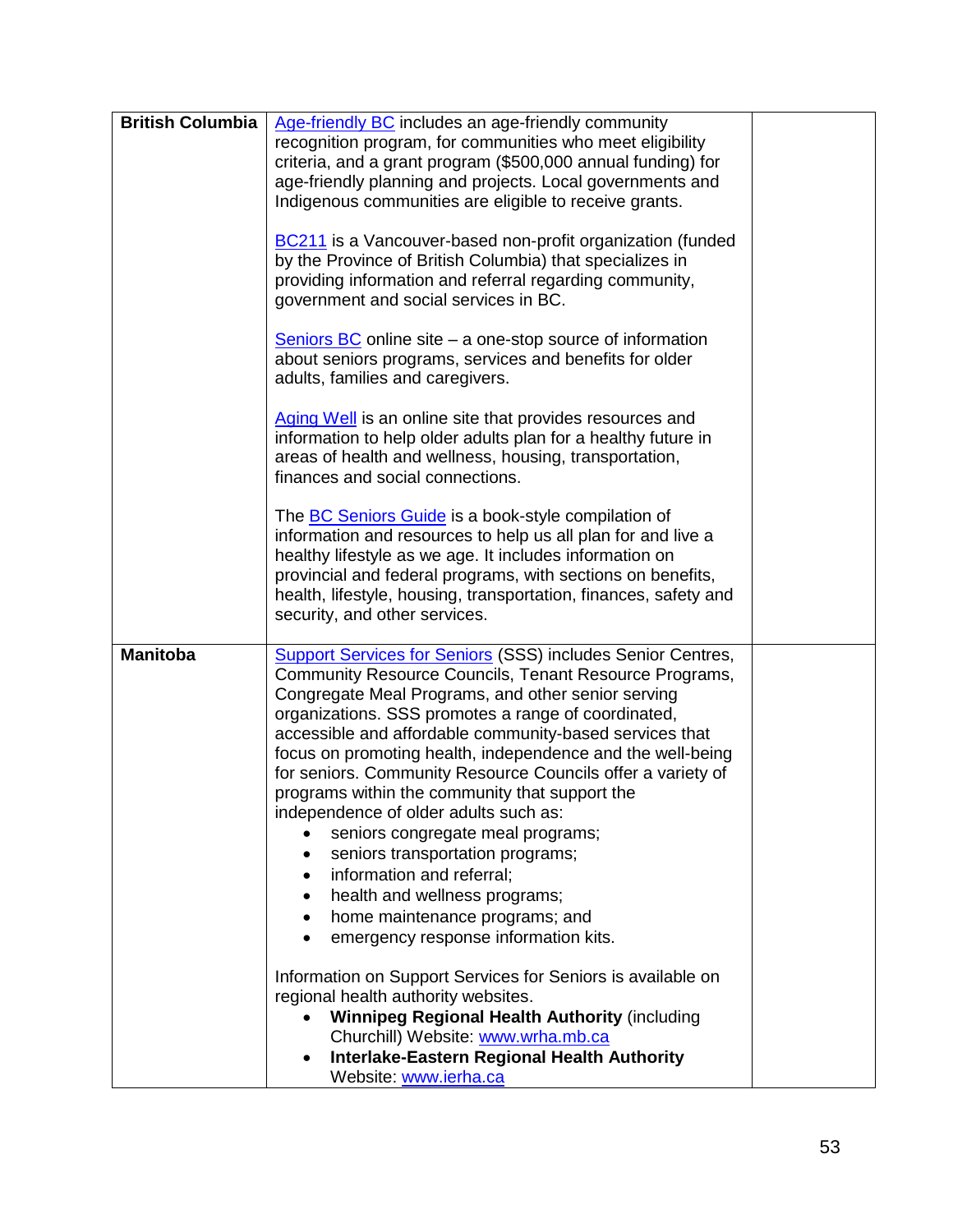| | | |
|---|---|---|
| **British Columbia** | Age-friendly BC includes an age-friendly community recognition program, for communities who meet eligibility criteria, and a grant program ($500,000 annual funding) for age-friendly planning and projects. Local governments and Indigenous communities are eligible to receive grants.<br><br>BC211 is a Vancouver-based non-profit organization (funded by the Province of British Columbia) that specializes in providing information and referral regarding community, government and social services in BC.<br><br>Seniors BC online site – a one-stop source of information about seniors programs, services and benefits for older adults, families and caregivers.<br><br>Aging Well is an online site that provides resources and information to help older adults plan for a healthy future in areas of health and wellness, housing, transportation, finances and social connections.<br><br>The BC Seniors Guide is a book-style compilation of information and resources to help us all plan for and live a healthy lifestyle as we age. It includes information on provincial and federal programs, with sections on benefits, health, lifestyle, housing, transportation, finances, safety and security, and other services. | |
| **Manitoba** | Support Services for Seniors (SSS) includes Senior Centres, Community Resource Councils, Tenant Resource Programs, Congregate Meal Programs, and other senior serving organizations. SSS promotes a range of coordinated, accessible and affordable community-based services that focus on promoting health, independence and the well-being for seniors. Community Resource Councils offer a variety of programs within the community that support the independence of older adults such as:<br>• seniors congregate meal programs;<br>• seniors transportation programs;<br>• information and referral;<br>• health and wellness programs;<br>• home maintenance programs; and<br>• emergency response information kits.<br><br>Information on Support Services for Seniors is available on regional health authority websites.<br>• **Winnipeg Regional Health Authority** (including Churchill) Website: www.wrha.mb.ca<br>• **Interlake-Eastern Regional Health Authority** Website: www.ierha.ca | |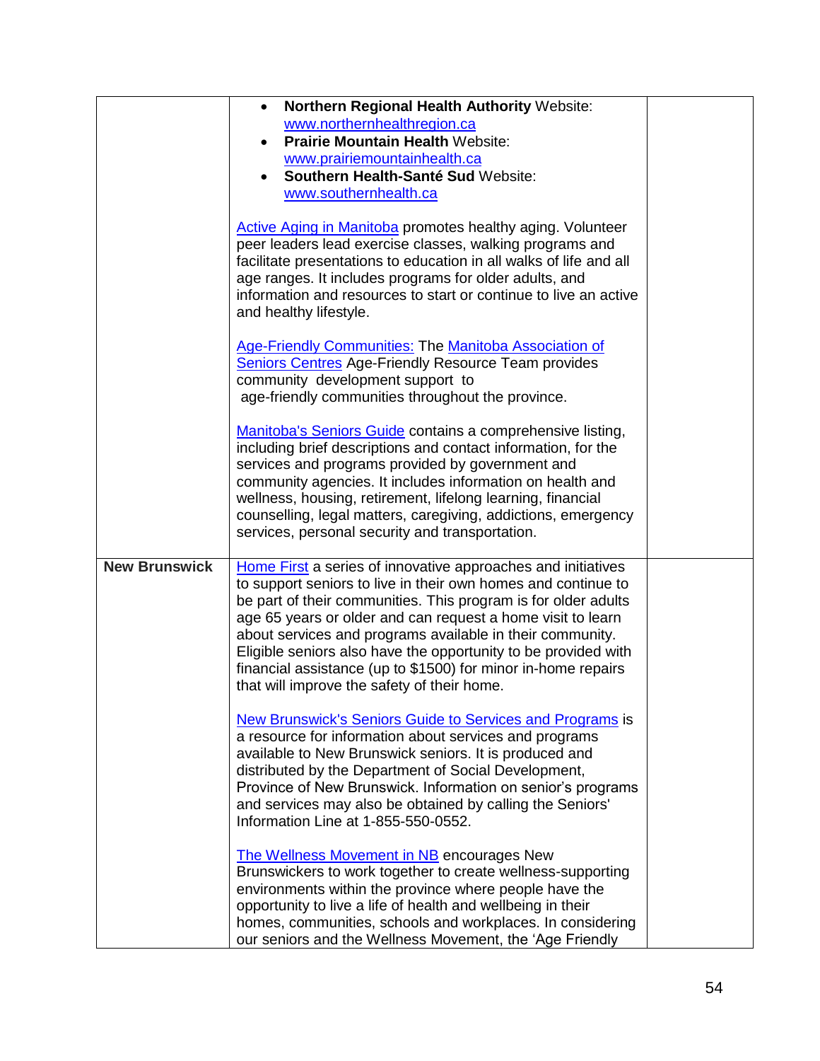| | | |
|---|---|---|
| | • **Northern Regional Health Authority** Website: www.northernhealthregion.ca<br>• **Prairie Mountain Health** Website: www.prairiemountainhealth.ca<br>• **Southern Health-Santé Sud** Website: www.southernhealth.ca<br><br>Active Aging in Manitoba promotes healthy aging. Volunteer peer leaders lead exercise classes, walking programs and facilitate presentations to education in all walks of life and all age ranges. It includes programs for older adults, and information and resources to start or continue to live an active and healthy lifestyle.<br><br>Age-Friendly Communities: The Manitoba Association of Seniors Centres Age-Friendly Resource Team provides community development support to age-friendly communities throughout the province.<br><br>Manitoba's Seniors Guide contains a comprehensive listing, including brief descriptions and contact information, for the services and programs provided by government and community agencies. It includes information on health and wellness, housing, retirement, lifelong learning, financial counselling, legal matters, caregiving, addictions, emergency services, personal security and transportation. | |
| **New Brunswick** | Home First a series of innovative approaches and initiatives to support seniors to live in their own homes and continue to be part of their communities. This program is for older adults age 65 years or older and can request a home visit to learn about services and programs available in their community. Eligible seniors also have the opportunity to be provided with financial assistance (up to $1500) for minor in-home repairs that will improve the safety of their home.<br><br>New Brunswick's Seniors Guide to Services and Programs is a resource for information about services and programs available to New Brunswick seniors. It is produced and distributed by the Department of Social Development, Province of New Brunswick. Information on senior's programs and services may also be obtained by calling the Seniors' Information Line at 1-855-550-0552.<br><br>The Wellness Movement in NB encourages New Brunswickers to work together to create wellness-supporting environments within the province where people have the opportunity to live a life of health and wellbeing in their homes, communities, schools and workplaces. In considering our seniors and the Wellness Movement, the 'Age Friendly | |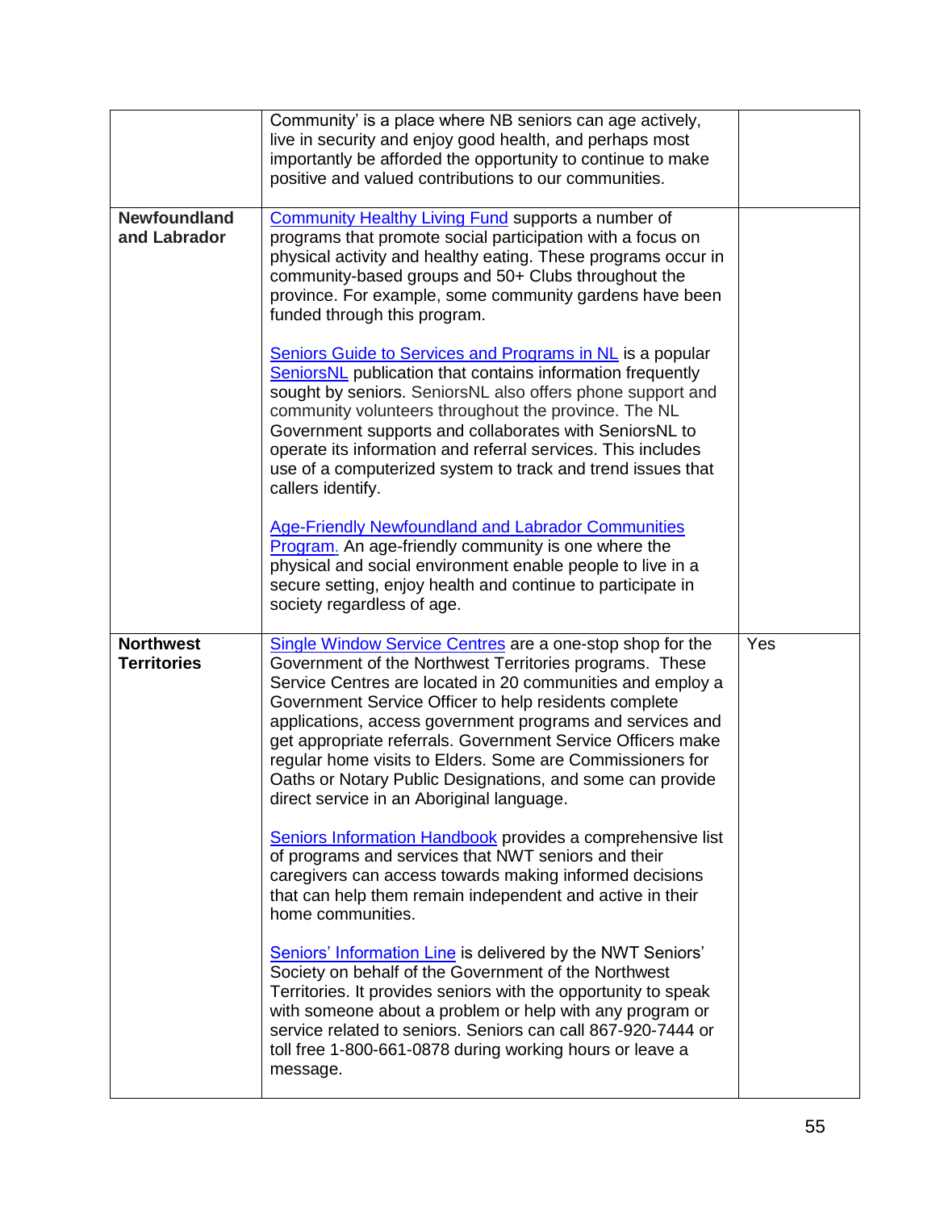| | | |
|---|---|---|
| | Community' is a place where NB seniors can age actively, live in security and enjoy good health, and perhaps most importantly be afforded the opportunity to continue to make positive and valued contributions to our communities. | |
| **Newfoundland and Labrador** | Community Healthy Living Fund supports a number of programs that promote social participation with a focus on physical activity and healthy eating. These programs occur in community-based groups and 50+ Clubs throughout the province. For example, some community gardens have been funded through this program.<br><br>Seniors Guide to Services and Programs in NL is a popular SeniorsNL publication that contains information frequently sought by seniors. SeniorsNL also offers phone support and community volunteers throughout the province. The NL Government supports and collaborates with SeniorsNL to operate its information and referral services. This includes use of a computerized system to track and trend issues that callers identify.<br><br>Age-Friendly Newfoundland and Labrador Communities Program. An age-friendly community is one where the physical and social environment enable people to live in a secure setting, enjoy health and continue to participate in society regardless of age. | |
| **Northwest Territories** | Single Window Service Centres are a one-stop shop for the Government of the Northwest Territories programs. These Service Centres are located in 20 communities and employ a Government Service Officer to help residents complete applications, access government programs and services and get appropriate referrals. Government Service Officers make regular home visits to Elders. Some are Commissioners for Oaths or Notary Public Designations, and some can provide direct service in an Aboriginal language.<br><br>Seniors Information Handbook provides a comprehensive list of programs and services that NWT seniors and their caregivers can access towards making informed decisions that can help them remain independent and active in their home communities.<br><br>Seniors' Information Line is delivered by the NWT Seniors' Society on behalf of the Government of the Northwest Territories. It provides seniors with the opportunity to speak with someone about a problem or help with any program or service related to seniors. Seniors can call 867-920-7444 or toll free 1-800-661-0878 during working hours or leave a message. | Yes |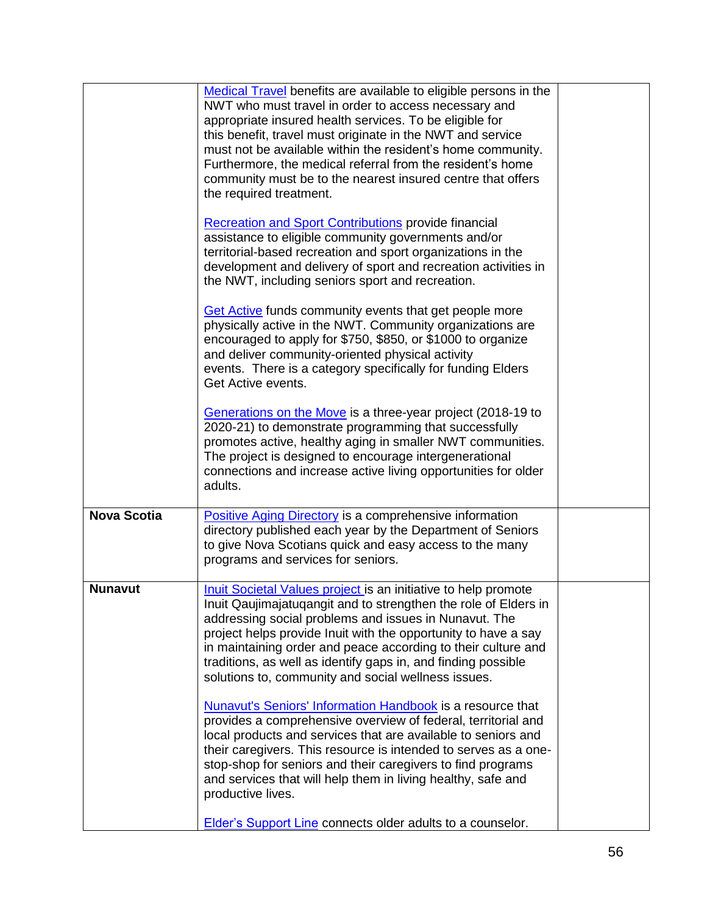| | | |
|---|---|---|
| | Medical Travel benefits are available to eligible persons in the NWT who must travel in order to access necessary and appropriate insured health services. To be eligible for this benefit, travel must originate in the NWT and service must not be available within the resident's home community. Furthermore, the medical referral from the resident's home community must be to the nearest insured centre that offers the required treatment.<br><br>Recreation and Sport Contributions provide financial assistance to eligible community governments and/or territorial-based recreation and sport organizations in the development and delivery of sport and recreation activities in the NWT, including seniors sport and recreation.<br><br>Get Active funds community events that get people more physically active in the NWT. Community organizations are encouraged to apply for $750, $850, or $1000 to organize and deliver community-oriented physical activity events. There is a category specifically for funding Elders Get Active events.<br><br>Generations on the Move is a three-year project (2018-19 to 2020-21) to demonstrate programming that successfully promotes active, healthy aging in smaller NWT communities. The project is designed to encourage intergenerational connections and increase active living opportunities for older adults. | |
| **Nova Scotia** | Positive Aging Directory is a comprehensive information directory published each year by the Department of Seniors to give Nova Scotians quick and easy access to the many programs and services for seniors. | |
| **Nunavut** | Inuit Societal Values project is an initiative to help promote Inuit Qaujimajatuqangit and to strengthen the role of Elders in addressing social problems and issues in Nunavut. The project helps provide Inuit with the opportunity to have a say in maintaining order and peace according to their culture and traditions, as well as identify gaps in, and finding possible solutions to, community and social wellness issues.<br><br>Nunavut's Seniors' Information Handbook is a resource that provides a comprehensive overview of federal, territorial and local products and services that are available to seniors and their caregivers. This resource is intended to serves as a one-stop-shop for seniors and their caregivers to find programs and services that will help them in living healthy, safe and productive lives.<br><br>Elder's Support Line connects older adults to a counselor. | |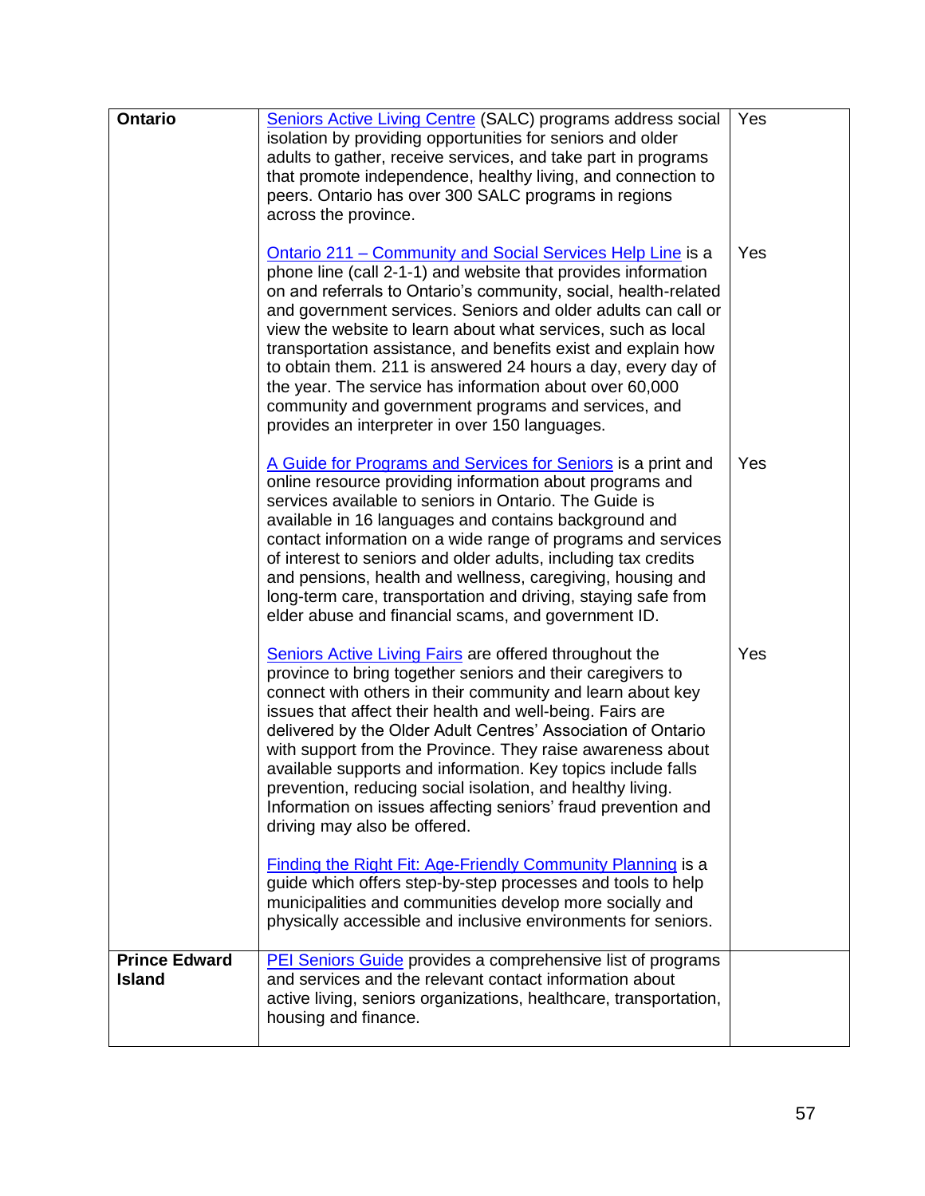| Ontario | Seniors Active Living Centre (SALC) programs address social isolation by providing opportunities for seniors and older adults to gather, receive services, and take part in programs that promote independence, healthy living, and connection to peers. Ontario has over 300 SALC programs in regions across the province. | Yes |
|---|---|---|
| | Ontario 211 – Community and Social Services Help Line is a phone line (call 2-1-1) and website that provides information on and referrals to Ontario's community, social, health-related and government services. Seniors and older adults can call or view the website to learn about what services, such as local transportation assistance, and benefits exist and explain how to obtain them. 211 is answered 24 hours a day, every day of the year. The service has information about over 60,000 community and government programs and services, and provides an interpreter in over 150 languages. | Yes |
| | A Guide for Programs and Services for Seniors is a print and online resource providing information about programs and services available to seniors in Ontario. The Guide is available in 16 languages and contains background and contact information on a wide range of programs and services of interest to seniors and older adults, including tax credits and pensions, health and wellness, caregiving, housing and long-term care, transportation and driving, staying safe from elder abuse and financial scams, and government ID. | Yes |
| | Seniors Active Living Fairs are offered throughout the province to bring together seniors and their caregivers to connect with others in their community and learn about key issues that affect their health and well-being. Fairs are delivered by the Older Adult Centres' Association of Ontario with support from the Province. They raise awareness about available supports and information. Key topics include falls prevention, reducing social isolation, and healthy living. Information on issues affecting seniors' fraud prevention and driving may also be offered. | Yes |
| | Finding the Right Fit: Age-Friendly Community Planning is a guide which offers step-by-step processes and tools to help municipalities and communities develop more socially and physically accessible and inclusive environments for seniors. | |
| Prince Edward Island | PEI Seniors Guide provides a comprehensive list of programs and services and the relevant contact information about active living, seniors organizations, healthcare, transportation, housing and finance. | |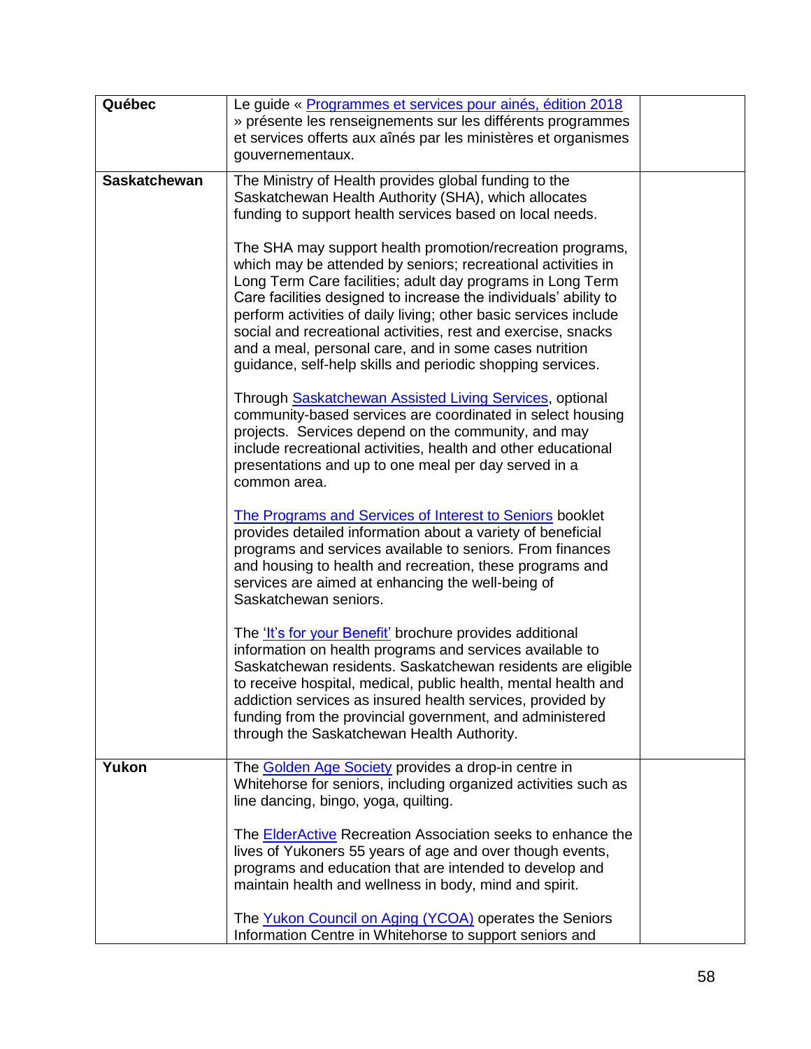| | | |
|---|---|---|
| **Québec** | Le guide « Programmes et services pour ainés, édition 2018 » présente les renseignements sur les différents programmes et services offerts aux aînés par les ministères et organismes gouvernementaux. | |
| **Saskatchewan** | The Ministry of Health provides global funding to the Saskatchewan Health Authority (SHA), which allocates funding to support health services based on local needs.<br><br>The SHA may support health promotion/recreation programs, which may be attended by seniors; recreational activities in Long Term Care facilities; adult day programs in Long Term Care facilities designed to increase the individuals' ability to perform activities of daily living; other basic services include social and recreational activities, rest and exercise, snacks and a meal, personal care, and in some cases nutrition guidance, self-help skills and periodic shopping services.<br><br>Through Saskatchewan Assisted Living Services, optional community-based services are coordinated in select housing projects. Services depend on the community, and may include recreational activities, health and other educational presentations and up to one meal per day served in a common area.<br><br>The Programs and Services of Interest to Seniors booklet provides detailed information about a variety of beneficial programs and services available to seniors. From finances and housing to health and recreation, these programs and services are aimed at enhancing the well-being of Saskatchewan seniors.<br><br>The 'It's for your Benefit' brochure provides additional information on health programs and services available to Saskatchewan residents. Saskatchewan residents are eligible to receive hospital, medical, public health, mental health and addiction services as insured health services, provided by funding from the provincial government, and administered through the Saskatchewan Health Authority. | |
| **Yukon** | The Golden Age Society provides a drop-in centre in Whitehorse for seniors, including organized activities such as line dancing, bingo, yoga, quilting.<br><br>The ElderActive Recreation Association seeks to enhance the lives of Yukoners 55 years of age and over though events, programs and education that are intended to develop and maintain health and wellness in body, mind and spirit.<br><br>The Yukon Council on Aging (YCOA) operates the Seniors Information Centre in Whitehorse to support seniors and | |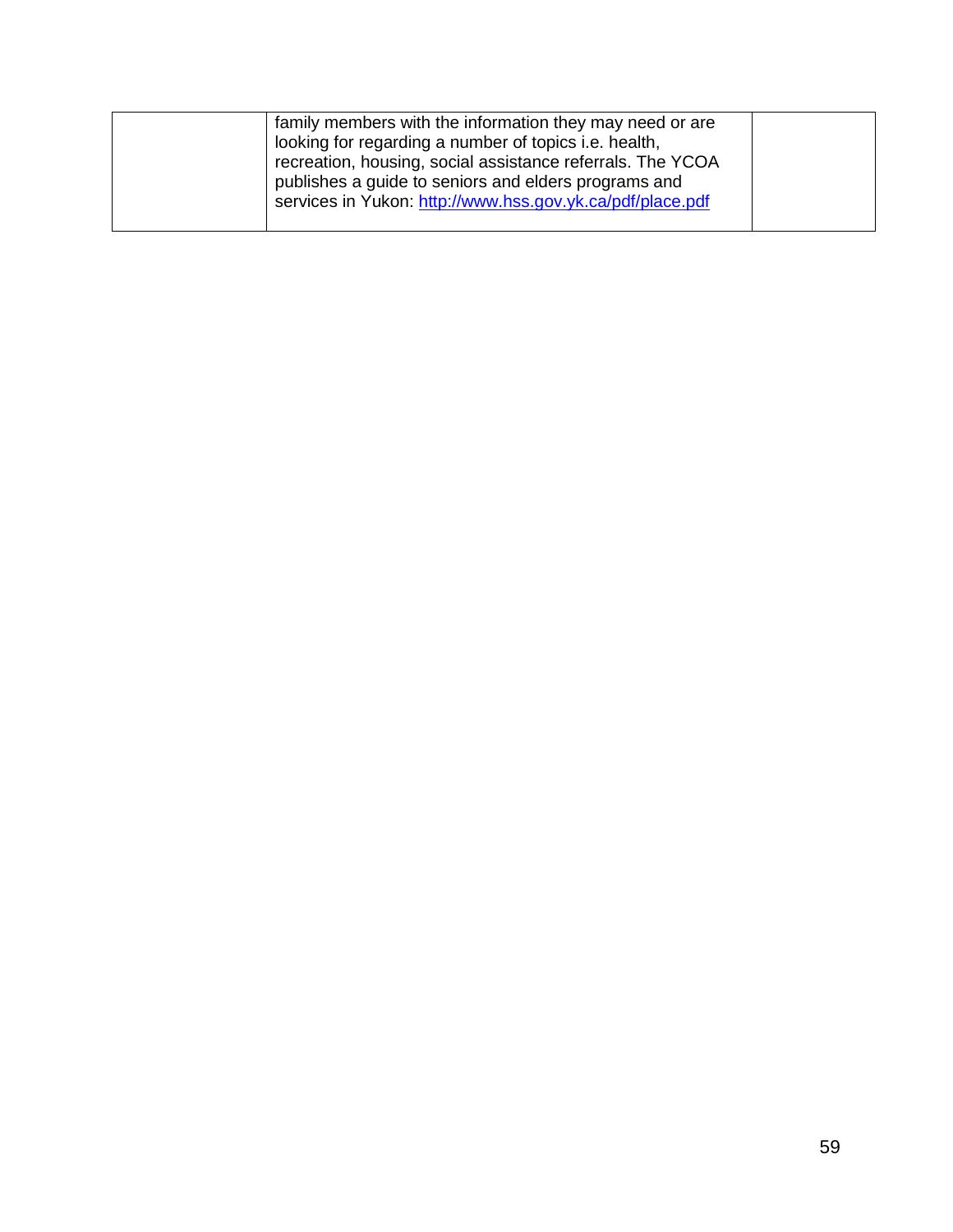|  | family members with the information they may need or are looking for regarding a number of topics i.e. health, recreation, housing, social assistance referrals. The YCOA publishes a guide to seniors and elders programs and services in Yukon: http://www.hss.gov.yk.ca/pdf/place.pdf |  |
|---|---|---|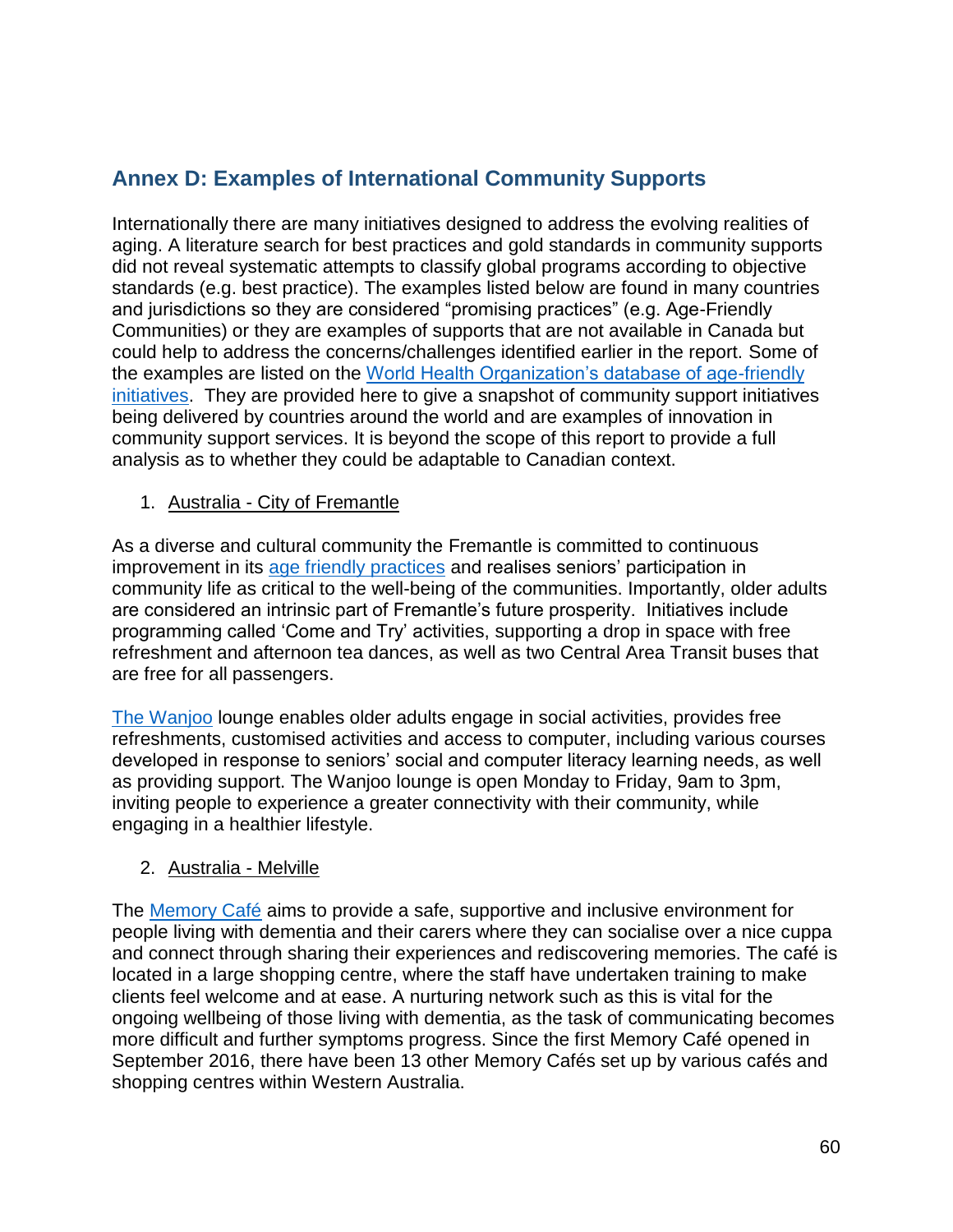## Annex D: Examples of International Community Supports

Internationally there are many initiatives designed to address the evolving realities of aging. A literature search for best practices and gold standards in community supports did not reveal systematic attempts to classify global programs according to objective standards (e.g. best practice). The examples listed below are found in many countries and jurisdictions so they are considered "promising practices" (e.g. Age-Friendly Communities) or they are examples of supports that are not available in Canada but could help to address the concerns/challenges identified earlier in the report. Some of the examples are listed on the World Health Organization's database of age-friendly initiatives. They are provided here to give a snapshot of community support initiatives being delivered by countries around the world and are examples of innovation in community support services. It is beyond the scope of this report to provide a full analysis as to whether they could be adaptable to Canadian context.

1. Australia - City of Fremantle

As a diverse and cultural community the Fremantle is committed to continuous improvement in its age friendly practices and realises seniors' participation in community life as critical to the well-being of the communities. Importantly, older adults are considered an intrinsic part of Fremantle's future prosperity. Initiatives include programming called 'Come and Try' activities, supporting a drop in space with free refreshment and afternoon tea dances, as well as two Central Area Transit buses that are free for all passengers.

The Wanjoo lounge enables older adults engage in social activities, provides free refreshments, customised activities and access to computer, including various courses developed in response to seniors' social and computer literacy learning needs, as well as providing support. The Wanjoo lounge is open Monday to Friday, 9am to 3pm, inviting people to experience a greater connectivity with their community, while engaging in a healthier lifestyle.

2. Australia - Melville

The Memory Café aims to provide a safe, supportive and inclusive environment for people living with dementia and their carers where they can socialise over a nice cuppa and connect through sharing their experiences and rediscovering memories. The café is located in a large shopping centre, where the staff have undertaken training to make clients feel welcome and at ease. A nurturing network such as this is vital for the ongoing wellbeing of those living with dementia, as the task of communicating becomes more difficult and further symptoms progress. Since the first Memory Café opened in September 2016, there have been 13 other Memory Cafés set up by various cafés and shopping centres within Western Australia.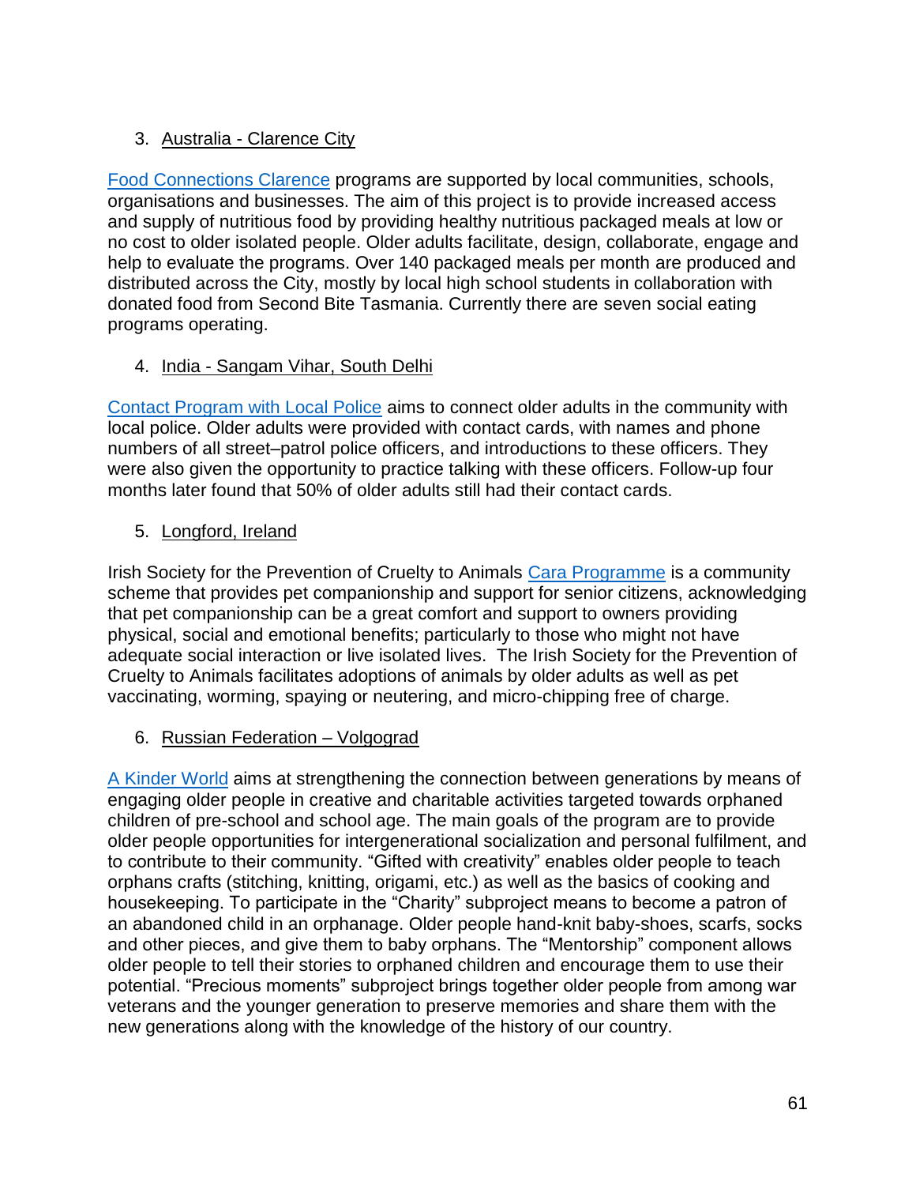3. Australia - Clarence City

Food Connections Clarence programs are supported by local communities, schools, organisations and businesses. The aim of this project is to provide increased access and supply of nutritious food by providing healthy nutritious packaged meals at low or no cost to older isolated people. Older adults facilitate, design, collaborate, engage and help to evaluate the programs. Over 140 packaged meals per month are produced and distributed across the City, mostly by local high school students in collaboration with donated food from Second Bite Tasmania. Currently there are seven social eating programs operating.

4. India - Sangam Vihar, South Delhi

Contact Program with Local Police aims to connect older adults in the community with local police. Older adults were provided with contact cards, with names and phone numbers of all street–patrol police officers, and introductions to these officers. They were also given the opportunity to practice talking with these officers. Follow-up four months later found that 50% of older adults still had their contact cards.

5. Longford, Ireland

Irish Society for the Prevention of Cruelty to Animals Cara Programme is a community scheme that provides pet companionship and support for senior citizens, acknowledging that pet companionship can be a great comfort and support to owners providing physical, social and emotional benefits; particularly to those who might not have adequate social interaction or live isolated lives. The Irish Society for the Prevention of Cruelty to Animals facilitates adoptions of animals by older adults as well as pet vaccinating, worming, spaying or neutering, and micro-chipping free of charge.

6. Russian Federation – Volgograd

A Kinder World aims at strengthening the connection between generations by means of engaging older people in creative and charitable activities targeted towards orphaned children of pre-school and school age. The main goals of the program are to provide older people opportunities for intergenerational socialization and personal fulfilment, and to contribute to their community. "Gifted with creativity" enables older people to teach orphans crafts (stitching, knitting, origami, etc.) as well as the basics of cooking and housekeeping. To participate in the "Charity" subproject means to become a patron of an abandoned child in an orphanage. Older people hand-knit baby-shoes, scarfs, socks and other pieces, and give them to baby orphans. The "Mentorship" component allows older people to tell their stories to orphaned children and encourage them to use their potential. "Precious moments" subproject brings together older people from among war veterans and the younger generation to preserve memories and share them with the new generations along with the knowledge of the history of our country.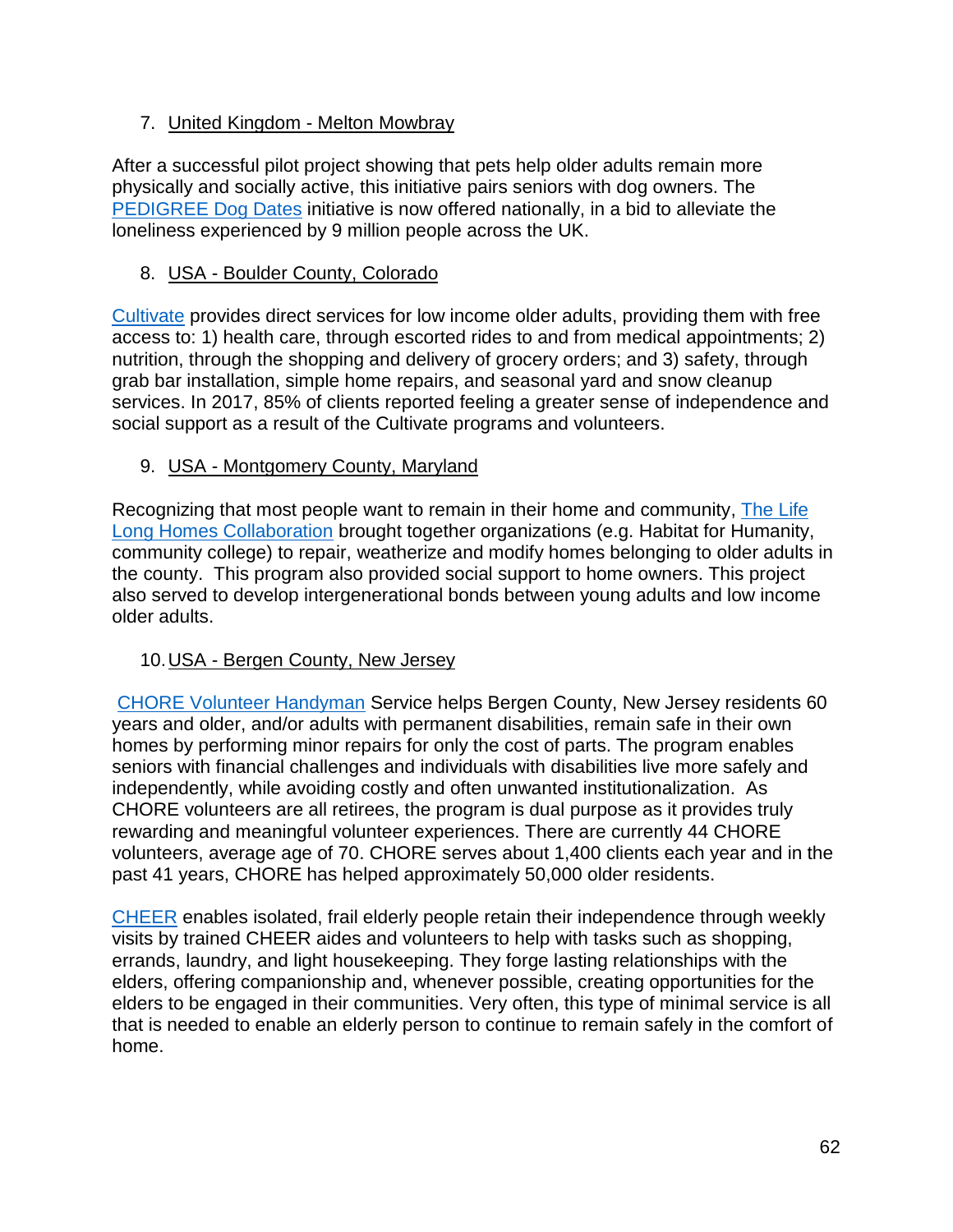7. United Kingdom - Melton Mowbray

After a successful pilot project showing that pets help older adults remain more physically and socially active, this initiative pairs seniors with dog owners. The PEDIGREE Dog Dates initiative is now offered nationally, in a bid to alleviate the loneliness experienced by 9 million people across the UK.

8. USA - Boulder County, Colorado

Cultivate provides direct services for low income older adults, providing them with free access to: 1) health care, through escorted rides to and from medical appointments; 2) nutrition, through the shopping and delivery of grocery orders; and 3) safety, through grab bar installation, simple home repairs, and seasonal yard and snow cleanup services. In 2017, 85% of clients reported feeling a greater sense of independence and social support as a result of the Cultivate programs and volunteers.

9. USA - Montgomery County, Maryland

Recognizing that most people want to remain in their home and community, The Life Long Homes Collaboration brought together organizations (e.g. Habitat for Humanity, community college) to repair, weatherize and modify homes belonging to older adults in the county. This program also provided social support to home owners. This project also served to develop intergenerational bonds between young adults and low income older adults.

10. USA - Bergen County, New Jersey

CHORE Volunteer Handyman Service helps Bergen County, New Jersey residents 60 years and older, and/or adults with permanent disabilities, remain safe in their own homes by performing minor repairs for only the cost of parts. The program enables seniors with financial challenges and individuals with disabilities live more safely and independently, while avoiding costly and often unwanted institutionalization. As CHORE volunteers are all retirees, the program is dual purpose as it provides truly rewarding and meaningful volunteer experiences. There are currently 44 CHORE volunteers, average age of 70. CHORE serves about 1,400 clients each year and in the past 41 years, CHORE has helped approximately 50,000 older residents.

CHEER enables isolated, frail elderly people retain their independence through weekly visits by trained CHEER aides and volunteers to help with tasks such as shopping, errands, laundry, and light housekeeping. They forge lasting relationships with the elders, offering companionship and, whenever possible, creating opportunities for the elders to be engaged in their communities. Very often, this type of minimal service is all that is needed to enable an elderly person to continue to remain safely in the comfort of home.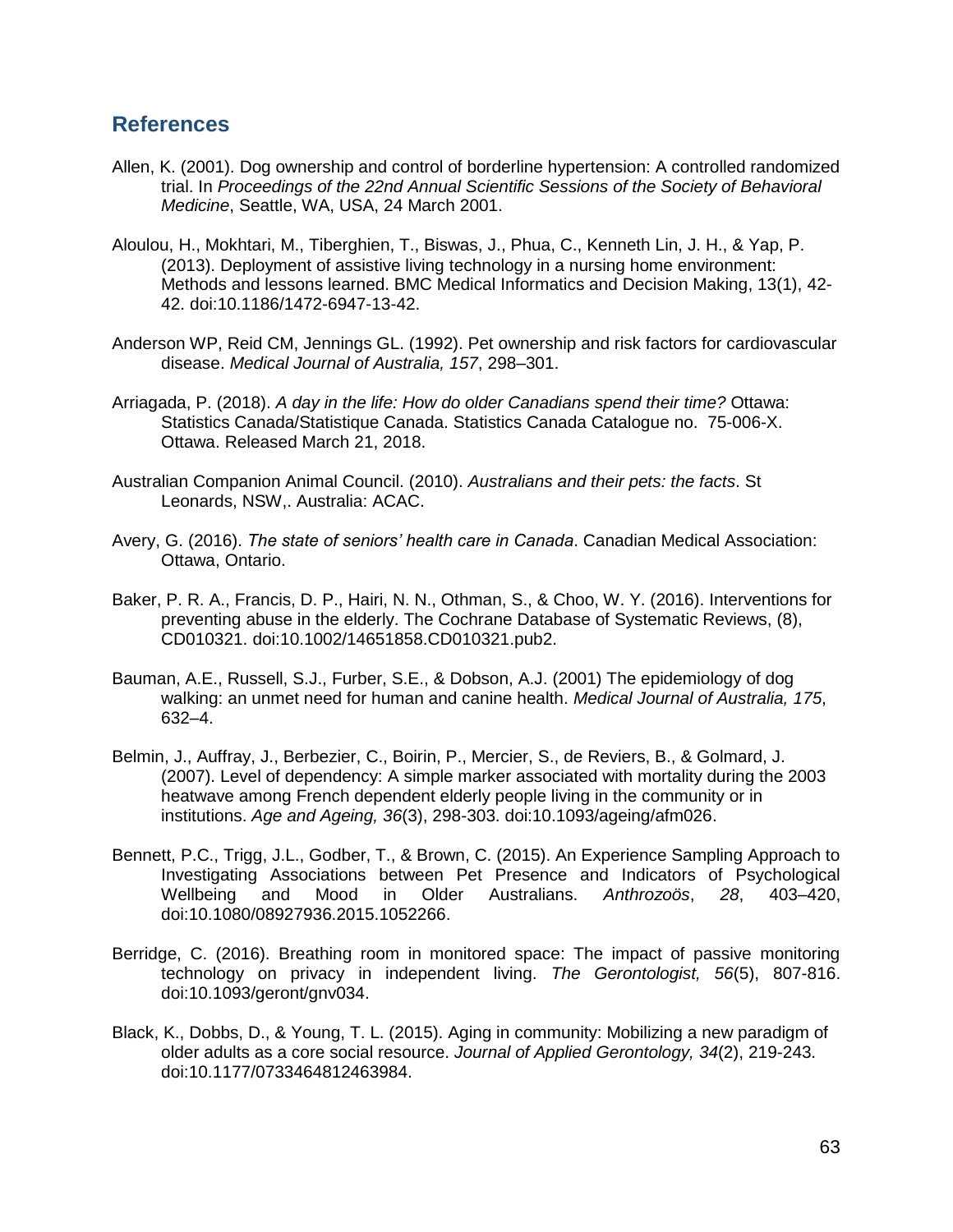## References

Allen, K. (2001). Dog ownership and control of borderline hypertension: A controlled randomized trial. In *Proceedings of the 22nd Annual Scientific Sessions of the Society of Behavioral Medicine*, Seattle, WA, USA, 24 March 2001.

Aloulou, H., Mokhtari, M., Tiberghien, T., Biswas, J., Phua, C., Kenneth Lin, J. H., & Yap, P. (2013). Deployment of assistive living technology in a nursing home environment: Methods and lessons learned. BMC Medical Informatics and Decision Making, 13(1), 42-42. doi:10.1186/1472-6947-13-42.

Anderson WP, Reid CM, Jennings GL. (1992). Pet ownership and risk factors for cardiovascular disease. *Medical Journal of Australia, 157*, 298–301.

Arriagada, P. (2018). *A day in the life: How do older Canadians spend their time?* Ottawa: Statistics Canada/Statistique Canada. Statistics Canada Catalogue no. 75-006-X. Ottawa. Released March 21, 2018.

Australian Companion Animal Council. (2010). *Australians and their pets: the facts*. St Leonards, NSW,. Australia: ACAC.

Avery, G. (2016). *The state of seniors' health care in Canada*. Canadian Medical Association: Ottawa, Ontario.

Baker, P. R. A., Francis, D. P., Hairi, N. N., Othman, S., & Choo, W. Y. (2016). Interventions for preventing abuse in the elderly. The Cochrane Database of Systematic Reviews, (8), CD010321. doi:10.1002/14651858.CD010321.pub2.

Bauman, A.E., Russell, S.J., Furber, S.E., & Dobson, A.J. (2001) The epidemiology of dog walking: an unmet need for human and canine health. *Medical Journal of Australia, 175*, 632–4.

Belmin, J., Auffray, J., Berbezier, C., Boirin, P., Mercier, S., de Reviers, B., & Golmard, J. (2007). Level of dependency: A simple marker associated with mortality during the 2003 heatwave among French dependent elderly people living in the community or in institutions. *Age and Ageing, 36*(3), 298-303. doi:10.1093/ageing/afm026.

Bennett, P.C., Trigg, J.L., Godber, T., & Brown, C. (2015). An Experience Sampling Approach to Investigating Associations between Pet Presence and Indicators of Psychological Wellbeing and Mood in Older Australians. *Anthrozoös*, *28*, 403–420, doi:10.1080/08927936.2015.1052266.

Berridge, C. (2016). Breathing room in monitored space: The impact of passive monitoring technology on privacy in independent living. *The Gerontologist, 56*(5), 807-816. doi:10.1093/geront/gnv034.

Black, K., Dobbs, D., & Young, T. L. (2015). Aging in community: Mobilizing a new paradigm of older adults as a core social resource. *Journal of Applied Gerontology, 34*(2), 219-243. doi:10.1177/0733464812463984.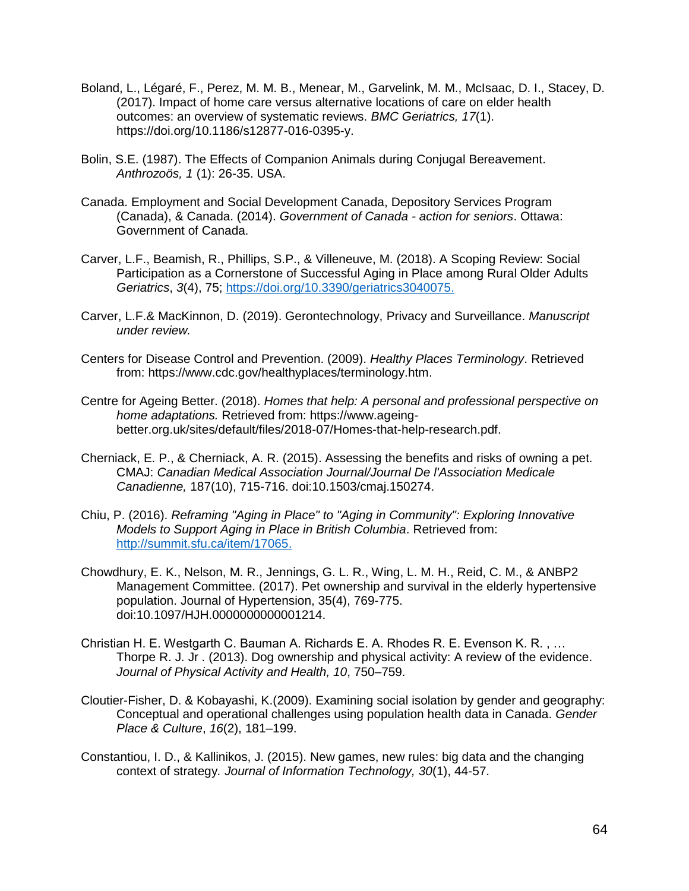Boland, L., Légaré, F., Perez, M. M. B., Menear, M., Garvelink, M. M., McIsaac, D. I., Stacey, D. (2017). Impact of home care versus alternative locations of care on elder health outcomes: an overview of systematic reviews. *BMC Geriatrics, 17*(1). https://doi.org/10.1186/s12877-016-0395-y.

Bolin, S.E. (1987). The Effects of Companion Animals during Conjugal Bereavement. *Anthrozoös, 1* (1): 26-35. USA.

Canada. Employment and Social Development Canada, Depository Services Program (Canada), & Canada. (2014). *Government of Canada - action for seniors*. Ottawa: Government of Canada.

Carver, L.F., Beamish, R., Phillips, S.P., & Villeneuve, M. (2018). A Scoping Review: Social Participation as a Cornerstone of Successful Aging in Place among Rural Older Adults *Geriatrics*, *3*(4), 75; https://doi.org/10.3390/geriatrics3040075.

Carver, L.F.& MacKinnon, D. (2019). Gerontechnology, Privacy and Surveillance. *Manuscript under review.*

Centers for Disease Control and Prevention. (2009). *Healthy Places Terminology*. Retrieved from: https://www.cdc.gov/healthyplaces/terminology.htm.

Centre for Ageing Better. (2018). *Homes that help: A personal and professional perspective on home adaptations.* Retrieved from: https://www.ageing-better.org.uk/sites/default/files/2018-07/Homes-that-help-research.pdf.

Cherniack, E. P., & Cherniack, A. R. (2015). Assessing the benefits and risks of owning a pet. CMAJ: *Canadian Medical Association Journal/Journal De l'Association Medicale Canadienne,* 187(10), 715-716. doi:10.1503/cmaj.150274.

Chiu, P. (2016). *Reframing "Aging in Place" to "Aging in Community": Exploring Innovative Models to Support Aging in Place in British Columbia*. Retrieved from: http://summit.sfu.ca/item/17065.

Chowdhury, E. K., Nelson, M. R., Jennings, G. L. R., Wing, L. M. H., Reid, C. M., & ANBP2 Management Committee. (2017). Pet ownership and survival in the elderly hypertensive population. Journal of Hypertension, 35(4), 769-775. doi:10.1097/HJH.0000000000001214.

Christian H. E. Westgarth C. Bauman A. Richards E. A. Rhodes R. E. Evenson K. R. , … Thorpe R. J. Jr . (2013). Dog ownership and physical activity: A review of the evidence. *Journal of Physical Activity and Health, 10*, 750–759.

Cloutier-Fisher, D. & Kobayashi, K.(2009). Examining social isolation by gender and geography: Conceptual and operational challenges using population health data in Canada. *Gender Place & Culture*, *16*(2), 181–199.

Constantiou, I. D., & Kallinikos, J. (2015). New games, new rules: big data and the changing context of strategy*. Journal of Information Technology, 30*(1), 44-57.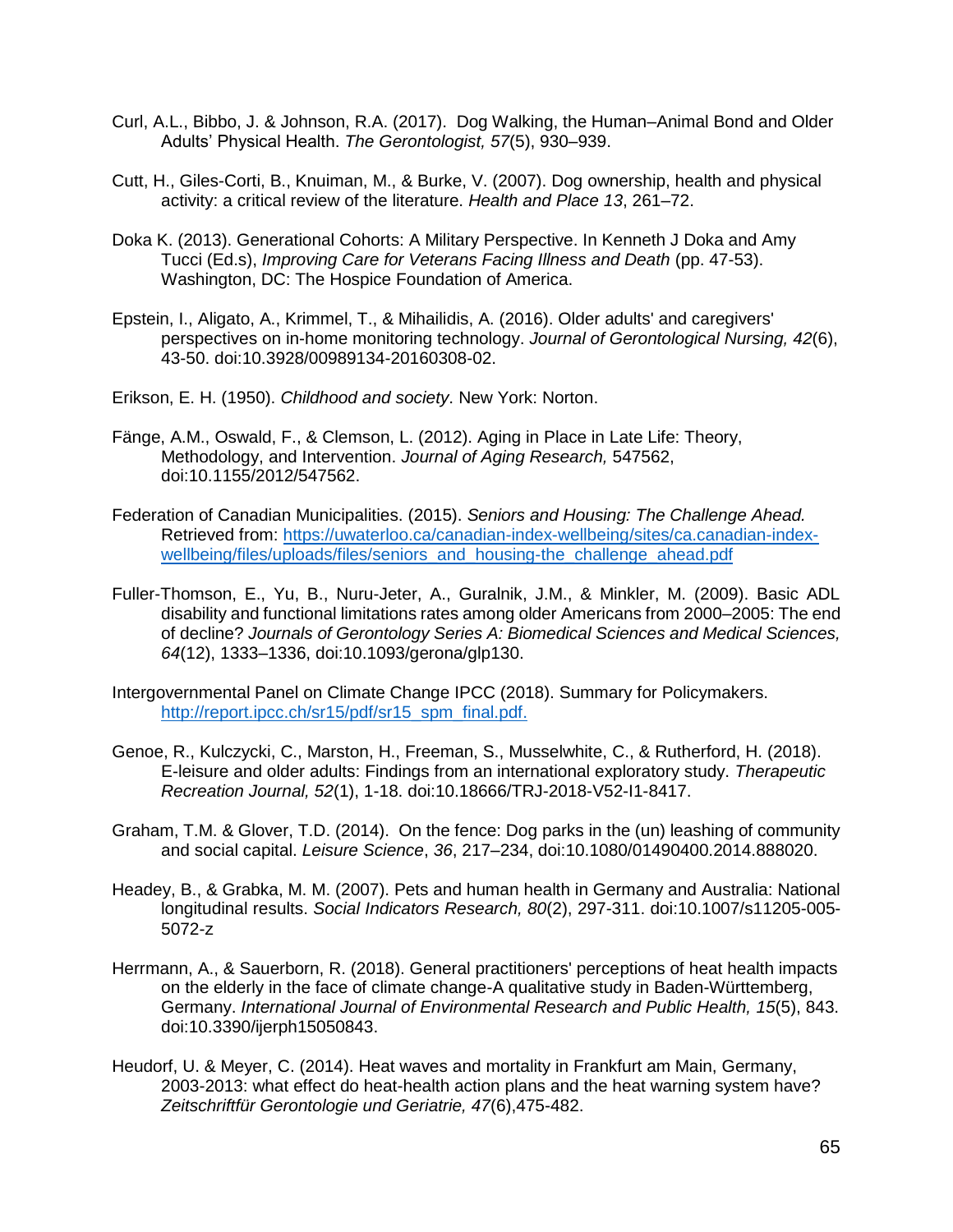Curl, A.L., Bibbo, J. & Johnson, R.A. (2017). Dog Walking, the Human–Animal Bond and Older Adults' Physical Health. *The Gerontologist, 57*(5), 930–939.

Cutt, H., Giles-Corti, B., Knuiman, M., & Burke, V. (2007). Dog ownership, health and physical activity: a critical review of the literature. *Health and Place 13*, 261–72.

Doka K. (2013). Generational Cohorts: A Military Perspective. In Kenneth J Doka and Amy Tucci (Ed.s), *Improving Care for Veterans Facing Illness and Death* (pp. 47-53). Washington, DC: The Hospice Foundation of America.

Epstein, I., Aligato, A., Krimmel, T., & Mihailidis, A. (2016). Older adults' and caregivers' perspectives on in-home monitoring technology. *Journal of Gerontological Nursing, 42*(6), 43-50. doi:10.3928/00989134-20160308-02.

Erikson, E. H. (1950). *Childhood and society*. New York: Norton.

Fänge, A.M., Oswald, F., & Clemson, L. (2012). Aging in Place in Late Life: Theory, Methodology, and Intervention. *Journal of Aging Research,* 547562, doi:10.1155/2012/547562.

Federation of Canadian Municipalities. (2015). *Seniors and Housing: The Challenge Ahead.* Retrieved from: [https://uwaterloo.ca/canadian-index-wellbeing/sites/ca.canadian-index-wellbeing/files/uploads/files/seniors_and_housing-the_challenge_ahead.pdf](https://uwaterloo.ca/canadian-index-wellbeing/sites/ca.canadian-index-wellbeing/files/uploads/files/seniors_and_housing-the_challenge_ahead.pdf)

Fuller-Thomson, E., Yu, B., Nuru-Jeter, A., Guralnik, J.M., & Minkler, M. (2009). Basic ADL disability and functional limitations rates among older Americans from 2000–2005: The end of decline? *Journals of Gerontology Series A: Biomedical Sciences and Medical Sciences, 64*(12), 1333–1336, doi:10.1093/gerona/glp130.

Intergovernmental Panel on Climate Change IPCC (2018). Summary for Policymakers. [http://report.ipcc.ch/sr15/pdf/sr15_spm_final.pdf.](http://report.ipcc.ch/sr15/pdf/sr15_spm_final.pdf)

Genoe, R., Kulczycki, C., Marston, H., Freeman, S., Musselwhite, C., & Rutherford, H. (2018). E-leisure and older adults: Findings from an international exploratory study. *Therapeutic Recreation Journal, 52*(1), 1-18. doi:10.18666/TRJ-2018-V52-I1-8417.

Graham, T.M. & Glover, T.D. (2014). On the fence: Dog parks in the (un) leashing of community and social capital. *Leisure Science*, *36*, 217–234, doi:10.1080/01490400.2014.888020.

Headey, B., & Grabka, M. M. (2007). Pets and human health in Germany and Australia: National longitudinal results. *Social Indicators Research, 80*(2), 297-311. doi:10.1007/s11205-005-5072-z

Herrmann, A., & Sauerborn, R. (2018). General practitioners' perceptions of heat health impacts on the elderly in the face of climate change-A qualitative study in Baden-Württemberg, Germany. *International Journal of Environmental Research and Public Health, 15*(5), 843. doi:10.3390/ijerph15050843.

Heudorf, U. & Meyer, C. (2014). Heat waves and mortality in Frankfurt am Main, Germany, 2003-2013: what effect do heat-health action plans and the heat warning system have? *Zeitschriftfür Gerontologie und Geriatrie, 47*(6),475-482.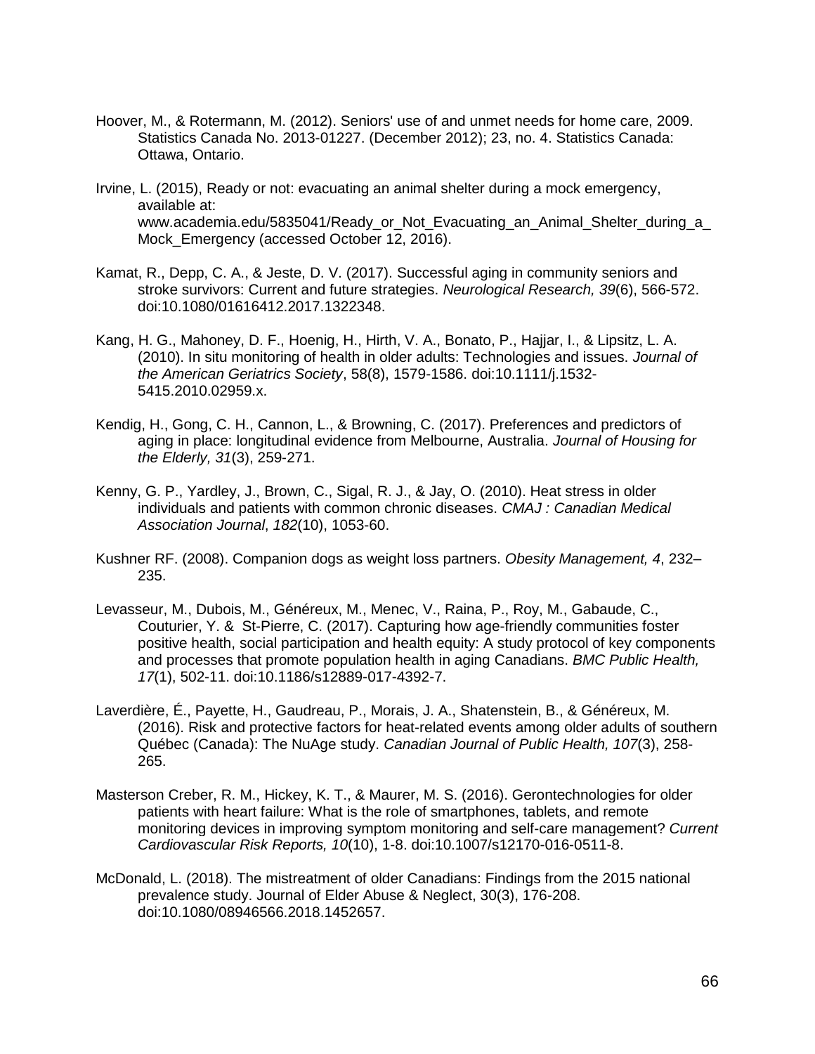Hoover, M., & Rotermann, M. (2012). Seniors' use of and unmet needs for home care, 2009. Statistics Canada No. 2013-01227. (December 2012); 23, no. 4. Statistics Canada: Ottawa, Ontario.

Irvine, L. (2015), Ready or not: evacuating an animal shelter during a mock emergency, available at: www.academia.edu/5835041/Ready_or_Not_Evacuating_an_Animal_Shelter_during_a_Mock_Emergency (accessed October 12, 2016).

Kamat, R., Depp, C. A., & Jeste, D. V. (2017). Successful aging in community seniors and stroke survivors: Current and future strategies. *Neurological Research, 39*(6), 566-572. doi:10.1080/01616412.2017.1322348.

Kang, H. G., Mahoney, D. F., Hoenig, H., Hirth, V. A., Bonato, P., Hajjar, I., & Lipsitz, L. A. (2010). In situ monitoring of health in older adults: Technologies and issues. *Journal of the American Geriatrics Society*, 58(8), 1579-1586. doi:10.1111/j.1532-5415.2010.02959.x.

Kendig, H., Gong, C. H., Cannon, L., & Browning, C. (2017). Preferences and predictors of aging in place: longitudinal evidence from Melbourne, Australia. *Journal of Housing for the Elderly, 31*(3), 259-271.

Kenny, G. P., Yardley, J., Brown, C., Sigal, R. J., & Jay, O. (2010). Heat stress in older individuals and patients with common chronic diseases. *CMAJ : Canadian Medical Association Journal*, *182*(10), 1053-60.

Kushner RF. (2008). Companion dogs as weight loss partners. *Obesity Management, 4*, 232–235.

Levasseur, M., Dubois, M., Généreux, M., Menec, V., Raina, P., Roy, M., Gabaude, C., Couturier, Y. & St-Pierre, C. (2017). Capturing how age-friendly communities foster positive health, social participation and health equity: A study protocol of key components and processes that promote population health in aging Canadians. *BMC Public Health, 17*(1), 502-11. doi:10.1186/s12889-017-4392-7.

Laverdière, É., Payette, H., Gaudreau, P., Morais, J. A., Shatenstein, B., & Généreux, M. (2016). Risk and protective factors for heat-related events among older adults of southern Québec (Canada): The NuAge study. *Canadian Journal of Public Health, 107*(3), 258-265.

Masterson Creber, R. M., Hickey, K. T., & Maurer, M. S. (2016). Gerontechnologies for older patients with heart failure: What is the role of smartphones, tablets, and remote monitoring devices in improving symptom monitoring and self-care management? *Current Cardiovascular Risk Reports, 10*(10), 1-8. doi:10.1007/s12170-016-0511-8.

McDonald, L. (2018). The mistreatment of older Canadians: Findings from the 2015 national prevalence study. Journal of Elder Abuse & Neglect, 30(3), 176-208. doi:10.1080/08946566.2018.1452657.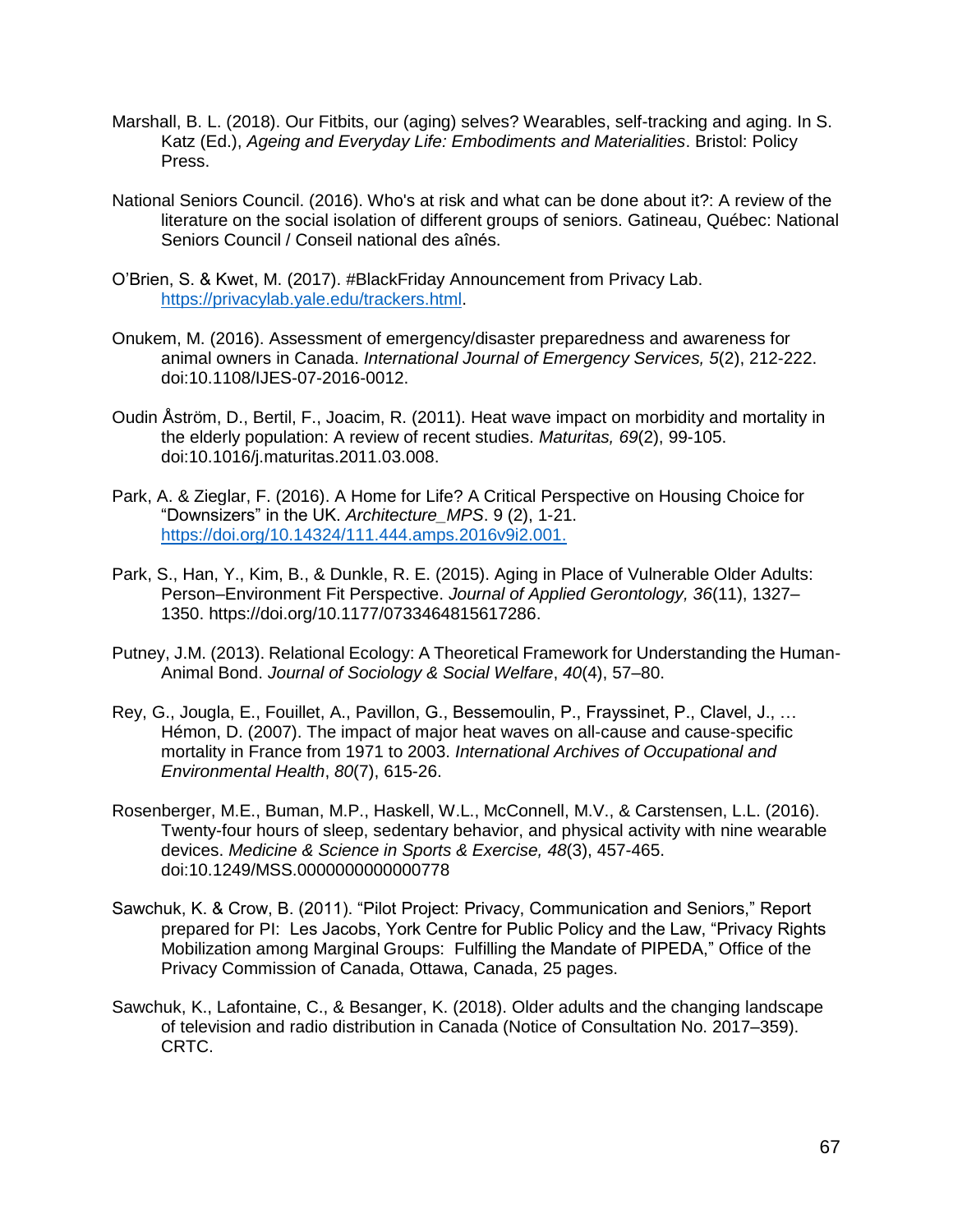Marshall, B. L. (2018). Our Fitbits, our (aging) selves? Wearables, self-tracking and aging. In S. Katz (Ed.), *Ageing and Everyday Life: Embodiments and Materialities*. Bristol: Policy Press.

National Seniors Council. (2016). Who's at risk and what can be done about it?: A review of the literature on the social isolation of different groups of seniors. Gatineau, Québec: National Seniors Council / Conseil national des aînés.

O'Brien, S. & Kwet, M. (2017). #BlackFriday Announcement from Privacy Lab. https://privacylab.yale.edu/trackers.html.

Onukem, M. (2016). Assessment of emergency/disaster preparedness and awareness for animal owners in Canada. *International Journal of Emergency Services, 5*(2), 212-222. doi:10.1108/IJES-07-2016-0012.

Oudin Åström, D., Bertil, F., Joacim, R. (2011). Heat wave impact on morbidity and mortality in the elderly population: A review of recent studies. *Maturitas, 69*(2), 99-105. doi:10.1016/j.maturitas.2011.03.008.

Park, A. & Zieglar, F. (2016). A Home for Life? A Critical Perspective on Housing Choice for "Downsizers" in the UK. *Architecture_MPS*. 9 (2), 1-21. https://doi.org/10.14324/111.444.amps.2016v9i2.001.

Park, S., Han, Y., Kim, B., & Dunkle, R. E. (2015). Aging in Place of Vulnerable Older Adults: Person–Environment Fit Perspective. *Journal of Applied Gerontology, 36*(11), 1327–1350. https://doi.org/10.1177/0733464815617286.

Putney, J.M. (2013). Relational Ecology: A Theoretical Framework for Understanding the Human-Animal Bond. *Journal of Sociology & Social Welfare*, *40*(4), 57–80.

Rey, G., Jougla, E., Fouillet, A., Pavillon, G., Bessemoulin, P., Frayssinet, P., Clavel, J., … Hémon, D. (2007). The impact of major heat waves on all-cause and cause-specific mortality in France from 1971 to 2003. *International Archives of Occupational and Environmental Health*, *80*(7), 615-26.

Rosenberger, M.E., Buman, M.P., Haskell, W.L., McConnell, M.V., & Carstensen, L.L. (2016). Twenty-four hours of sleep, sedentary behavior, and physical activity with nine wearable devices. *Medicine & Science in Sports & Exercise, 48*(3), 457-465. doi:10.1249/MSS.0000000000000778

Sawchuk, K. & Crow, B. (2011). "Pilot Project: Privacy, Communication and Seniors," Report prepared for PI: Les Jacobs, York Centre for Public Policy and the Law, "Privacy Rights Mobilization among Marginal Groups: Fulfilling the Mandate of PIPEDA," Office of the Privacy Commission of Canada, Ottawa, Canada, 25 pages.

Sawchuk, K., Lafontaine, C., & Besanger, K. (2018). Older adults and the changing landscape of television and radio distribution in Canada (Notice of Consultation No. 2017–359). CRTC.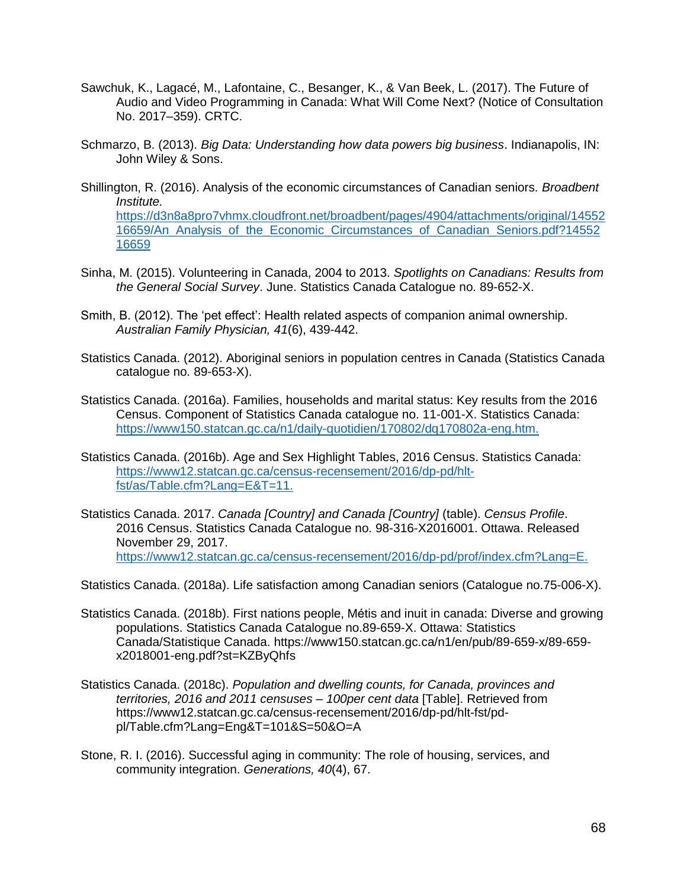Sawchuk, K., Lagacé, M., Lafontaine, C., Besanger, K., & Van Beek, L. (2017). The Future of Audio and Video Programming in Canada: What Will Come Next? (Notice of Consultation No. 2017–359). CRTC.

Schmarzo, B. (2013). *Big Data: Understanding how data powers big business*. Indianapolis, IN: John Wiley & Sons.

Shillington, R. (2016). Analysis of the economic circumstances of Canadian seniors. *Broadbent Institute.* https://d3n8a8pro7vhmx.cloudfront.net/broadbent/pages/4904/attachments/original/1455216659/An_Analysis_of_the_Economic_Circumstances_of_Canadian_Seniors.pdf?1455216659

Sinha, M. (2015). Volunteering in Canada, 2004 to 2013. *Spotlights on Canadians: Results from the General Social Survey*. June. Statistics Canada Catalogue no. 89-652-X.

Smith, B. (2012). The 'pet effect': Health related aspects of companion animal ownership. *Australian Family Physician, 41*(6), 439-442.

Statistics Canada. (2012). Aboriginal seniors in population centres in Canada (Statistics Canada catalogue no. 89-653-X).

Statistics Canada. (2016a). Families, households and marital status: Key results from the 2016 Census. Component of Statistics Canada catalogue no. 11-001-X. Statistics Canada: https://www150.statcan.gc.ca/n1/daily-quotidien/170802/dq170802a-eng.htm.

Statistics Canada. (2016b). Age and Sex Highlight Tables, 2016 Census. Statistics Canada: https://www12.statcan.gc.ca/census-recensement/2016/dp-pd/hlt-fst/as/Table.cfm?Lang=E&T=11.

Statistics Canada. 2017. *Canada [Country] and Canada [Country]* (table). *Census Profile*. 2016 Census. Statistics Canada Catalogue no. 98-316-X2016001. Ottawa. Released November 29, 2017. https://www12.statcan.gc.ca/census-recensement/2016/dp-pd/prof/index.cfm?Lang=E.

Statistics Canada. (2018a). Life satisfaction among Canadian seniors (Catalogue no.75-006-X).

Statistics Canada. (2018b). First nations people, Métis and inuit in canada: Diverse and growing populations. Statistics Canada Catalogue no.89-659-X. Ottawa: Statistics Canada/Statistique Canada. https://www150.statcan.gc.ca/n1/en/pub/89-659-x/89-659-x2018001-eng.pdf?st=KZByQhfs

Statistics Canada. (2018c). *Population and dwelling counts, for Canada, provinces and territories, 2016 and 2011 censuses – 100per cent data* [Table]. Retrieved from https://www12.statcan.gc.ca/census-recensement/2016/dp-pd/hlt-fst/pd-pl/Table.cfm?Lang=Eng&T=101&S=50&O=A

Stone, R. I. (2016). Successful aging in community: The role of housing, services, and community integration. *Generations, 40*(4), 67.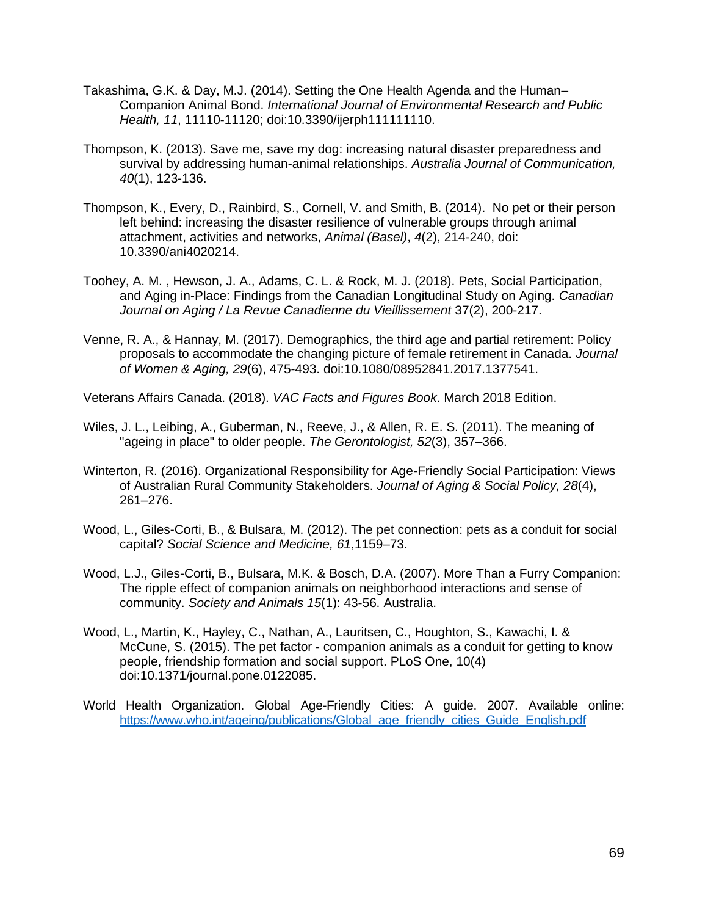Takashima, G.K. & Day, M.J. (2014). Setting the One Health Agenda and the Human–Companion Animal Bond. *International Journal of Environmental Research and Public Health, 11*, 11110-11120; doi:10.3390/ijerph111111110.

Thompson, K. (2013). Save me, save my dog: increasing natural disaster preparedness and survival by addressing human-animal relationships. *Australia Journal of Communication, 40*(1), 123-136.

Thompson, K., Every, D., Rainbird, S., Cornell, V. and Smith, B. (2014). No pet or their person left behind: increasing the disaster resilience of vulnerable groups through animal attachment, activities and networks, *Animal (Basel)*, *4*(2), 214-240, doi: 10.3390/ani4020214.

Toohey, A. M. , Hewson, J. A., Adams, C. L. & Rock, M. J. (2018). Pets, Social Participation, and Aging in-Place: Findings from the Canadian Longitudinal Study on Aging. *Canadian Journal on Aging / La Revue Canadienne du Vieillissement* 37(2), 200-217.

Venne, R. A., & Hannay, M. (2017). Demographics, the third age and partial retirement: Policy proposals to accommodate the changing picture of female retirement in Canada. *Journal of Women & Aging, 29*(6), 475-493. doi:10.1080/08952841.2017.1377541.

Veterans Affairs Canada. (2018). *VAC Facts and Figures Book*. March 2018 Edition.

Wiles, J. L., Leibing, A., Guberman, N., Reeve, J., & Allen, R. E. S. (2011). The meaning of "ageing in place" to older people. *The Gerontologist, 52*(3), 357–366.

Winterton, R. (2016). Organizational Responsibility for Age-Friendly Social Participation: Views of Australian Rural Community Stakeholders. *Journal of Aging & Social Policy, 28*(4), 261–276.

Wood, L., Giles-Corti, B., & Bulsara, M. (2012). The pet connection: pets as a conduit for social capital? *Social Science and Medicine, 61*,1159–73.

Wood, L.J., Giles-Corti, B., Bulsara, M.K. & Bosch, D.A. (2007). More Than a Furry Companion: The ripple effect of companion animals on neighborhood interactions and sense of community. *Society and Animals 15*(1): 43-56. Australia.

Wood, L., Martin, K., Hayley, C., Nathan, A., Lauritsen, C., Houghton, S., Kawachi, I. & McCune, S. (2015). The pet factor - companion animals as a conduit for getting to know people, friendship formation and social support. PLoS One, 10(4) doi:10.1371/journal.pone.0122085.

World Health Organization. Global Age-Friendly Cities: A guide. 2007. Available online: https://www.who.int/ageing/publications/Global_age_friendly_cities_Guide_English.pdf